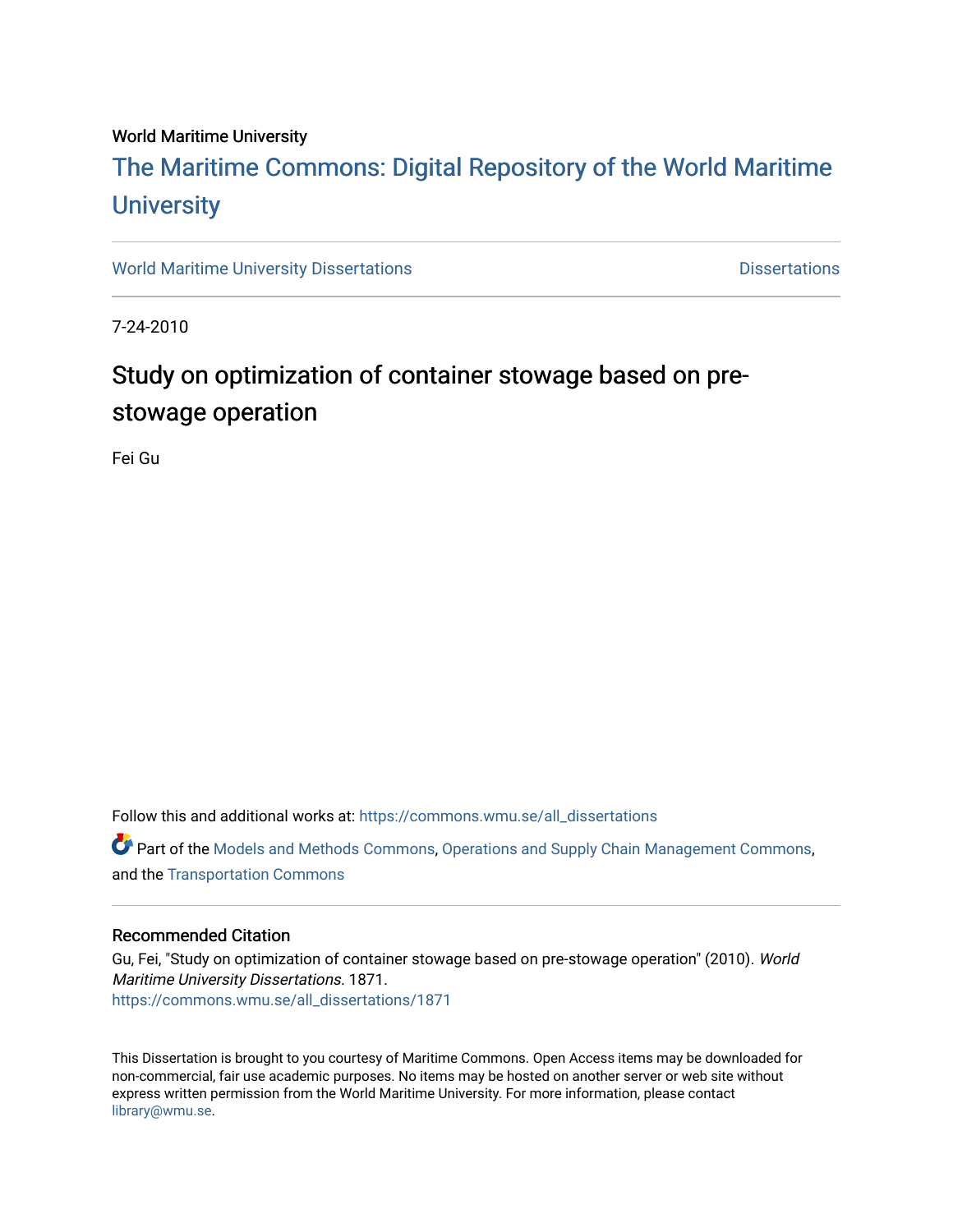World Maritime University

# The Maritime Commons: Digital Repository of the World Maritime University

World Maritime University Dissertations | Dissertations

7-24-2010

## Study on optimization of container stowage based on pre-stowage operation

Fei Gu

Follow this and additional works at: https://commons.wmu.se/all_dissertations

Part of the Models and Methods Commons, Operations and Supply Chain Management Commons, and the Transportation Commons

### Recommended Citation

Gu, Fei, "Study on optimization of container stowage based on pre-stowage operation" (2010). *World Maritime University Dissertations*. 1871.
https://commons.wmu.se/all_dissertations/1871

This Dissertation is brought to you courtesy of Maritime Commons. Open Access items may be downloaded for non-commercial, fair use academic purposes. No items may be hosted on another server or web site without express written permission from the World Maritime University. For more information, please contact library@wmu.se.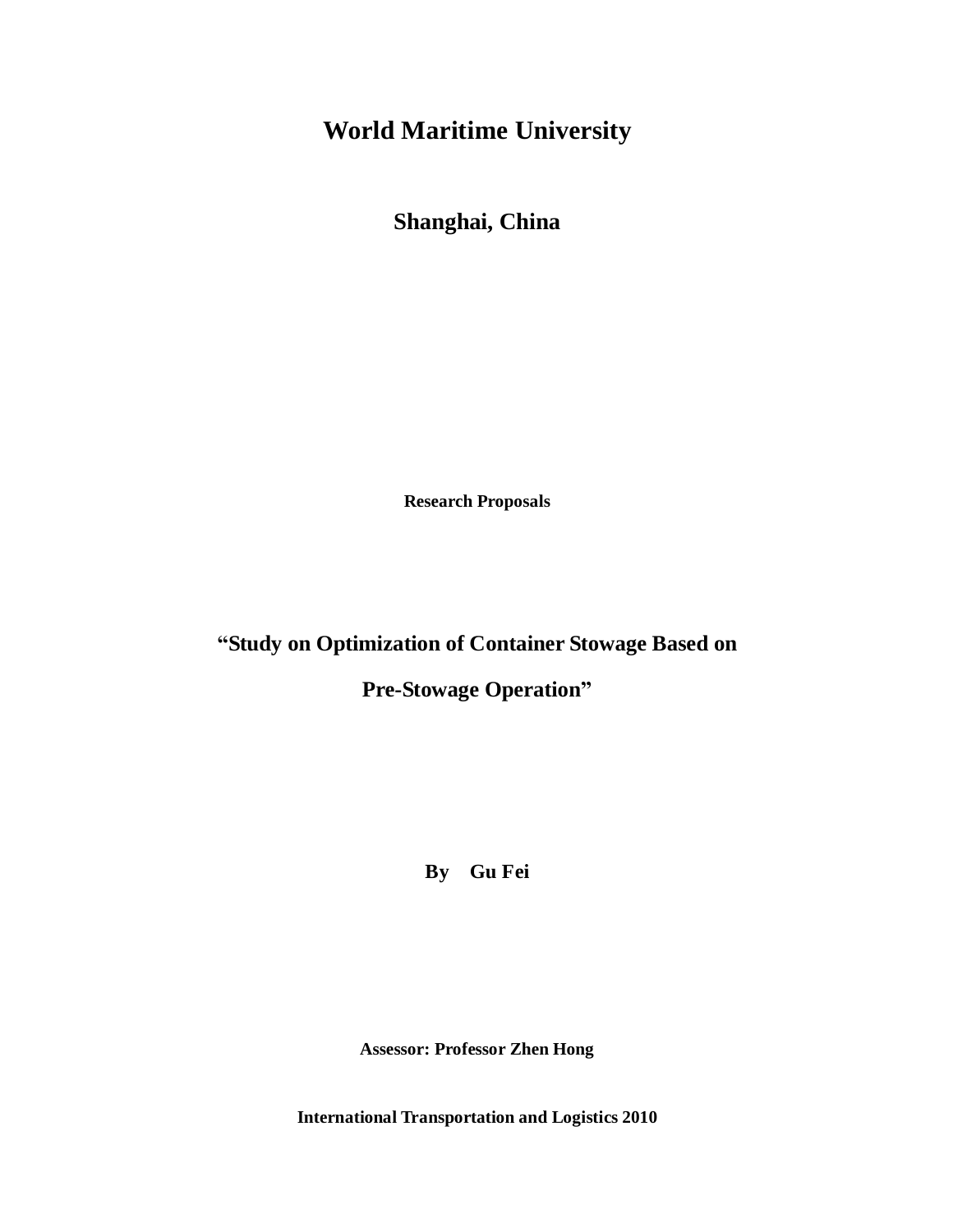# World Maritime University

## Shanghai, China

**Research Proposals**

## "Study on Optimization of Container Stowage Based on Pre-Stowage Operation"

**By Gu Fei**

**Assessor: Professor Zhen Hong**

**International Transportation and Logistics 2010**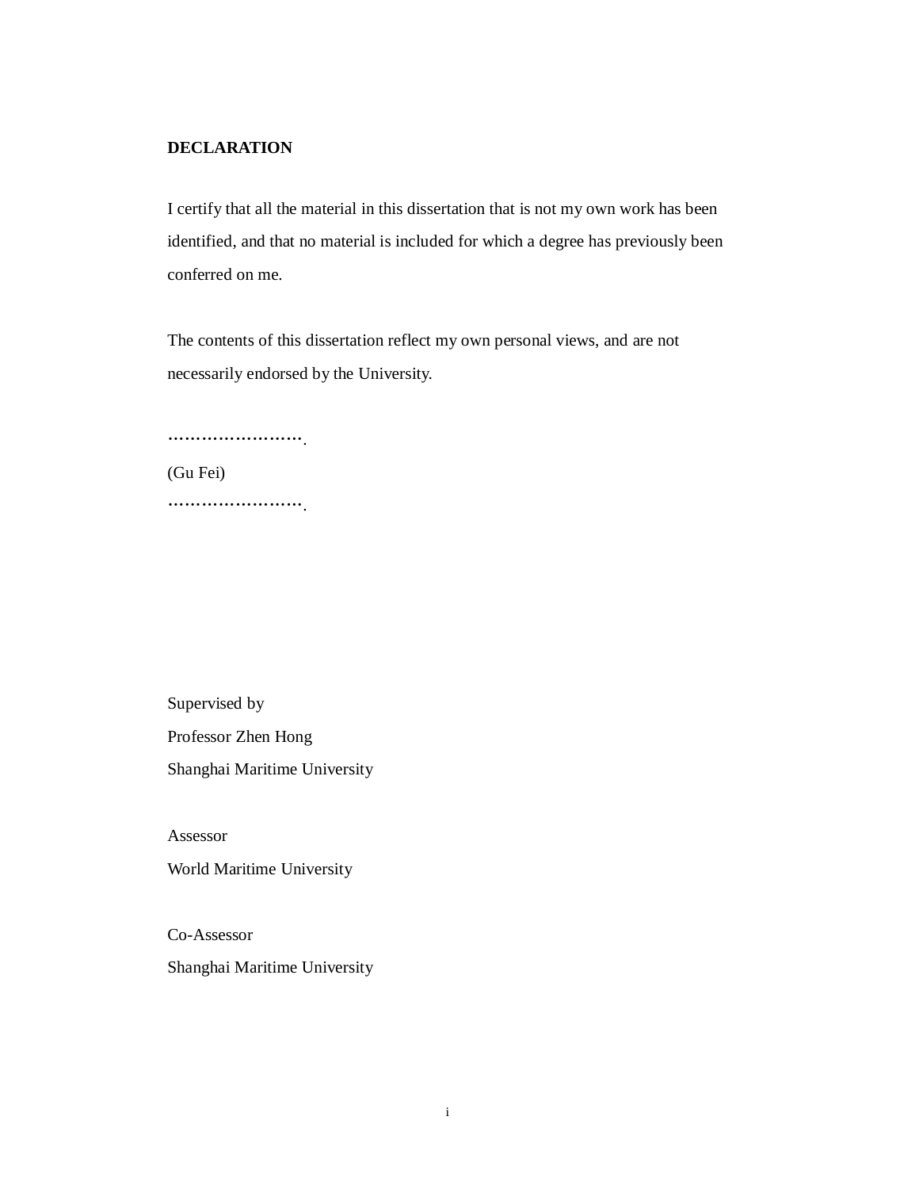**DECLARATION**

I certify that all the material in this dissertation that is not my own work has been identified, and that no material is included for which a degree has previously been conferred on me.

The contents of this dissertation reflect my own personal views, and are not necessarily endorsed by the University.

…………………….

(Gu Fei)

…………………….

Supervised by

Professor Zhen Hong

Shanghai Maritime University

Assessor

World Maritime University

Co-Assessor

Shanghai Maritime University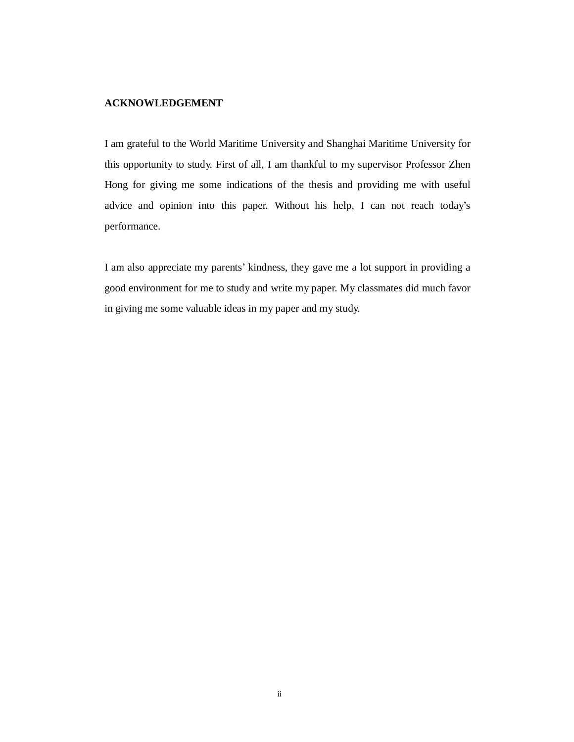# ACKNOWLEDGEMENT

I am grateful to the World Maritime University and Shanghai Maritime University for this opportunity to study. First of all, I am thankful to my supervisor Professor Zhen Hong for giving me some indications of the thesis and providing me with useful advice and opinion into this paper. Without his help, I can not reach today's performance.

I am also appreciate my parents' kindness, they gave me a lot support in providing a good environment for me to study and write my paper. My classmates did much favor in giving me some valuable ideas in my paper and my study.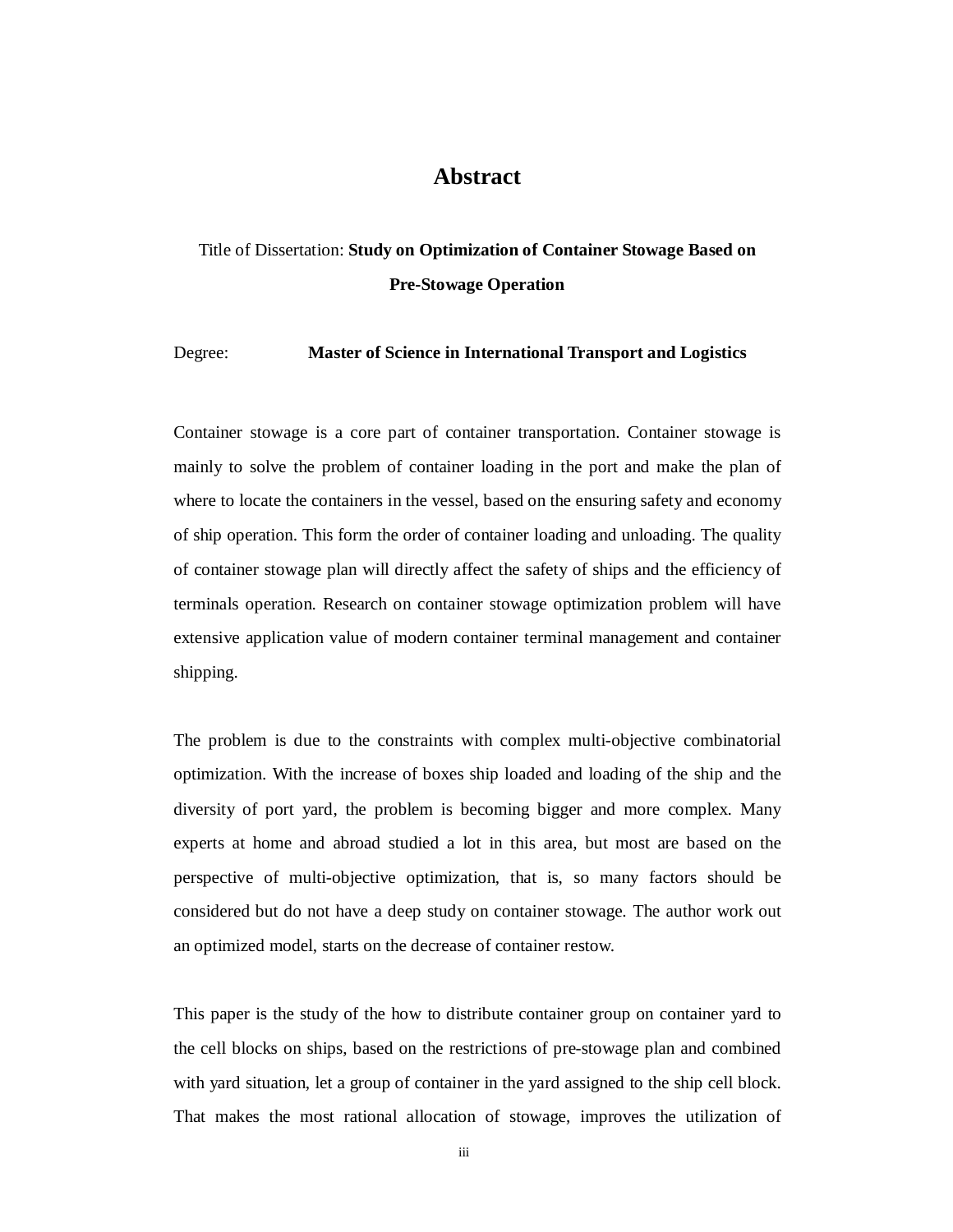# Abstract

Title of Dissertation: **Study on Optimization of Container Stowage Based on Pre-Stowage Operation**

Degree: **Master of Science in International Transport and Logistics**

Container stowage is a core part of container transportation. Container stowage is mainly to solve the problem of container loading in the port and make the plan of where to locate the containers in the vessel, based on the ensuring safety and economy of ship operation. This form the order of container loading and unloading. The quality of container stowage plan will directly affect the safety of ships and the efficiency of terminals operation. Research on container stowage optimization problem will have extensive application value of modern container terminal management and container shipping.

The problem is due to the constraints with complex multi-objective combinatorial optimization. With the increase of boxes ship loaded and loading of the ship and the diversity of port yard, the problem is becoming bigger and more complex. Many experts at home and abroad studied a lot in this area, but most are based on the perspective of multi-objective optimization, that is, so many factors should be considered but do not have a deep study on container stowage. The author work out an optimized model, starts on the decrease of container restow.

This paper is the study of the how to distribute container group on container yard to the cell blocks on ships, based on the restrictions of pre-stowage plan and combined with yard situation, let a group of container in the yard assigned to the ship cell block. That makes the most rational allocation of stowage, improves the utilization of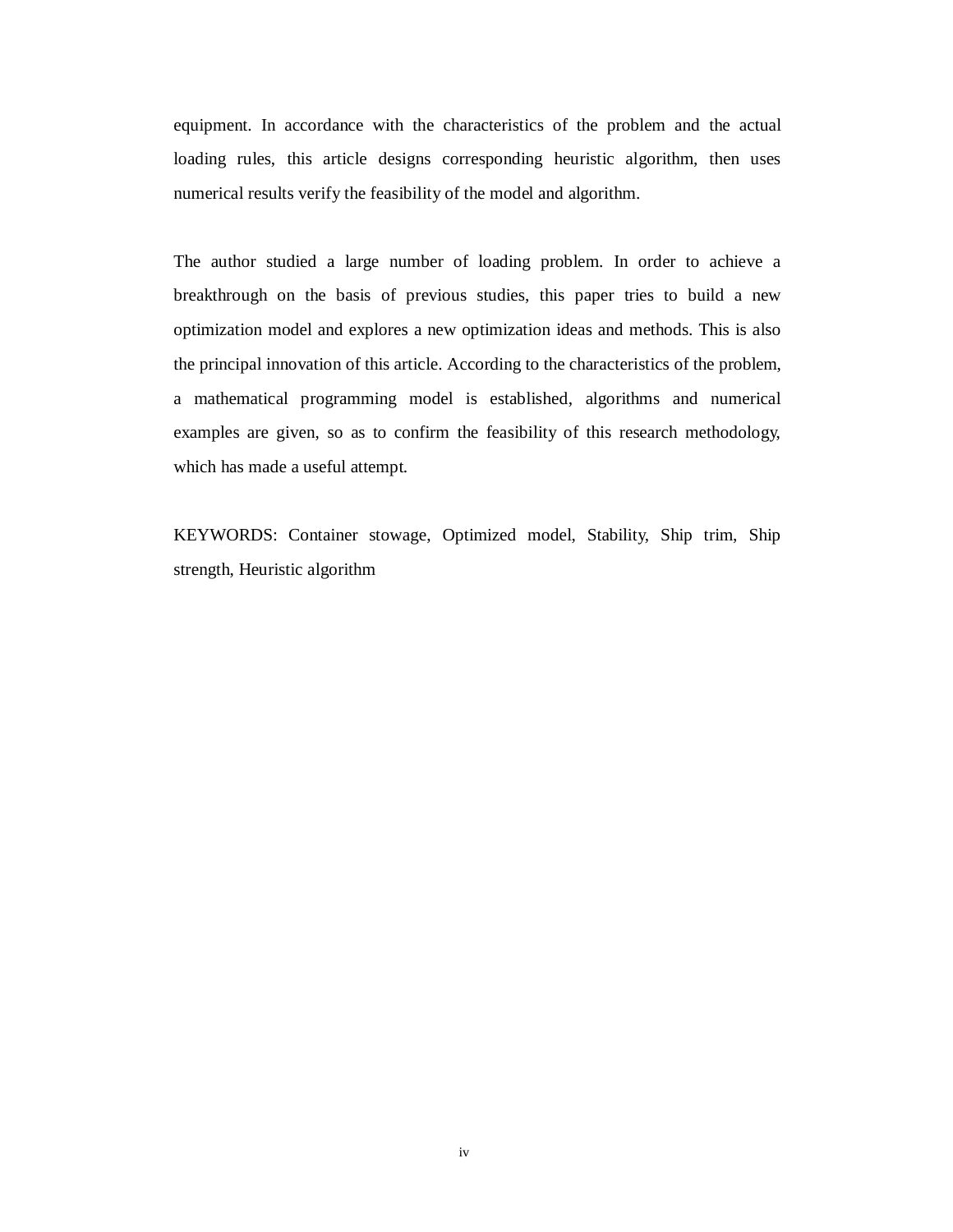equipment. In accordance with the characteristics of the problem and the actual loading rules, this article designs corresponding heuristic algorithm, then uses numerical results verify the feasibility of the model and algorithm.

The author studied a large number of loading problem. In order to achieve a breakthrough on the basis of previous studies, this paper tries to build a new optimization model and explores a new optimization ideas and methods. This is also the principal innovation of this article. According to the characteristics of the problem, a mathematical programming model is established, algorithms and numerical examples are given, so as to confirm the feasibility of this research methodology, which has made a useful attempt.

KEYWORDS: Container stowage, Optimized model, Stability, Ship trim, Ship strength, Heuristic algorithm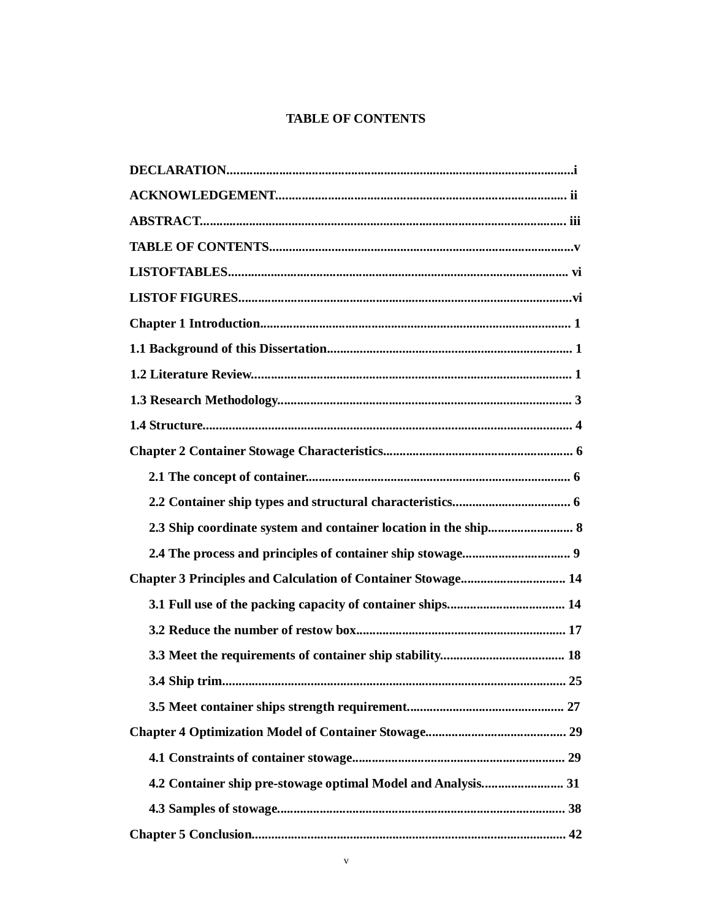# TABLE OF CONTENTS

**DECLARATION** ........................................................................................................ i

**ACKNOWLEDGEMENT** ........................................................................................ ii

**ABSTRACT** ............................................................................................................ iii

**TABLE OF CONTENTS** ......................................................................................... v

**LISTOFTABLES** .................................................................................................... vi

**LISTOF FIGURES** .................................................................................................. vi

**Chapter 1 Introduction** ............................................................................................ 1

**1.1 Background of this Dissertation** ........................................................................ 1

**1.2 Literature Review** ............................................................................................... 1

**1.3 Research Methodology** ....................................................................................... 3

**1.4 Structure** ............................................................................................................. 4

**Chapter 2 Container Stowage Characteristics** ......................................................... 6

- **2.1 The concept of container** .................................................................................. 6
- **2.2 Container ship types and structural characteristics** ......................................... 6
- **2.3 Ship coordinate system and container location in the ship** .............................. 8
- **2.4 The process and principles of container ship stowage** ..................................... 9

**Chapter 3 Principles and Calculation of Container Stowage** ................................ 14

- **3.1 Full use of the packing capacity of container ships** ........................................ 14
- **3.2 Reduce the number of restow box** .................................................................. 17
- **3.3 Meet the requirements of container ship stability** ........................................... 18
- **3.4 Ship trim** .......................................................................................................... 25
- **3.5 Meet container ships strength requirement** ..................................................... 27

**Chapter 4 Optimization Model of Container Stowage** ............................................ 29

- **4.1 Constraints of container stowage** .................................................................... 29
- **4.2 Container ship pre-stowage optimal Model and Analysis** ............................... 31
- **4.3 Samples of stowage** ......................................................................................... 38

**Chapter 5 Conclusion** ............................................................................................. 42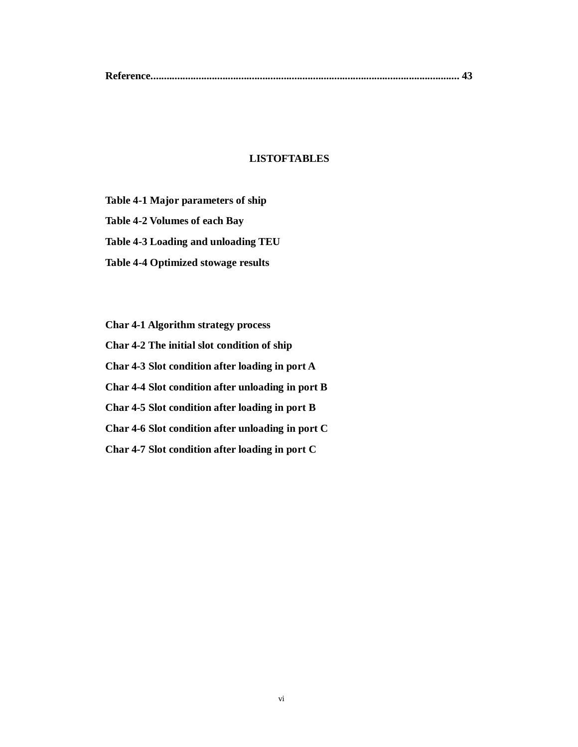**Reference................................................................................................................... 43**

## LISTOFTABLES

**Table 4-1 Major parameters of ship**

**Table 4-2 Volumes of each Bay**

**Table 4-3 Loading and unloading TEU**

**Table 4-4 Optimized stowage results**

**Char 4-1 Algorithm strategy process**

**Char 4-2 The initial slot condition of ship**

**Char 4-3 Slot condition after loading in port A**

**Char 4-4 Slot condition after unloading in port B**

**Char 4-5 Slot condition after loading in port B**

**Char 4-6 Slot condition after unloading in port C**

**Char 4-7 Slot condition after loading in port C**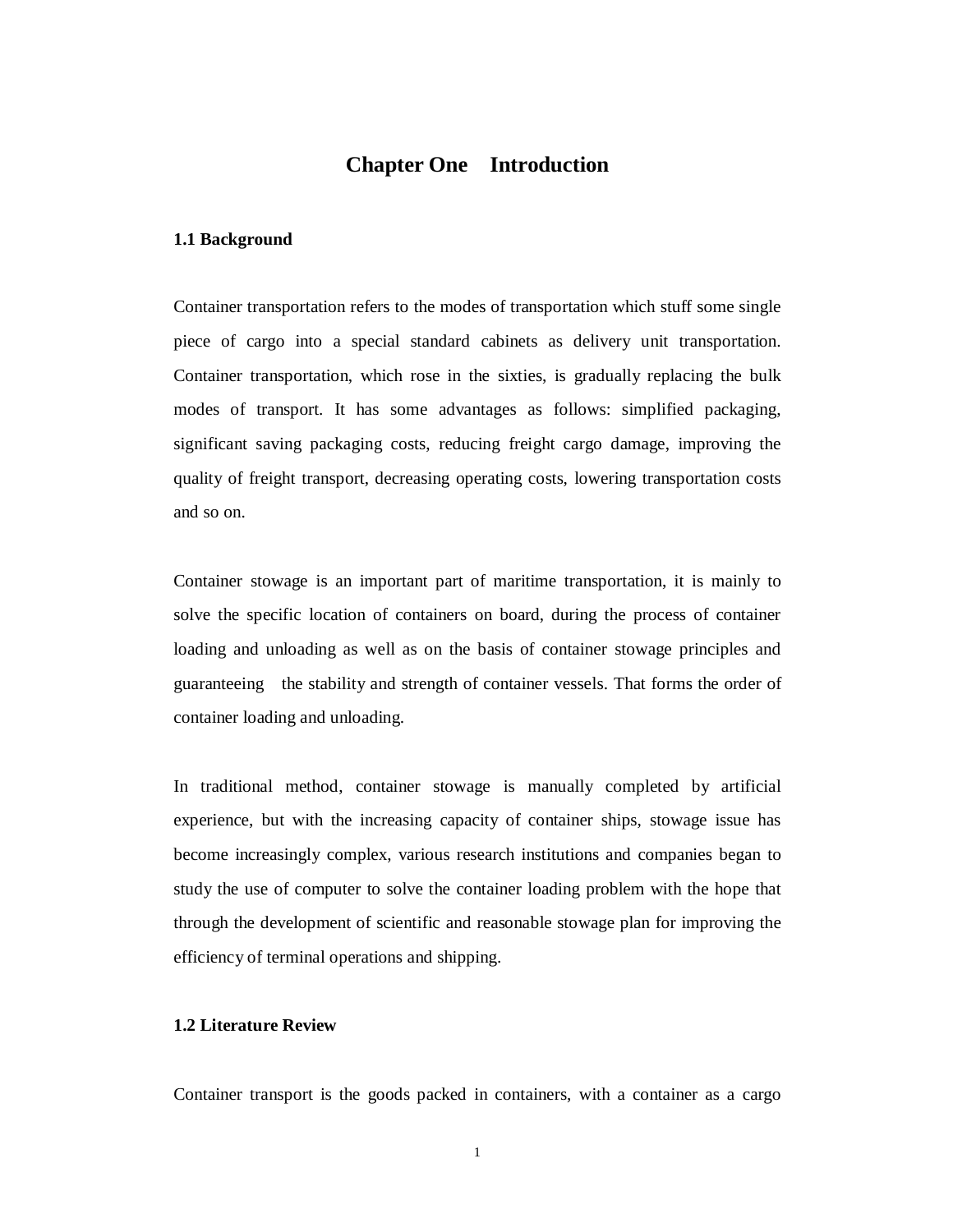# Chapter One Introduction

## 1.1 Background

Container transportation refers to the modes of transportation which stuff some single piece of cargo into a special standard cabinets as delivery unit transportation. Container transportation, which rose in the sixties, is gradually replacing the bulk modes of transport. It has some advantages as follows: simplified packaging, significant saving packaging costs, reducing freight cargo damage, improving the quality of freight transport, decreasing operating costs, lowering transportation costs and so on.

Container stowage is an important part of maritime transportation, it is mainly to solve the specific location of containers on board, during the process of container loading and unloading as well as on the basis of container stowage principles and guaranteeing the stability and strength of container vessels. That forms the order of container loading and unloading.

In traditional method, container stowage is manually completed by artificial experience, but with the increasing capacity of container ships, stowage issue has become increasingly complex, various research institutions and companies began to study the use of computer to solve the container loading problem with the hope that through the development of scientific and reasonable stowage plan for improving the efficiency of terminal operations and shipping.

## 1.2 Literature Review

Container transport is the goods packed in containers, with a container as a cargo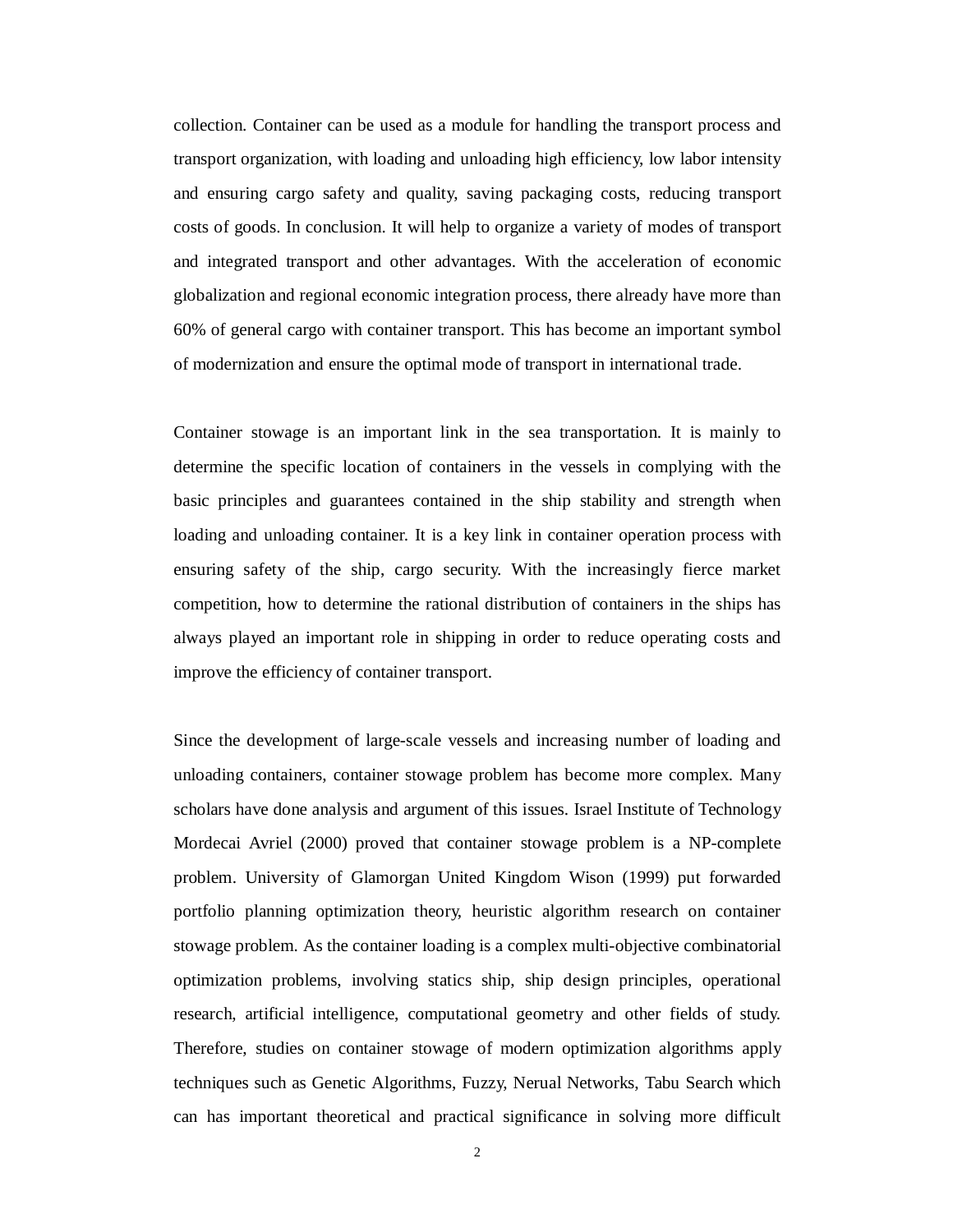collection. Container can be used as a module for handling the transport process and transport organization, with loading and unloading high efficiency, low labor intensity and ensuring cargo safety and quality, saving packaging costs, reducing transport costs of goods. In conclusion. It will help to organize a variety of modes of transport and integrated transport and other advantages. With the acceleration of economic globalization and regional economic integration process, there already have more than 60% of general cargo with container transport. This has become an important symbol of modernization and ensure the optimal mode of transport in international trade.

Container stowage is an important link in the sea transportation. It is mainly to determine the specific location of containers in the vessels in complying with the basic principles and guarantees contained in the ship stability and strength when loading and unloading container. It is a key link in container operation process with ensuring safety of the ship, cargo security. With the increasingly fierce market competition, how to determine the rational distribution of containers in the ships has always played an important role in shipping in order to reduce operating costs and improve the efficiency of container transport.

Since the development of large-scale vessels and increasing number of loading and unloading containers, container stowage problem has become more complex. Many scholars have done analysis and argument of this issues. Israel Institute of Technology Mordecai Avriel (2000) proved that container stowage problem is a NP-complete problem. University of Glamorgan United Kingdom Wison (1999) put forwarded portfolio planning optimization theory, heuristic algorithm research on container stowage problem. As the container loading is a complex multi-objective combinatorial optimization problems, involving statics ship, ship design principles, operational research, artificial intelligence, computational geometry and other fields of study. Therefore, studies on container stowage of modern optimization algorithms apply techniques such as Genetic Algorithms, Fuzzy, Nerual Networks, Tabu Search which can has important theoretical and practical significance in solving more difficult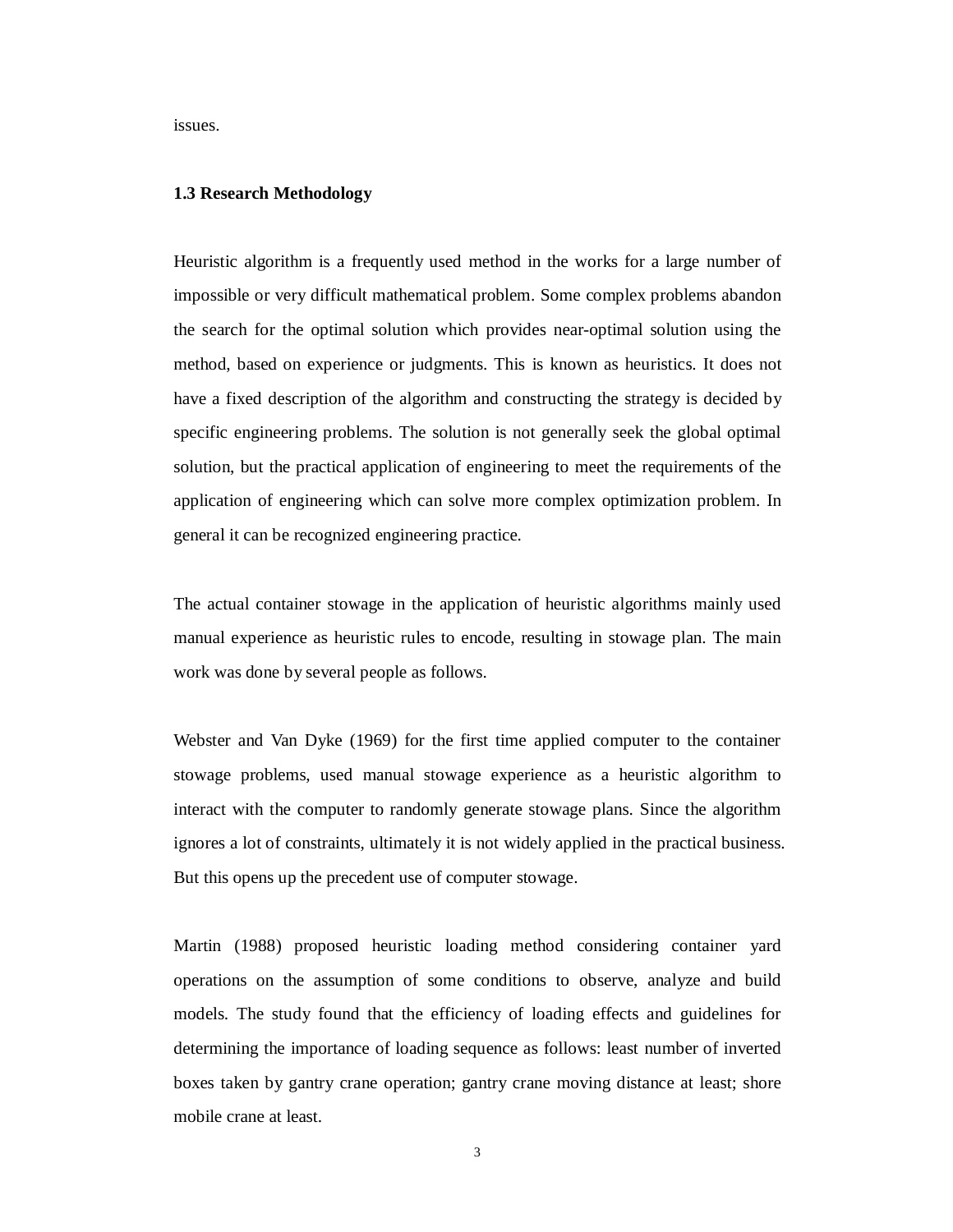issues.

### 1.3 Research Methodology

Heuristic algorithm is a frequently used method in the works for a large number of impossible or very difficult mathematical problem. Some complex problems abandon the search for the optimal solution which provides near-optimal solution using the method, based on experience or judgments. This is known as heuristics. It does not have a fixed description of the algorithm and constructing the strategy is decided by specific engineering problems. The solution is not generally seek the global optimal solution, but the practical application of engineering to meet the requirements of the application of engineering which can solve more complex optimization problem. In general it can be recognized engineering practice.

The actual container stowage in the application of heuristic algorithms mainly used manual experience as heuristic rules to encode, resulting in stowage plan. The main work was done by several people as follows.

Webster and Van Dyke (1969) for the first time applied computer to the container stowage problems, used manual stowage experience as a heuristic algorithm to interact with the computer to randomly generate stowage plans. Since the algorithm ignores a lot of constraints, ultimately it is not widely applied in the practical business. But this opens up the precedent use of computer stowage.

Martin (1988) proposed heuristic loading method considering container yard operations on the assumption of some conditions to observe, analyze and build models. The study found that the efficiency of loading effects and guidelines for determining the importance of loading sequence as follows: least number of inverted boxes taken by gantry crane operation; gantry crane moving distance at least; shore mobile crane at least.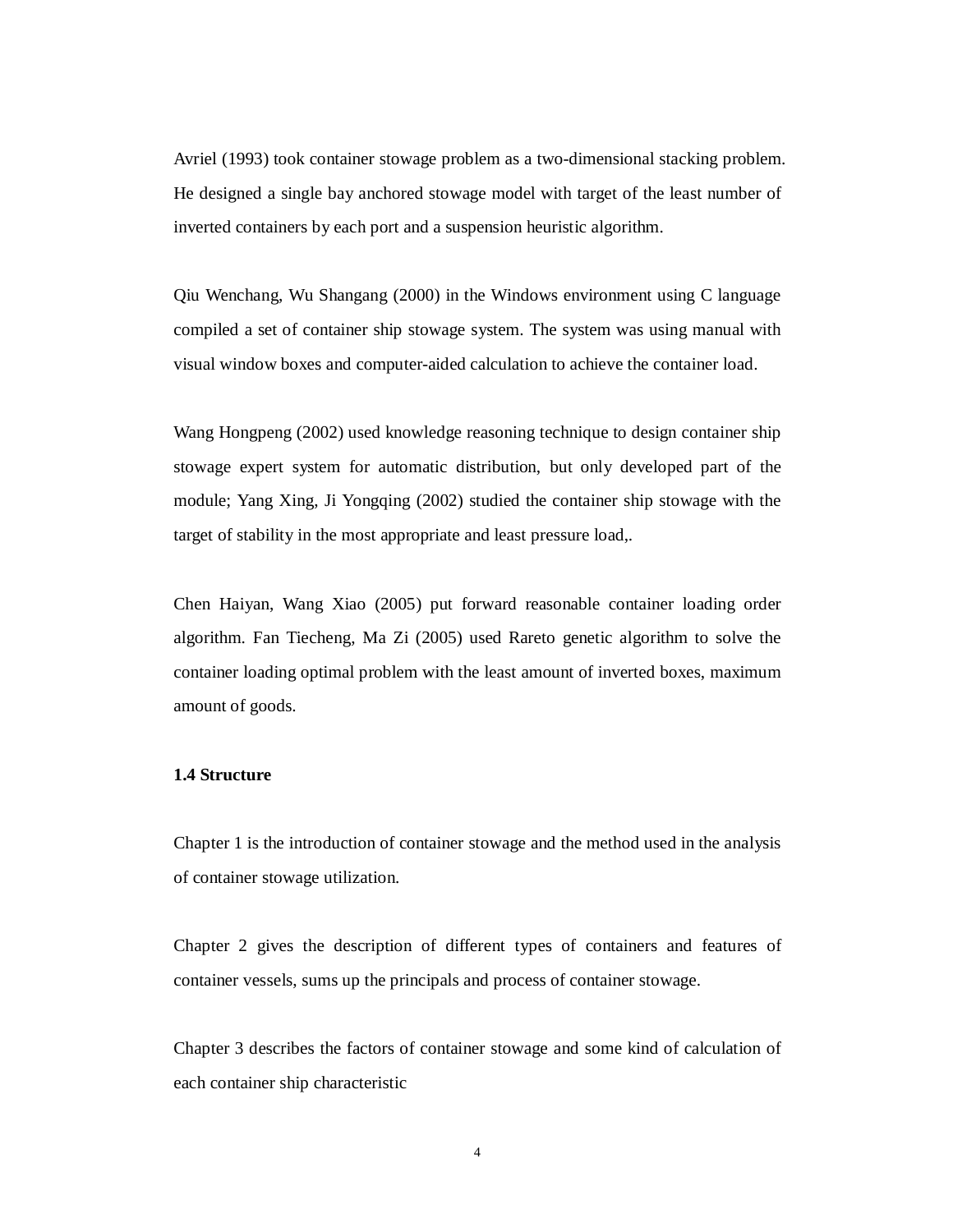Avriel (1993) took container stowage problem as a two-dimensional stacking problem. He designed a single bay anchored stowage model with target of the least number of inverted containers by each port and a suspension heuristic algorithm.

Qiu Wenchang, Wu Shangang (2000) in the Windows environment using C language compiled a set of container ship stowage system. The system was using manual with visual window boxes and computer-aided calculation to achieve the container load.

Wang Hongpeng (2002) used knowledge reasoning technique to design container ship stowage expert system for automatic distribution, but only developed part of the module; Yang Xing, Ji Yongqing (2002) studied the container ship stowage with the target of stability in the most appropriate and least pressure load,.

Chen Haiyan, Wang Xiao (2005) put forward reasonable container loading order algorithm. Fan Tiecheng, Ma Zi (2005) used Rareto genetic algorithm to solve the container loading optimal problem with the least amount of inverted boxes, maximum amount of goods.

### 1.4 Structure

Chapter 1 is the introduction of container stowage and the method used in the analysis of container stowage utilization.

Chapter 2 gives the description of different types of containers and features of container vessels, sums up the principals and process of container stowage.

Chapter 3 describes the factors of container stowage and some kind of calculation of each container ship characteristic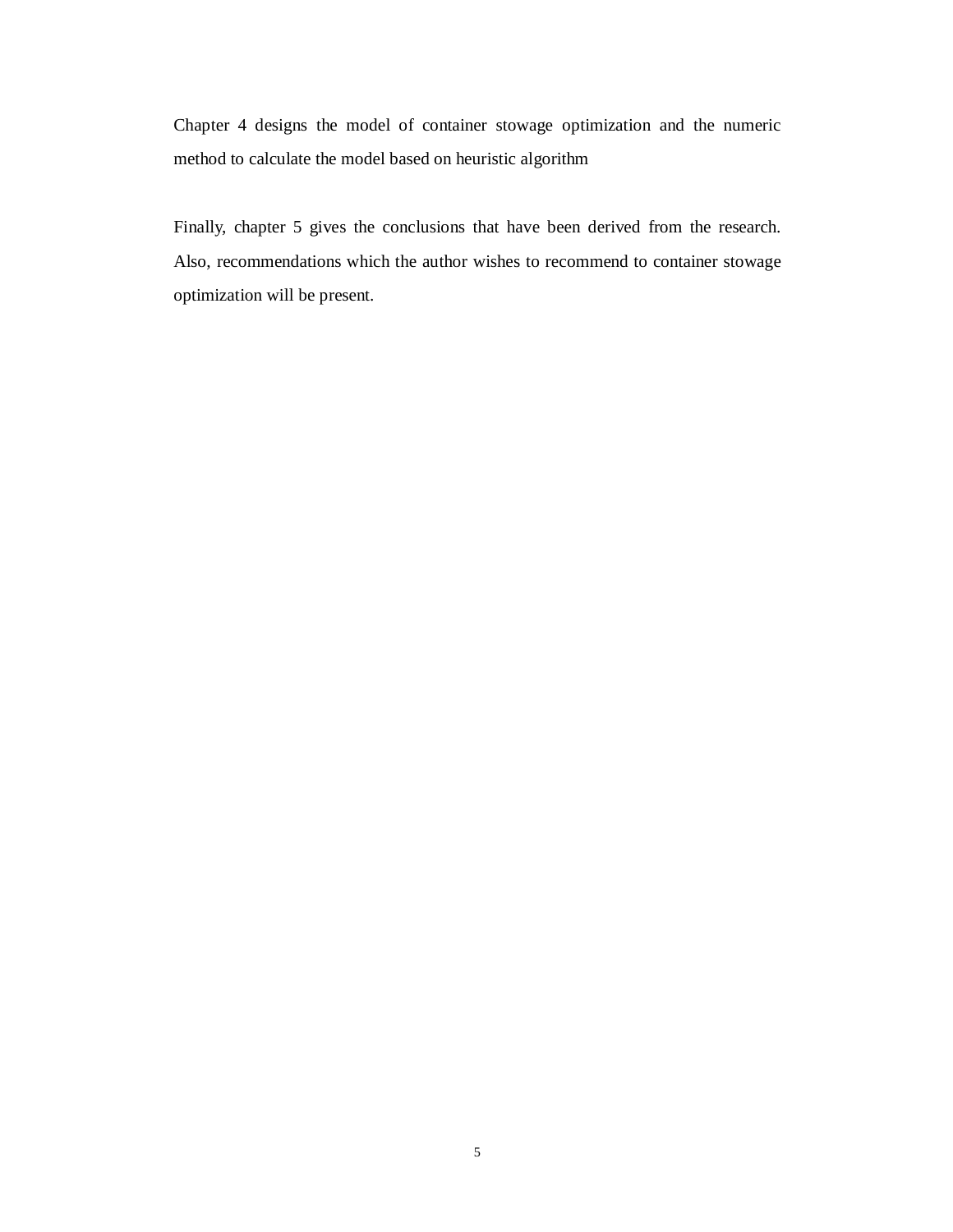Chapter 4 designs the model of container stowage optimization and the numeric method to calculate the model based on heuristic algorithm

Finally, chapter 5 gives the conclusions that have been derived from the research. Also, recommendations which the author wishes to recommend to container stowage optimization will be present.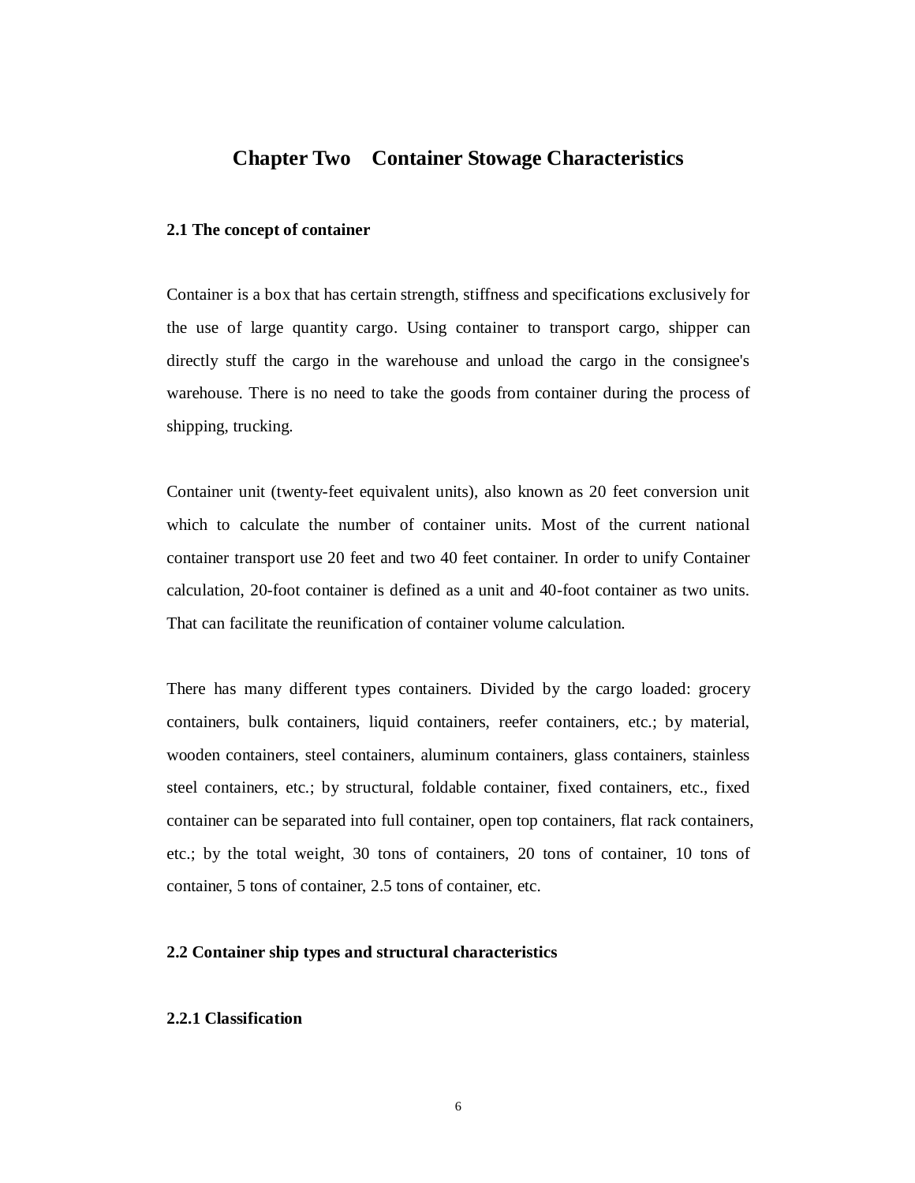# Chapter Two  Container Stowage Characteristics

## 2.1 The concept of container

Container is a box that has certain strength, stiffness and specifications exclusively for the use of large quantity cargo. Using container to transport cargo, shipper can directly stuff the cargo in the warehouse and unload the cargo in the consignee's warehouse. There is no need to take the goods from container during the process of shipping, trucking.

Container unit (twenty-feet equivalent units), also known as 20 feet conversion unit which to calculate the number of container units. Most of the current national container transport use 20 feet and two 40 feet container. In order to unify Container calculation, 20-foot container is defined as a unit and 40-foot container as two units. That can facilitate the reunification of container volume calculation.

There has many different types containers. Divided by the cargo loaded: grocery containers, bulk containers, liquid containers, reefer containers, etc.; by material, wooden containers, steel containers, aluminum containers, glass containers, stainless steel containers, etc.; by structural, foldable container, fixed containers, etc., fixed container can be separated into full container, open top containers, flat rack containers, etc.; by the total weight, 30 tons of containers, 20 tons of container, 10 tons of container, 5 tons of container, 2.5 tons of container, etc.

## 2.2 Container ship types and structural characteristics

### 2.2.1 Classification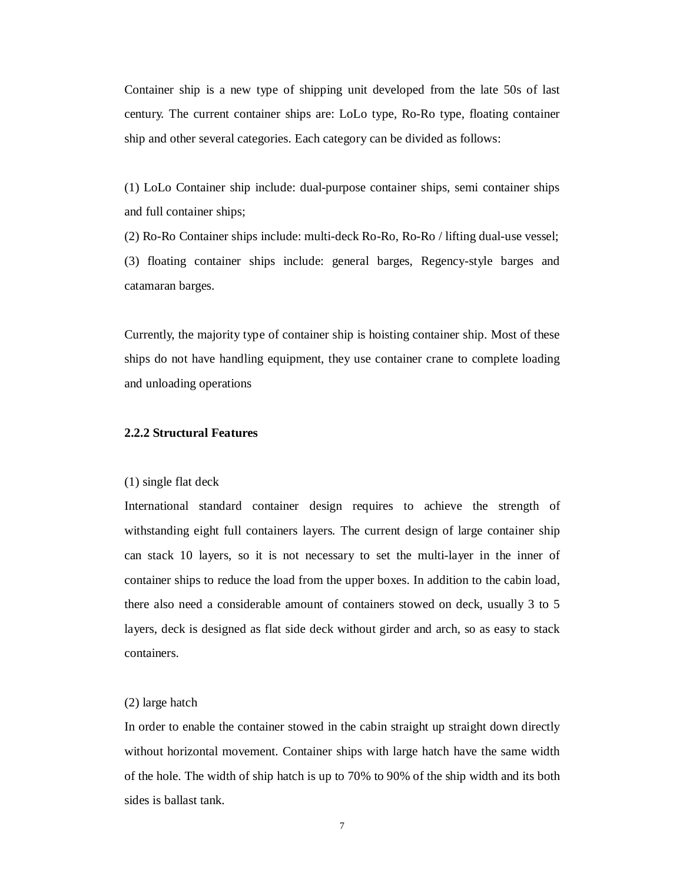Container ship is a new type of shipping unit developed from the late 50s of last century. The current container ships are: LoLo type, Ro-Ro type, floating container ship and other several categories. Each category can be divided as follows:

(1) LoLo Container ship include: dual-purpose container ships, semi container ships and full container ships;
(2) Ro-Ro Container ships include: multi-deck Ro-Ro, Ro-Ro / lifting dual-use vessel;
(3) floating container ships include: general barges, Regency-style barges and catamaran barges.

Currently, the majority type of container ship is hoisting container ship. Most of these ships do not have handling equipment, they use container crane to complete loading and unloading operations

**2.2.2 Structural Features**

(1) single flat deck
International standard container design requires to achieve the strength of withstanding eight full containers layers. The current design of large container ship can stack 10 layers, so it is not necessary to set the multi-layer in the inner of container ships to reduce the load from the upper boxes. In addition to the cabin load, there also need a considerable amount of containers stowed on deck, usually 3 to 5 layers, deck is designed as flat side deck without girder and arch, so as easy to stack containers.

(2) large hatch
In order to enable the container stowed in the cabin straight up straight down directly without horizontal movement. Container ships with large hatch have the same width of the hole. The width of ship hatch is up to 70% to 90% of the ship width and its both sides is ballast tank.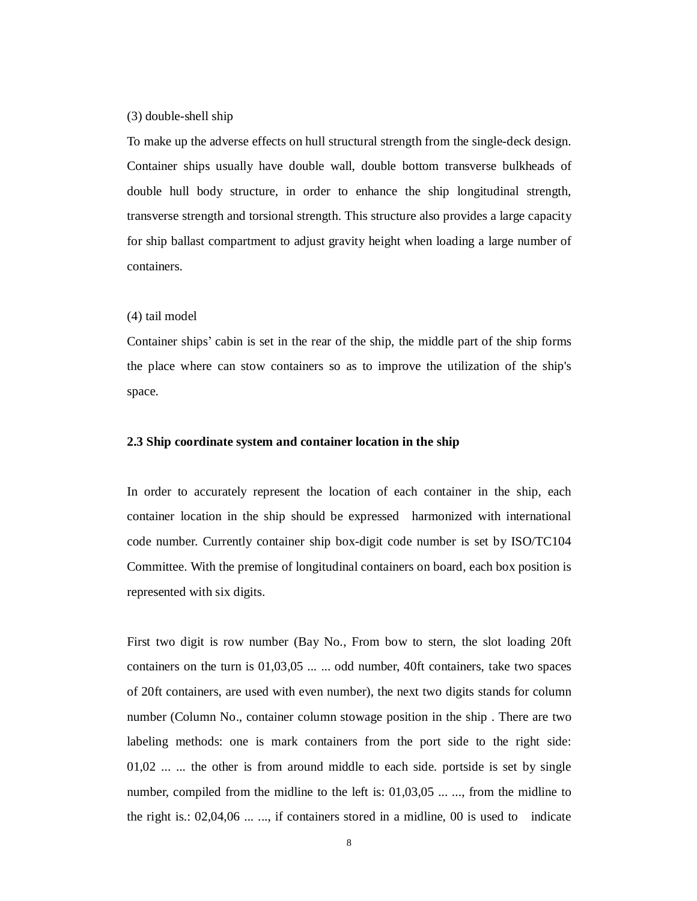(3) double-shell ship

To make up the adverse effects on hull structural strength from the single-deck design. Container ships usually have double wall, double bottom transverse bulkheads of double hull body structure, in order to enhance the ship longitudinal strength, transverse strength and torsional strength. This structure also provides a large capacity for ship ballast compartment to adjust gravity height when loading a large number of containers.

(4) tail model

Container ships' cabin is set in the rear of the ship, the middle part of the ship forms the place where can stow containers so as to improve the utilization of the ship's space.

### 2.3 Ship coordinate system and container location in the ship

In order to accurately represent the location of each container in the ship, each container location in the ship should be expressed harmonized with international code number. Currently container ship box-digit code number is set by ISO/TC104 Committee. With the premise of longitudinal containers on board, each box position is represented with six digits.

First two digit is row number (Bay No., From bow to stern, the slot loading 20ft containers on the turn is 01,03,05 ... ... odd number, 40ft containers, take two spaces of 20ft containers, are used with even number), the next two digits stands for column number (Column No., container column stowage position in the ship . There are two labeling methods: one is mark containers from the port side to the right side: 01,02 ... ... the other is from around middle to each side. portside is set by single number, compiled from the midline to the left is: 01,03,05 ... ..., from the midline to the right is.: 02,04,06 ... ..., if containers stored in a midline, 00 is used to indicate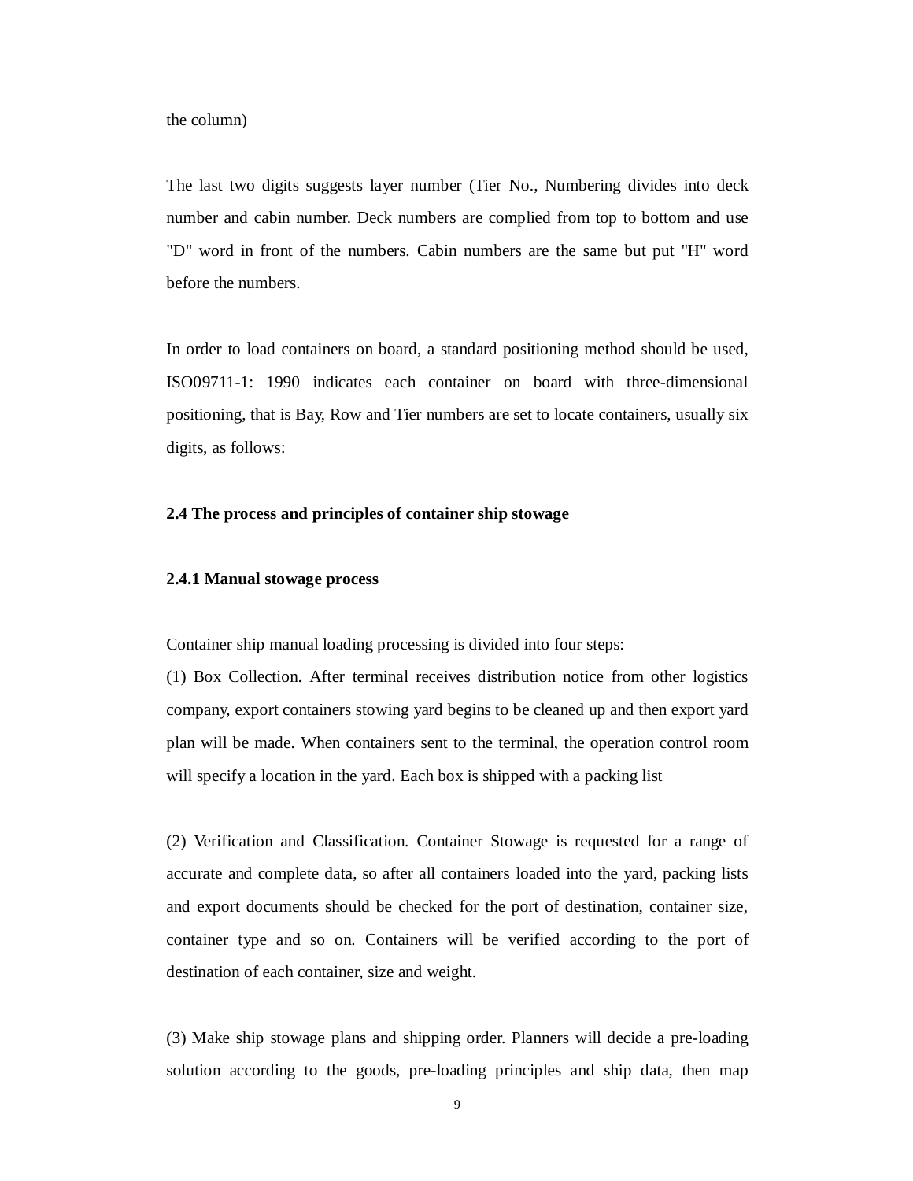the column)

The last two digits suggests layer number (Tier No., Numbering divides into deck number and cabin number. Deck numbers are complied from top to bottom and use "D" word in front of the numbers. Cabin numbers are the same but put "H" word before the numbers.

In order to load containers on board, a standard positioning method should be used, ISO09711-1: 1990 indicates each container on board with three-dimensional positioning, that is Bay, Row and Tier numbers are set to locate containers, usually six digits, as follows:

### 2.4 The process and principles of container ship stowage

#### 2.4.1 Manual stowage process

Container ship manual loading processing is divided into four steps:

(1) Box Collection. After terminal receives distribution notice from other logistics company, export containers stowing yard begins to be cleaned up and then export yard plan will be made. When containers sent to the terminal, the operation control room will specify a location in the yard. Each box is shipped with a packing list

(2) Verification and Classification. Container Stowage is requested for a range of accurate and complete data, so after all containers loaded into the yard, packing lists and export documents should be checked for the port of destination, container size, container type and so on. Containers will be verified according to the port of destination of each container, size and weight.

(3) Make ship stowage plans and shipping order. Planners will decide a pre-loading solution according to the goods, pre-loading principles and ship data, then map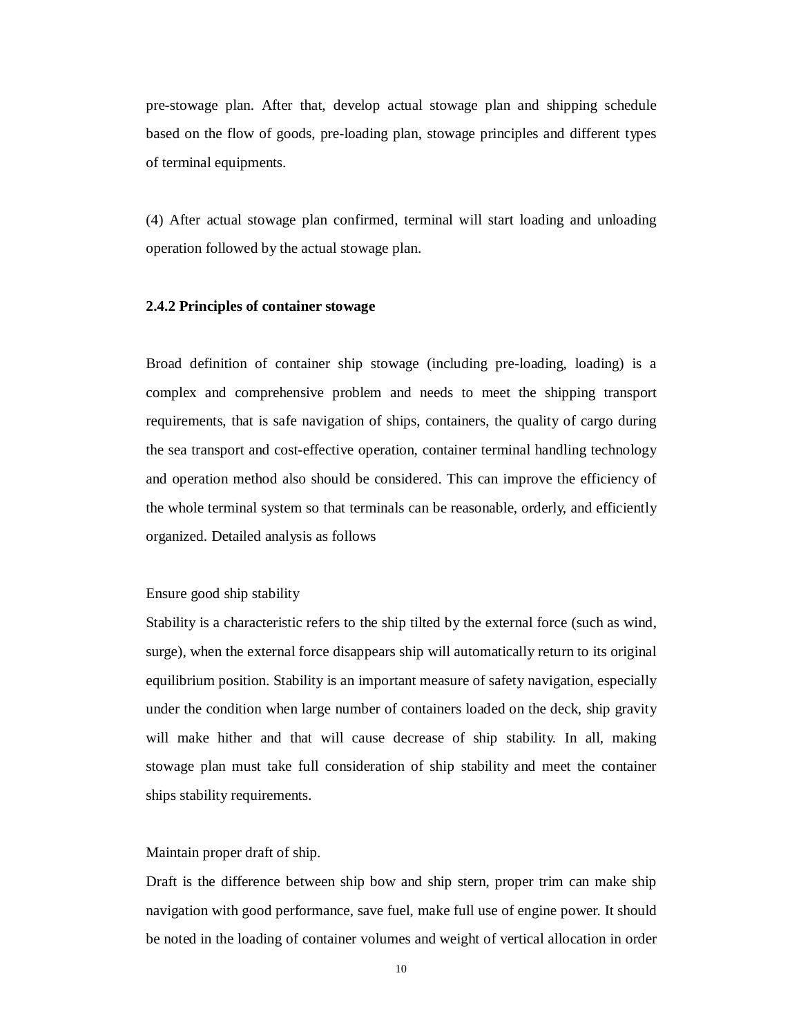pre-stowage plan. After that, develop actual stowage plan and shipping schedule based on the flow of goods, pre-loading plan, stowage principles and different types of terminal equipments.

(4) After actual stowage plan confirmed, terminal will start loading and unloading operation followed by the actual stowage plan.

### 2.4.2 Principles of container stowage

Broad definition of container ship stowage (including pre-loading, loading) is a complex and comprehensive problem and needs to meet the shipping transport requirements, that is safe navigation of ships, containers, the quality of cargo during the sea transport and cost-effective operation, container terminal handling technology and operation method also should be considered. This can improve the efficiency of the whole terminal system so that terminals can be reasonable, orderly, and efficiently organized. Detailed analysis as follows

Ensure good ship stability

Stability is a characteristic refers to the ship tilted by the external force (such as wind, surge), when the external force disappears ship will automatically return to its original equilibrium position. Stability is an important measure of safety navigation, especially under the condition when large number of containers loaded on the deck, ship gravity will make hither and that will cause decrease of ship stability. In all, making stowage plan must take full consideration of ship stability and meet the container ships stability requirements.

Maintain proper draft of ship.

Draft is the difference between ship bow and ship stern, proper trim can make ship navigation with good performance, save fuel, make full use of engine power. It should be noted in the loading of container volumes and weight of vertical allocation in order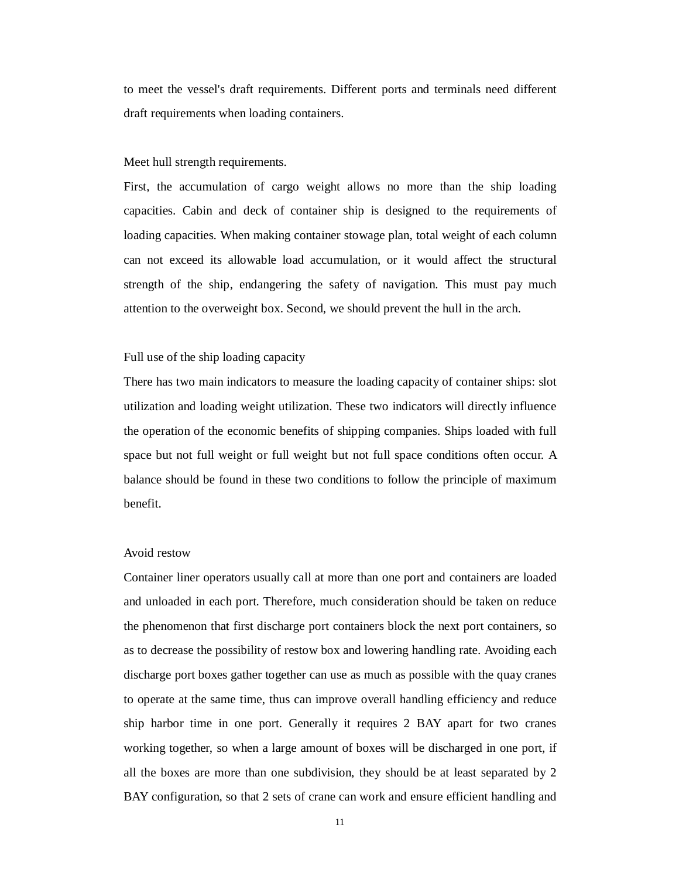to meet the vessel's draft requirements. Different ports and terminals need different draft requirements when loading containers.

Meet hull strength requirements.

First, the accumulation of cargo weight allows no more than the ship loading capacities. Cabin and deck of container ship is designed to the requirements of loading capacities. When making container stowage plan, total weight of each column can not exceed its allowable load accumulation, or it would affect the structural strength of the ship, endangering the safety of navigation. This must pay much attention to the overweight box. Second, we should prevent the hull in the arch.

Full use of the ship loading capacity

There has two main indicators to measure the loading capacity of container ships: slot utilization and loading weight utilization. These two indicators will directly influence the operation of the economic benefits of shipping companies. Ships loaded with full space but not full weight or full weight but not full space conditions often occur. A balance should be found in these two conditions to follow the principle of maximum benefit.

Avoid restow

Container liner operators usually call at more than one port and containers are loaded and unloaded in each port. Therefore, much consideration should be taken on reduce the phenomenon that first discharge port containers block the next port containers, so as to decrease the possibility of restow box and lowering handling rate. Avoiding each discharge port boxes gather together can use as much as possible with the quay cranes to operate at the same time, thus can improve overall handling efficiency and reduce ship harbor time in one port. Generally it requires 2 BAY apart for two cranes working together, so when a large amount of boxes will be discharged in one port, if all the boxes are more than one subdivision, they should be at least separated by 2 BAY configuration, so that 2 sets of crane can work and ensure efficient handling and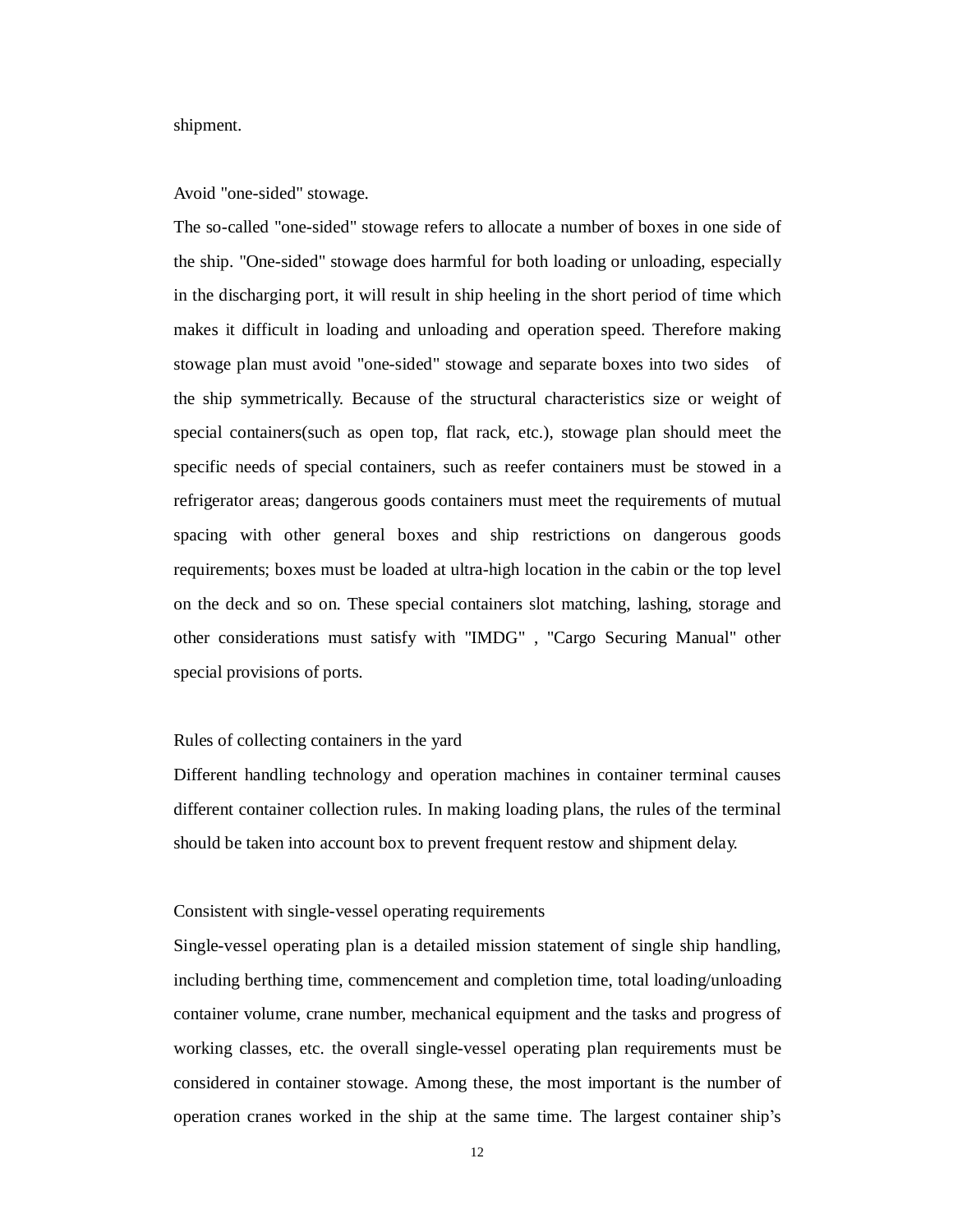shipment.

Avoid "one-sided" stowage.

The so-called "one-sided" stowage refers to allocate a number of boxes in one side of the ship. "One-sided" stowage does harmful for both loading or unloading, especially in the discharging port, it will result in ship heeling in the short period of time which makes it difficult in loading and unloading and operation speed. Therefore making stowage plan must avoid "one-sided" stowage and separate boxes into two sides of the ship symmetrically. Because of the structural characteristics size or weight of special containers(such as open top, flat rack, etc.), stowage plan should meet the specific needs of special containers, such as reefer containers must be stowed in a refrigerator areas; dangerous goods containers must meet the requirements of mutual spacing with other general boxes and ship restrictions on dangerous goods requirements; boxes must be loaded at ultra-high location in the cabin or the top level on the deck and so on. These special containers slot matching, lashing, storage and other considerations must satisfy with "IMDG" , "Cargo Securing Manual" other special provisions of ports.

Rules of collecting containers in the yard

Different handling technology and operation machines in container terminal causes different container collection rules. In making loading plans, the rules of the terminal should be taken into account box to prevent frequent restow and shipment delay.

Consistent with single-vessel operating requirements

Single-vessel operating plan is a detailed mission statement of single ship handling, including berthing time, commencement and completion time, total loading/unloading container volume, crane number, mechanical equipment and the tasks and progress of working classes, etc. the overall single-vessel operating plan requirements must be considered in container stowage. Among these, the most important is the number of operation cranes worked in the ship at the same time. The largest container ship's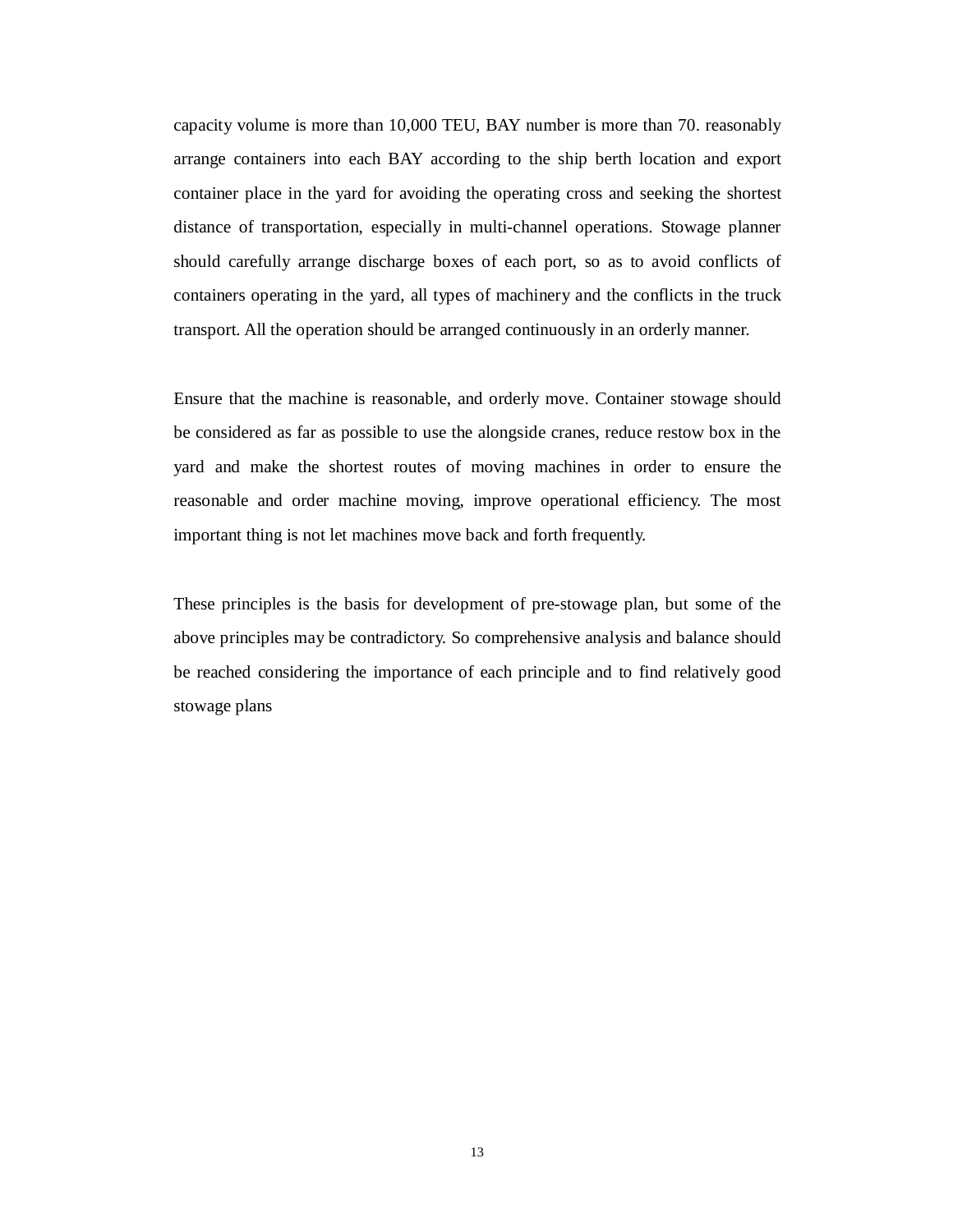capacity volume is more than 10,000 TEU, BAY number is more than 70. reasonably arrange containers into each BAY according to the ship berth location and export container place in the yard for avoiding the operating cross and seeking the shortest distance of transportation, especially in multi-channel operations. Stowage planner should carefully arrange discharge boxes of each port, so as to avoid conflicts of containers operating in the yard, all types of machinery and the conflicts in the truck transport. All the operation should be arranged continuously in an orderly manner.

Ensure that the machine is reasonable, and orderly move. Container stowage should be considered as far as possible to use the alongside cranes, reduce restow box in the yard and make the shortest routes of moving machines in order to ensure the reasonable and order machine moving, improve operational efficiency. The most important thing is not let machines move back and forth frequently.

These principles is the basis for development of pre-stowage plan, but some of the above principles may be contradictory. So comprehensive analysis and balance should be reached considering the importance of each principle and to find relatively good stowage plans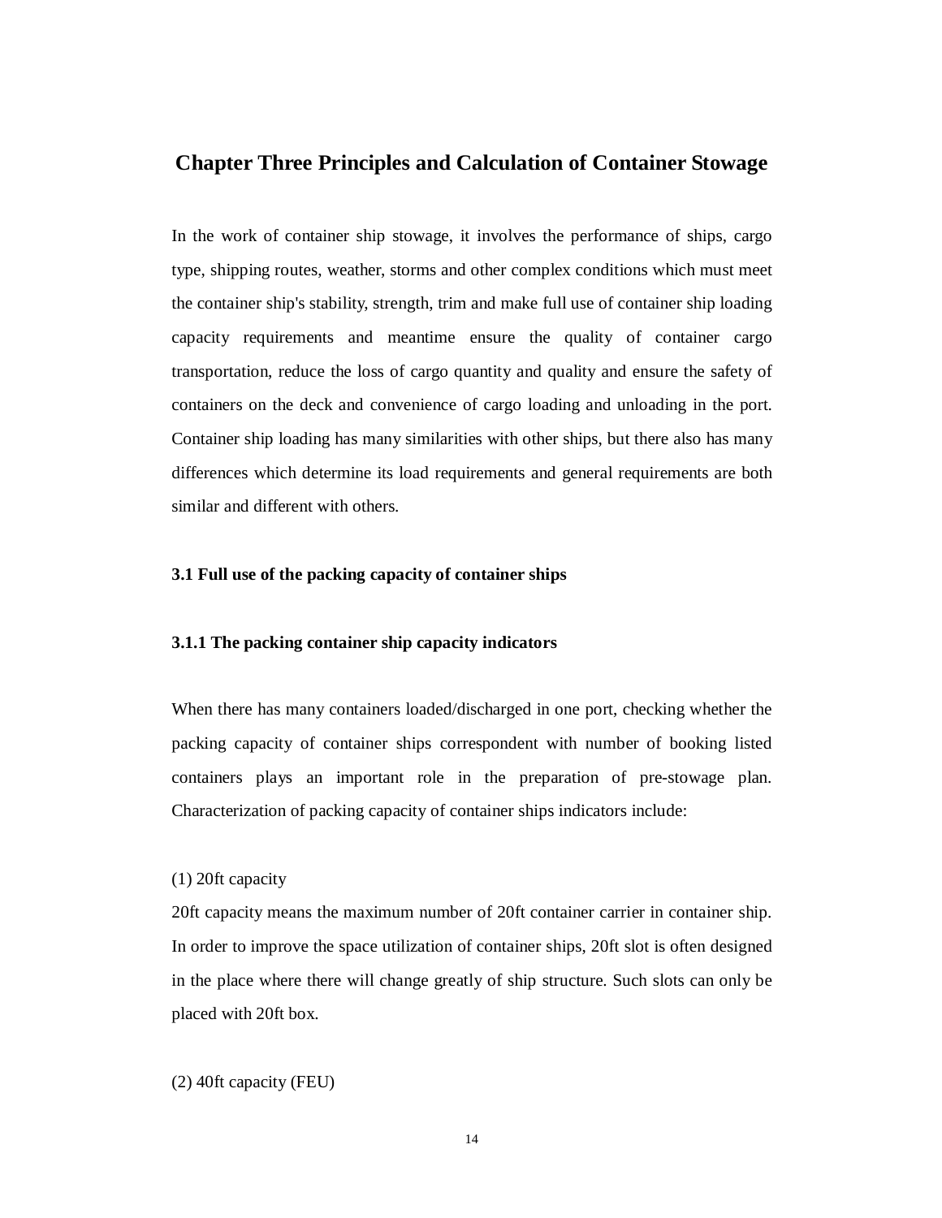# Chapter Three Principles and Calculation of Container Stowage

In the work of container ship stowage, it involves the performance of ships, cargo type, shipping routes, weather, storms and other complex conditions which must meet the container ship's stability, strength, trim and make full use of container ship loading capacity requirements and meantime ensure the quality of container cargo transportation, reduce the loss of cargo quantity and quality and ensure the safety of containers on the deck and convenience of cargo loading and unloading in the port. Container ship loading has many similarities with other ships, but there also has many differences which determine its load requirements and general requirements are both similar and different with others.

## 3.1 Full use of the packing capacity of container ships

### 3.1.1 The packing container ship capacity indicators

When there has many containers loaded/discharged in one port, checking whether the packing capacity of container ships correspondent with number of booking listed containers plays an important role in the preparation of pre-stowage plan. Characterization of packing capacity of container ships indicators include:

(1) 20ft capacity

20ft capacity means the maximum number of 20ft container carrier in container ship. In order to improve the space utilization of container ships, 20ft slot is often designed in the place where there will change greatly of ship structure. Such slots can only be placed with 20ft box.

(2) 40ft capacity (FEU)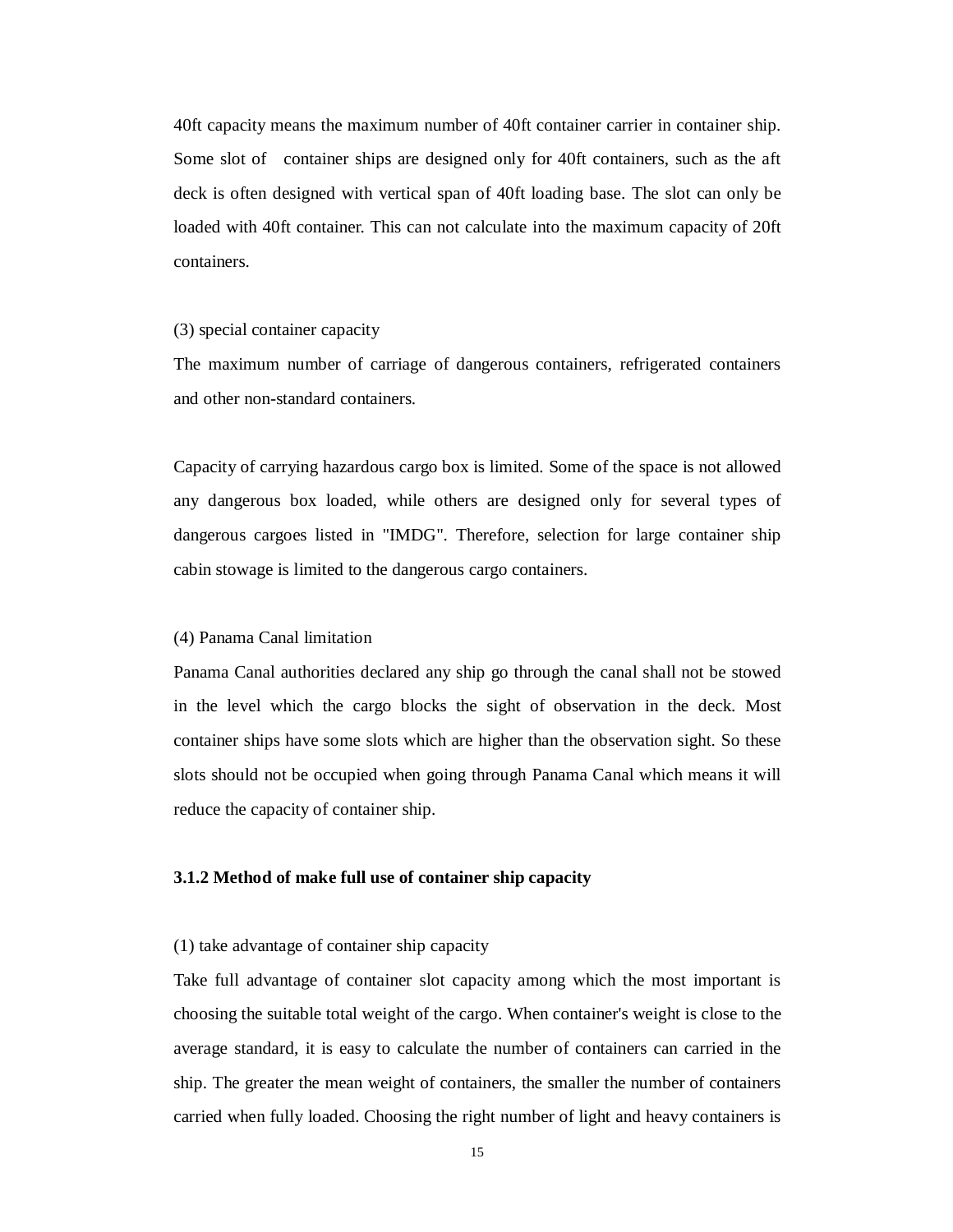40ft capacity means the maximum number of 40ft container carrier in container ship. Some slot of container ships are designed only for 40ft containers, such as the aft deck is often designed with vertical span of 40ft loading base. The slot can only be loaded with 40ft container. This can not calculate into the maximum capacity of 20ft containers.

(3) special container capacity

The maximum number of carriage of dangerous containers, refrigerated containers and other non-standard containers.

Capacity of carrying hazardous cargo box is limited. Some of the space is not allowed any dangerous box loaded, while others are designed only for several types of dangerous cargoes listed in "IMDG". Therefore, selection for large container ship cabin stowage is limited to the dangerous cargo containers.

(4) Panama Canal limitation

Panama Canal authorities declared any ship go through the canal shall not be stowed in the level which the cargo blocks the sight of observation in the deck. Most container ships have some slots which are higher than the observation sight. So these slots should not be occupied when going through Panama Canal which means it will reduce the capacity of container ship.

### 3.1.2 Method of make full use of container ship capacity

(1) take advantage of container ship capacity

Take full advantage of container slot capacity among which the most important is choosing the suitable total weight of the cargo. When container's weight is close to the average standard, it is easy to calculate the number of containers can carried in the ship. The greater the mean weight of containers, the smaller the number of containers carried when fully loaded. Choosing the right number of light and heavy containers is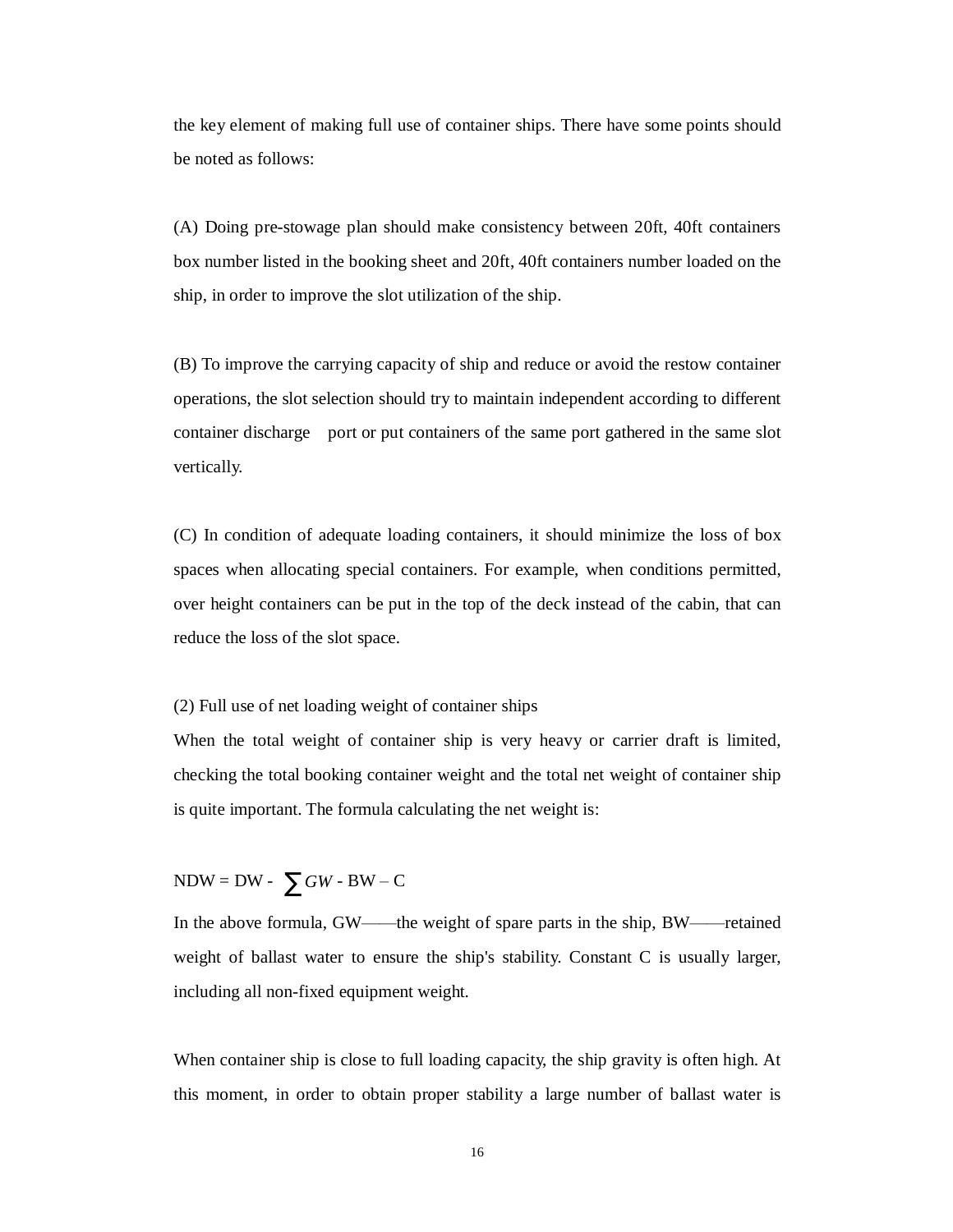the key element of making full use of container ships. There have some points should be noted as follows:

(A) Doing pre-stowage plan should make consistency between 20ft, 40ft containers box number listed in the booking sheet and 20ft, 40ft containers number loaded on the ship, in order to improve the slot utilization of the ship.

(B) To improve the carrying capacity of ship and reduce or avoid the restow container operations, the slot selection should try to maintain independent according to different container discharge port or put containers of the same port gathered in the same slot vertically.

(C) In condition of adequate loading containers, it should minimize the loss of box spaces when allocating special containers. For example, when conditions permitted, over height containers can be put in the top of the deck instead of the cabin, that can reduce the loss of the slot space.

(2) Full use of net loading weight of container ships

When the total weight of container ship is very heavy or carrier draft is limited, checking the total booking container weight and the total net weight of container ship is quite important. The formula calculating the net weight is:

$$NDW = DW - \sum GW - BW - C$$

In the above formula, GW——the weight of spare parts in the ship, BW——retained weight of ballast water to ensure the ship's stability. Constant C is usually larger, including all non-fixed equipment weight.

When container ship is close to full loading capacity, the ship gravity is often high. At this moment, in order to obtain proper stability a large number of ballast water is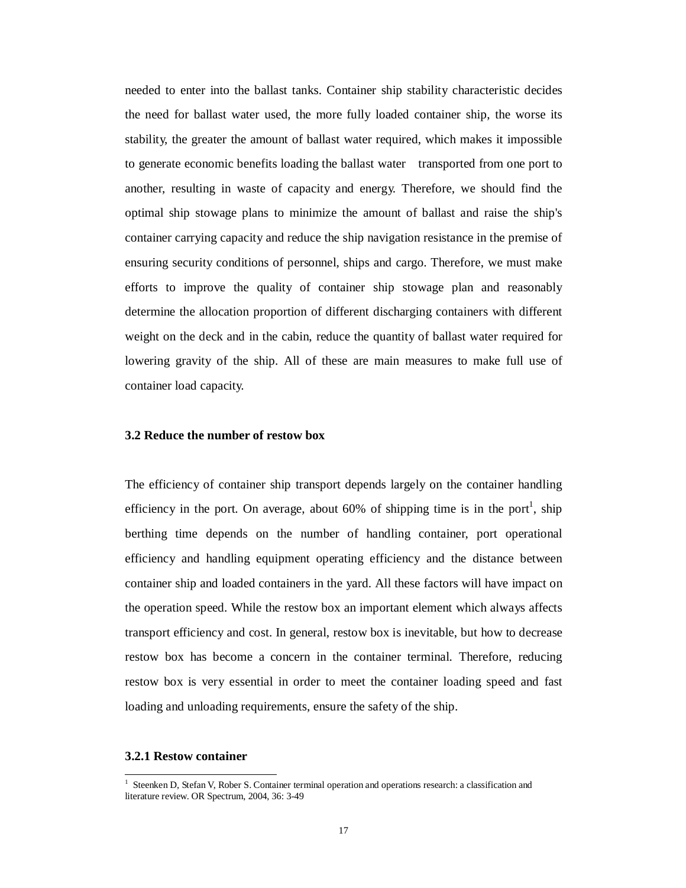needed to enter into the ballast tanks. Container ship stability characteristic decides the need for ballast water used, the more fully loaded container ship, the worse its stability, the greater the amount of ballast water required, which makes it impossible to generate economic benefits loading the ballast water transported from one port to another, resulting in waste of capacity and energy. Therefore, we should find the optimal ship stowage plans to minimize the amount of ballast and raise the ship's container carrying capacity and reduce the ship navigation resistance in the premise of ensuring security conditions of personnel, ships and cargo. Therefore, we must make efforts to improve the quality of container ship stowage plan and reasonably determine the allocation proportion of different discharging containers with different weight on the deck and in the cabin, reduce the quantity of ballast water required for lowering gravity of the ship. All of these are main measures to make full use of container load capacity.

### 3.2 Reduce the number of restow box

The efficiency of container ship transport depends largely on the container handling efficiency in the port. On average, about 60% of shipping time is in the port[1], ship berthing time depends on the number of handling container, port operational efficiency and handling equipment operating efficiency and the distance between container ship and loaded containers in the yard. All these factors will have impact on the operation speed. While the restow box an important element which always affects transport efficiency and cost. In general, restow box is inevitable, but how to decrease restow box has become a concern in the container terminal. Therefore, reducing restow box is very essential in order to meet the container loading speed and fast loading and unloading requirements, ensure the safety of the ship.

#### 3.2.1 Restow container

---

[1] Steenken D, Stefan V, Rober S. Container terminal operation and operations research: a classification and literature review. OR Spectrum, 2004, 36: 3-49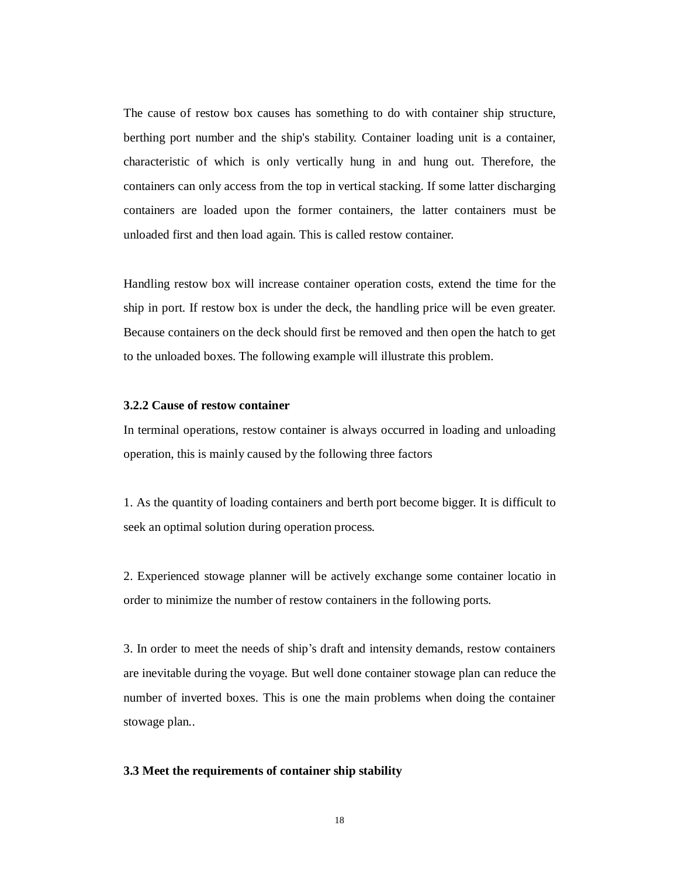The cause of restow box causes has something to do with container ship structure, berthing port number and the ship's stability. Container loading unit is a container, characteristic of which is only vertically hung in and hung out. Therefore, the containers can only access from the top in vertical stacking. If some latter discharging containers are loaded upon the former containers, the latter containers must be unloaded first and then load again. This is called restow container.

Handling restow box will increase container operation costs, extend the time for the ship in port. If restow box is under the deck, the handling price will be even greater. Because containers on the deck should first be removed and then open the hatch to get to the unloaded boxes. The following example will illustrate this problem.

### 3.2.2 Cause of restow container

In terminal operations, restow container is always occurred in loading and unloading operation, this is mainly caused by the following three factors

1. As the quantity of loading containers and berth port become bigger. It is difficult to seek an optimal solution during operation process.

2. Experienced stowage planner will be actively exchange some container locatio in order to minimize the number of restow containers in the following ports.

3. In order to meet the needs of ship's draft and intensity demands, restow containers are inevitable during the voyage. But well done container stowage plan can reduce the number of inverted boxes. This is one the main problems when doing the container stowage plan..

## 3.3 Meet the requirements of container ship stability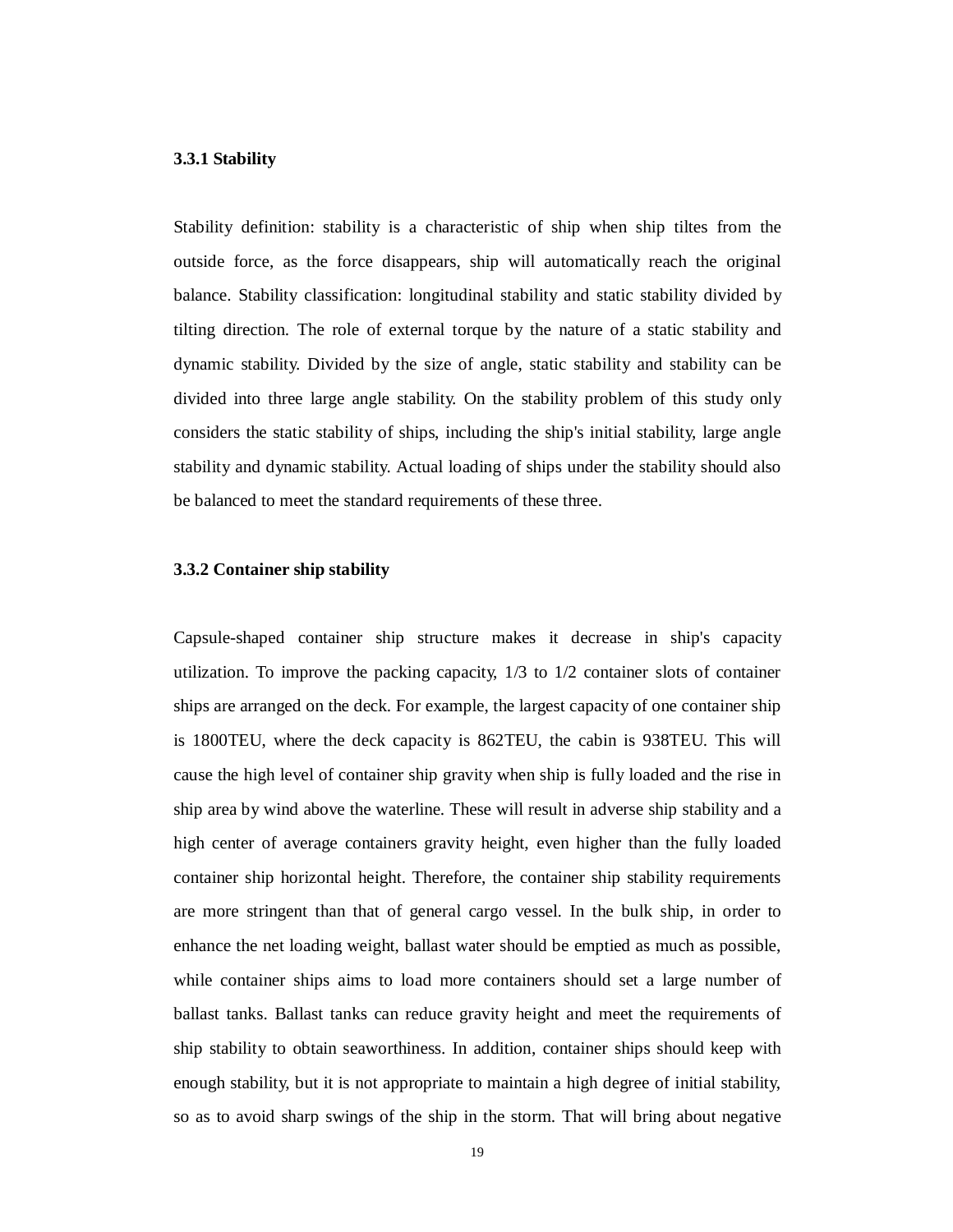### 3.3.1 Stability

Stability definition: stability is a characteristic of ship when ship tiltes from the outside force, as the force disappears, ship will automatically reach the original balance. Stability classification: longitudinal stability and static stability divided by tilting direction. The role of external torque by the nature of a static stability and dynamic stability. Divided by the size of angle, static stability and stability can be divided into three large angle stability. On the stability problem of this study only considers the static stability of ships, including the ship's initial stability, large angle stability and dynamic stability. Actual loading of ships under the stability should also be balanced to meet the standard requirements of these three.

### 3.3.2 Container ship stability

Capsule-shaped container ship structure makes it decrease in ship's capacity utilization. To improve the packing capacity, 1/3 to 1/2 container slots of container ships are arranged on the deck. For example, the largest capacity of one container ship is 1800TEU, where the deck capacity is 862TEU, the cabin is 938TEU. This will cause the high level of container ship gravity when ship is fully loaded and the rise in ship area by wind above the waterline. These will result in adverse ship stability and a high center of average containers gravity height, even higher than the fully loaded container ship horizontal height. Therefore, the container ship stability requirements are more stringent than that of general cargo vessel. In the bulk ship, in order to enhance the net loading weight, ballast water should be emptied as much as possible, while container ships aims to load more containers should set a large number of ballast tanks. Ballast tanks can reduce gravity height and meet the requirements of ship stability to obtain seaworthiness. In addition, container ships should keep with enough stability, but it is not appropriate to maintain a high degree of initial stability, so as to avoid sharp swings of the ship in the storm. That will bring about negative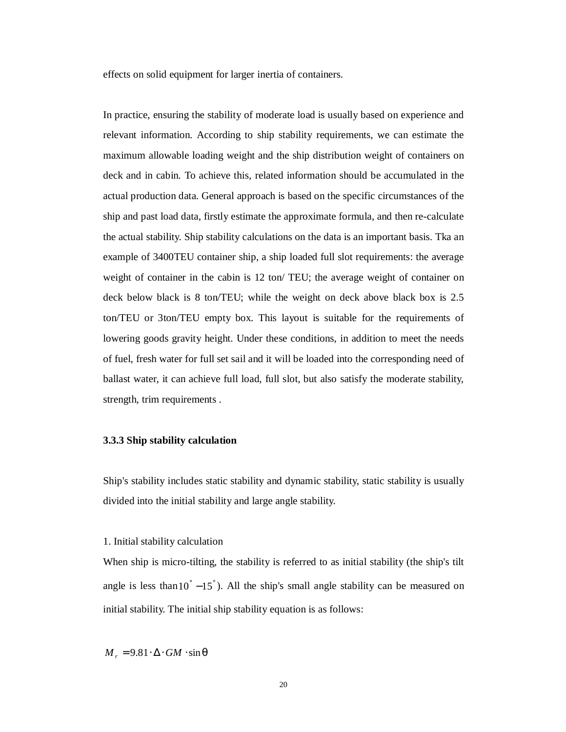effects on solid equipment for larger inertia of containers.

In practice, ensuring the stability of moderate load is usually based on experience and relevant information. According to ship stability requirements, we can estimate the maximum allowable loading weight and the ship distribution weight of containers on deck and in cabin. To achieve this, related information should be accumulated in the actual production data. General approach is based on the specific circumstances of the ship and past load data, firstly estimate the approximate formula, and then re-calculate the actual stability. Ship stability calculations on the data is an important basis. Tka an example of 3400TEU container ship, a ship loaded full slot requirements: the average weight of container in the cabin is 12 ton/ TEU; the average weight of container on deck below black is 8 ton/TEU; while the weight on deck above black box is 2.5 ton/TEU or 3ton/TEU empty box. This layout is suitable for the requirements of lowering goods gravity height. Under these conditions, in addition to meet the needs of fuel, fresh water for full set sail and it will be loaded into the corresponding need of ballast water, it can achieve full load, full slot, but also satisfy the moderate stability, strength, trim requirements .

### 3.3.3 Ship stability calculation

Ship's stability includes static stability and dynamic stability, static stability is usually divided into the initial stability and large angle stability.

1. Initial stability calculation

When ship is micro-tilting, the stability is referred to as initial stability (the ship's tilt angle is less than $10^{\circ}-15^{\circ}$). All the ship's small angle stability can be measured on initial stability. The initial ship stability equation is as follows:

$$M_r = 9.81 \cdot \Delta \cdot GM \cdot \sin\theta$$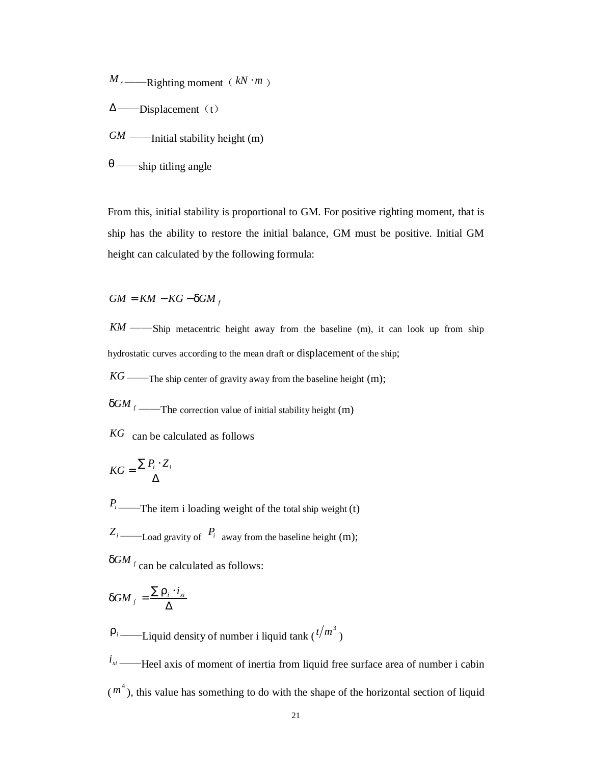$M_r$ ——Righting moment（$kN \cdot m$）

$\Delta$——Displacement（t）

$GM$ ——Initial stability height (m)

$\theta$ ——ship titling angle

From this, initial stability is proportional to GM. For positive righting moment, that is ship has the ability to restore the initial balance, GM must be positive. Initial GM height can calculated by the following formula:

$$GM = KM - KG - \delta GM_f$$

$KM$ ——Ship metacentric height away from the baseline (m), it can look up from ship hydrostatic curves according to the mean draft or displacement of the ship;

$KG$ ——The ship center of gravity away from the baseline height (m);

$\delta GM_f$ ——The correction value of initial stability height (m)

$KG$ can be calculated as follows

$$KG = \frac{\sum P_i \cdot Z_i}{\Delta}$$

$P_i$ ——The item i loading weight of the total ship weight (t)

$Z_i$ ——Load gravity of $P_i$ away from the baseline height (m);

$\delta GM_f$ can be calculated as follows:

$$\delta GM_f = \frac{\sum \rho_i \cdot i_{xi}}{\Delta}$$

$\rho_i$ ——Liquid density of number i liquid tank ($t/m^3$)

$i_{xi}$ ——Heel axis of moment of inertia from liquid free surface area of number i cabin ($m^4$), this value has something to do with the shape of the horizontal section of liquid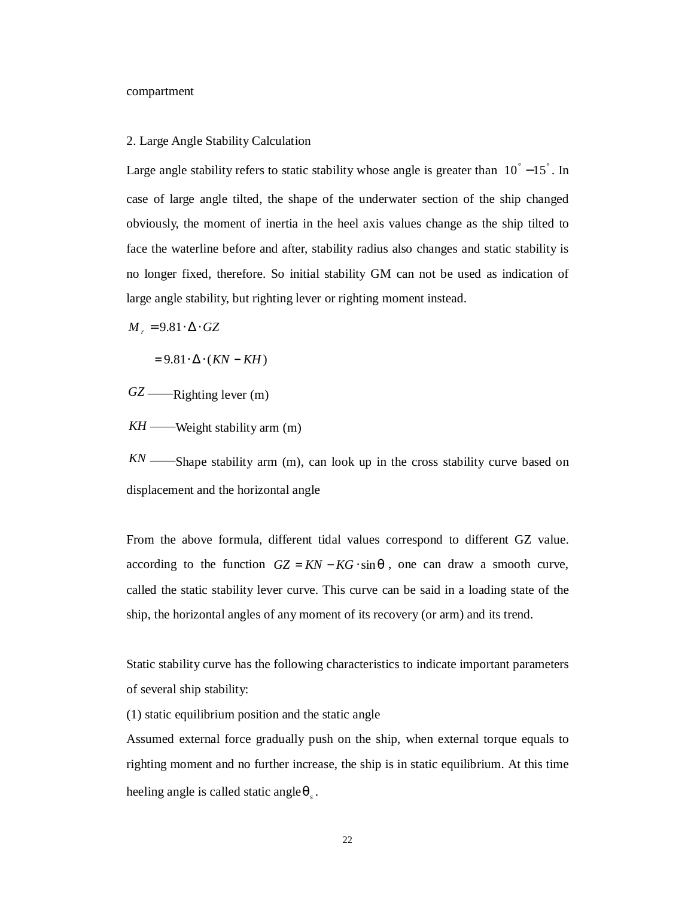compartment

## 2. Large Angle Stability Calculation

Large angle stability refers to static stability whose angle is greater than $10^{\circ}-15^{\circ}$. In case of large angle tilted, the shape of the underwater section of the ship changed obviously, the moment of inertia in the heel axis values change as the ship tilted to face the waterline before and after, stability radius also changes and static stability is no longer fixed, therefore. So initial stability GM can not be used as indication of large angle stability, but righting lever or righting moment instead.

$$M_r = 9.81 \cdot \Delta \cdot GZ$$

$$= 9.81 \cdot \Delta \cdot (KN - KH)$$

$GZ$ ——Righting lever (m)

$KH$ ——Weight stability arm (m)

$KN$ ——Shape stability arm (m), can look up in the cross stability curve based on displacement and the horizontal angle

From the above formula, different tidal values correspond to different GZ value. according to the function $GZ = KN - KG \cdot \sin\theta$, one can draw a smooth curve, called the static stability lever curve. This curve can be said in a loading state of the ship, the horizontal angles of any moment of its recovery (or arm) and its trend.

Static stability curve has the following characteristics to indicate important parameters of several ship stability:

(1) static equilibrium position and the static angle

Assumed external force gradually push on the ship, when external torque equals to righting moment and no further increase, the ship is in static equilibrium. At this time heeling angle is called static angle $\theta_s$.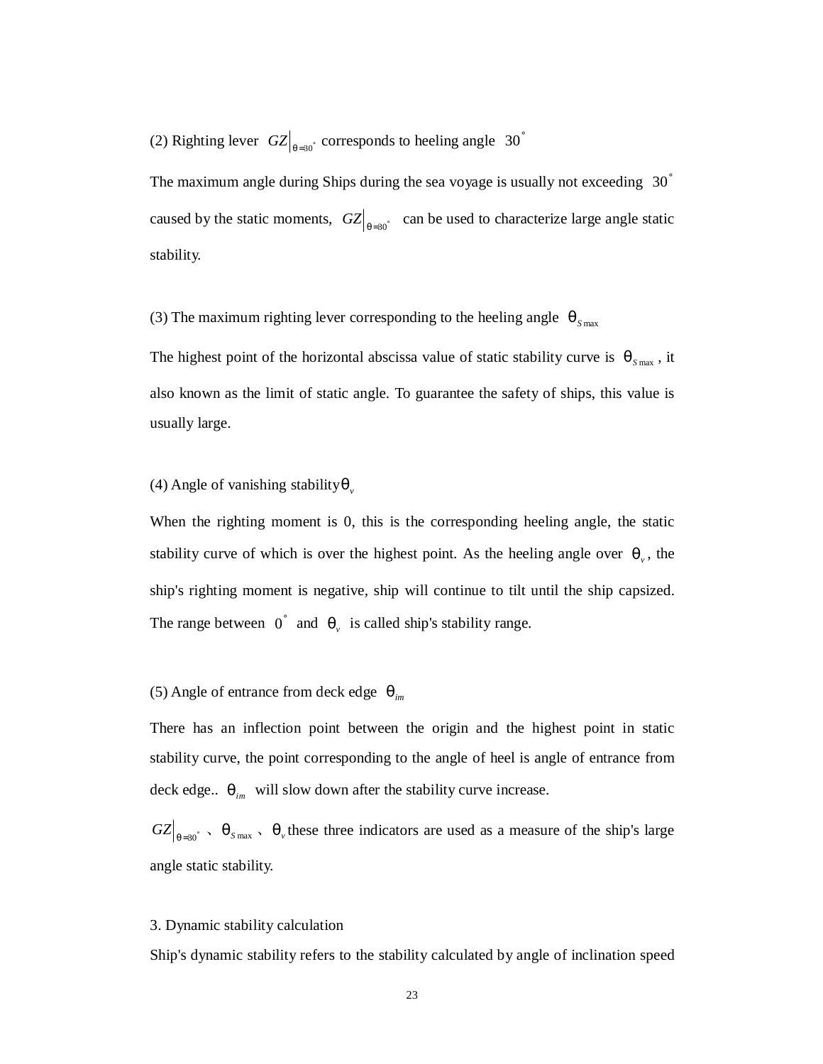(2) Righting lever $GZ\big|_{\theta=30^\circ}$ corresponds to heeling angle $30^\circ$

The maximum angle during Ships during the sea voyage is usually not exceeding $30^\circ$ caused by the static moments, $GZ\big|_{\theta=30^\circ}$ can be used to characterize large angle static stability.

(3) The maximum righting lever corresponding to the heeling angle $\theta_{S\max}$

The highest point of the horizontal abscissa value of static stability curve is $\theta_{S\max}$, it also known as the limit of static angle. To guarantee the safety of ships, this value is usually large.

(4) Angle of vanishing stability $\theta_v$

When the righting moment is 0, this is the corresponding heeling angle, the static stability curve of which is over the highest point. As the heeling angle over $\theta_v$, the ship's righting moment is negative, ship will continue to tilt until the ship capsized. The range between $0^\circ$ and $\theta_v$ is called ship's stability range.

(5) Angle of entrance from deck edge $\theta_{im}$

There has an inflection point between the origin and the highest point in static stability curve, the point corresponding to the angle of heel is angle of entrance from deck edge.. $\theta_{im}$ will slow down after the stability curve increase.

$GZ\big|_{\theta=30^\circ}$ 、$\theta_{S\max}$ 、$\theta_v$ these three indicators are used as a measure of the ship's large angle static stability.

3. Dynamic stability calculation

Ship's dynamic stability refers to the stability calculated by angle of inclination speed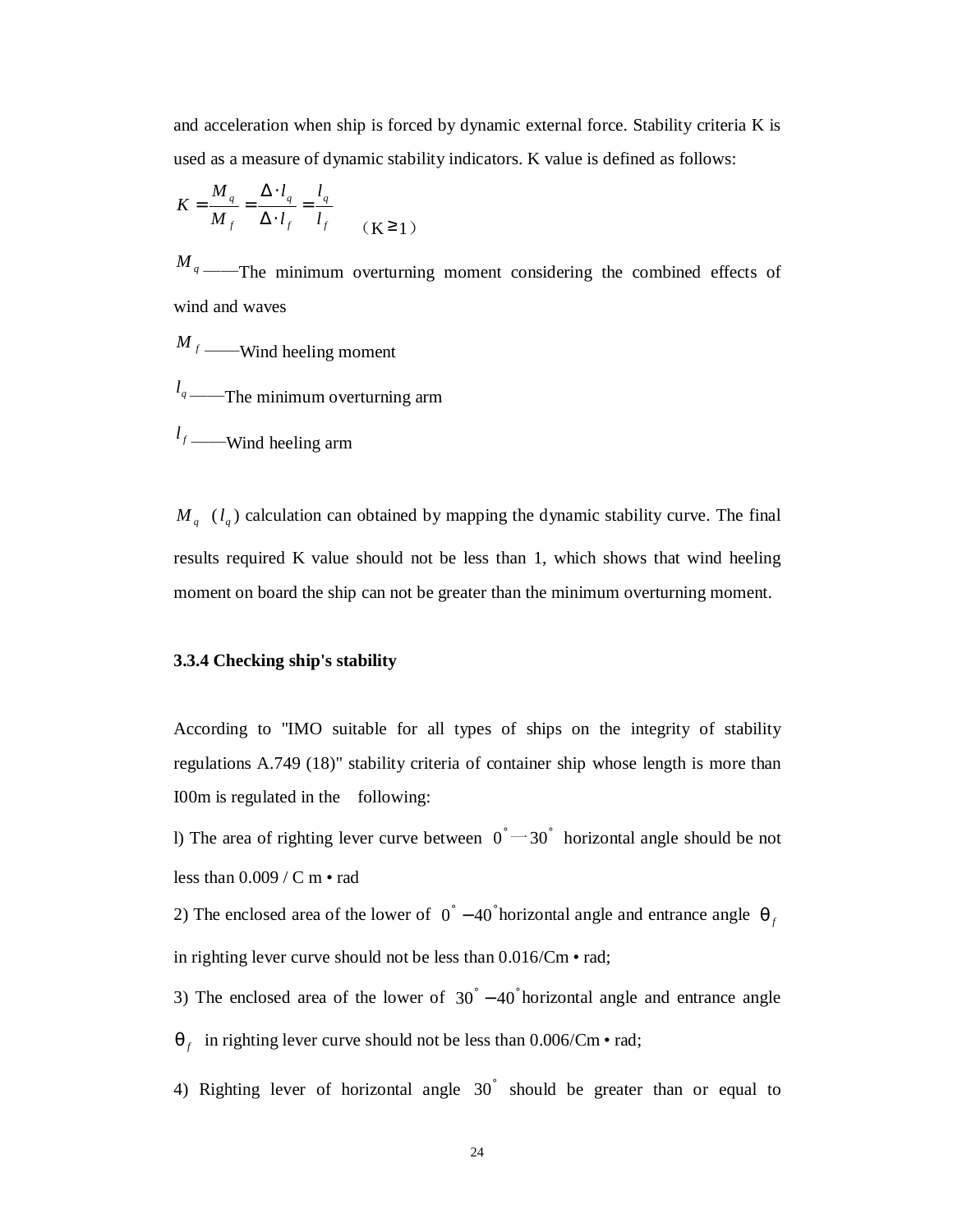and acceleration when ship is forced by dynamic external force. Stability criteria K is used as a measure of dynamic stability indicators. K value is defined as follows:

$$K = \frac{M_q}{M_f} = \frac{\Delta \cdot l_q}{\Delta \cdot l_f} = \frac{l_q}{l_f} \quad (K \geq 1)$$

$M_q$——The minimum overturning moment considering the combined effects of wind and waves

$M_f$——Wind heeling moment

$l_q$——The minimum overturning arm

$l_f$——Wind heeling arm

$M_q$ ($l_q$) calculation can obtained by mapping the dynamic stability curve. The final results required K value should not be less than 1, which shows that wind heeling moment on board the ship can not be greater than the minimum overturning moment.

### 3.3.4 Checking ship's stability

According to "IMO suitable for all types of ships on the integrity of stability regulations A.749 (18)" stability criteria of container ship whose length is more than I00m is regulated in the following:

l) The area of righting lever curve between $0^\circ$ 一 $30^\circ$ horizontal angle should be not less than 0.009 / C m • rad

2) The enclosed area of the lower of $0^\circ - 40^\circ$ horizontal angle and entrance angle $\theta_f$ in righting lever curve should not be less than 0.016/Cm • rad;

3) The enclosed area of the lower of $30^\circ - 40^\circ$ horizontal angle and entrance angle $\theta_f$ in righting lever curve should not be less than 0.006/Cm • rad;

4) Righting lever of horizontal angle $30^\circ$ should be greater than or equal to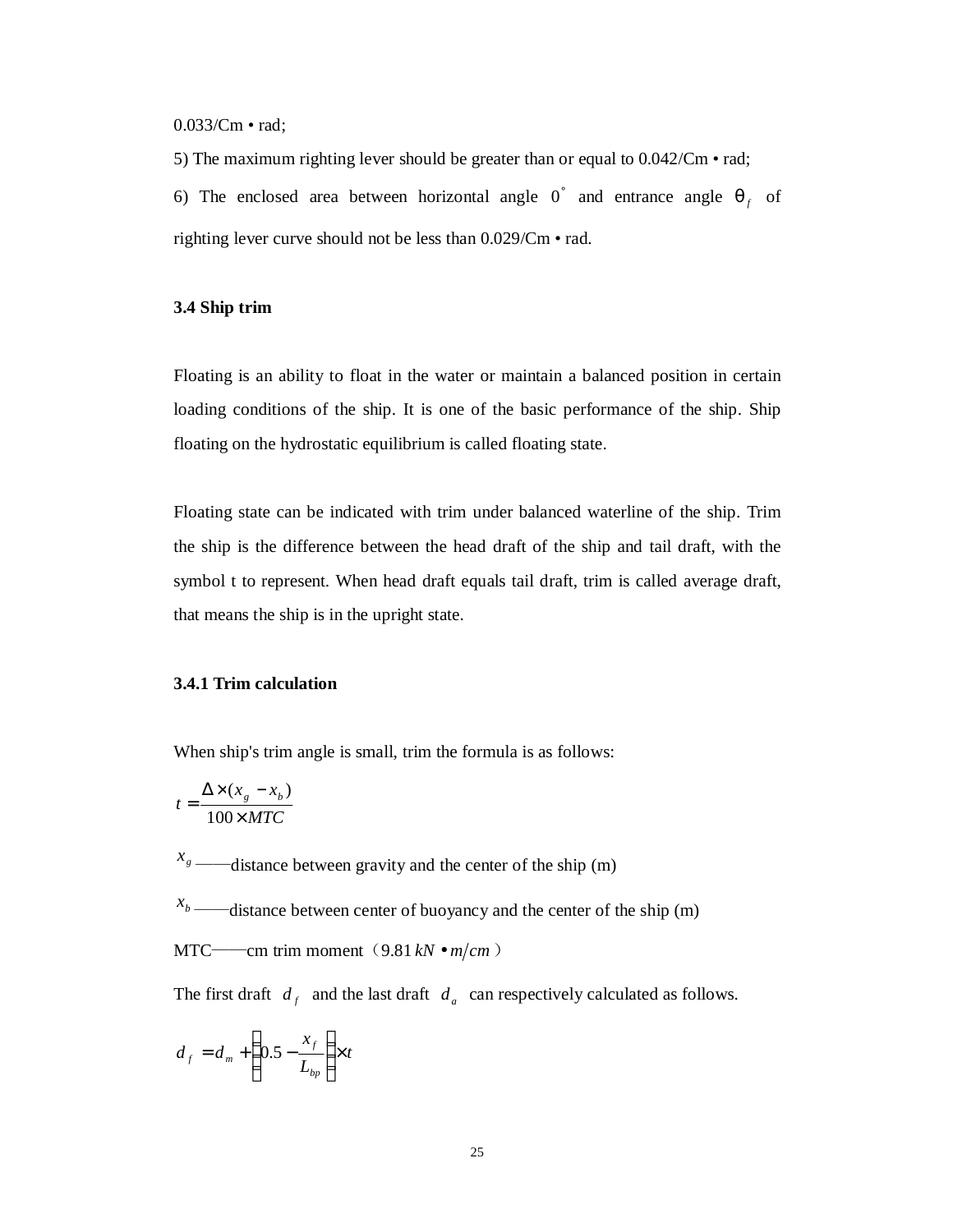0.033/Cm • rad;

5) The maximum righting lever should be greater than or equal to 0.042/Cm • rad;

6) The enclosed area between horizontal angle $0^{\circ}$ and entrance angle $\theta_f$ of righting lever curve should not be less than 0.029/Cm • rad.

### 3.4 Ship trim

Floating is an ability to float in the water or maintain a balanced position in certain loading conditions of the ship. It is one of the basic performance of the ship. Ship floating on the hydrostatic equilibrium is called floating state.

Floating state can be indicated with trim under balanced waterline of the ship. Trim the ship is the difference between the head draft of the ship and tail draft, with the symbol t to represent. When head draft equals tail draft, trim is called average draft, that means the ship is in the upright state.

#### 3.4.1 Trim calculation

When ship's trim angle is small, trim the formula is as follows:

$$t = \frac{\Delta \times (x_g - x_b)}{100 \times MTC}$$

$x_g$ ——distance between gravity and the center of the ship (m)

$x_b$ ——distance between center of buoyancy and the center of the ship (m)

MTC——cm trim moment（$9.81\, kN \bullet m/cm$）

The first draft $d_f$ and the last draft $d_a$ can respectively calculated as follows.

$$d_f = d_m + \left(0.5 - \frac{x_f}{L_{bp}}\right) \times t$$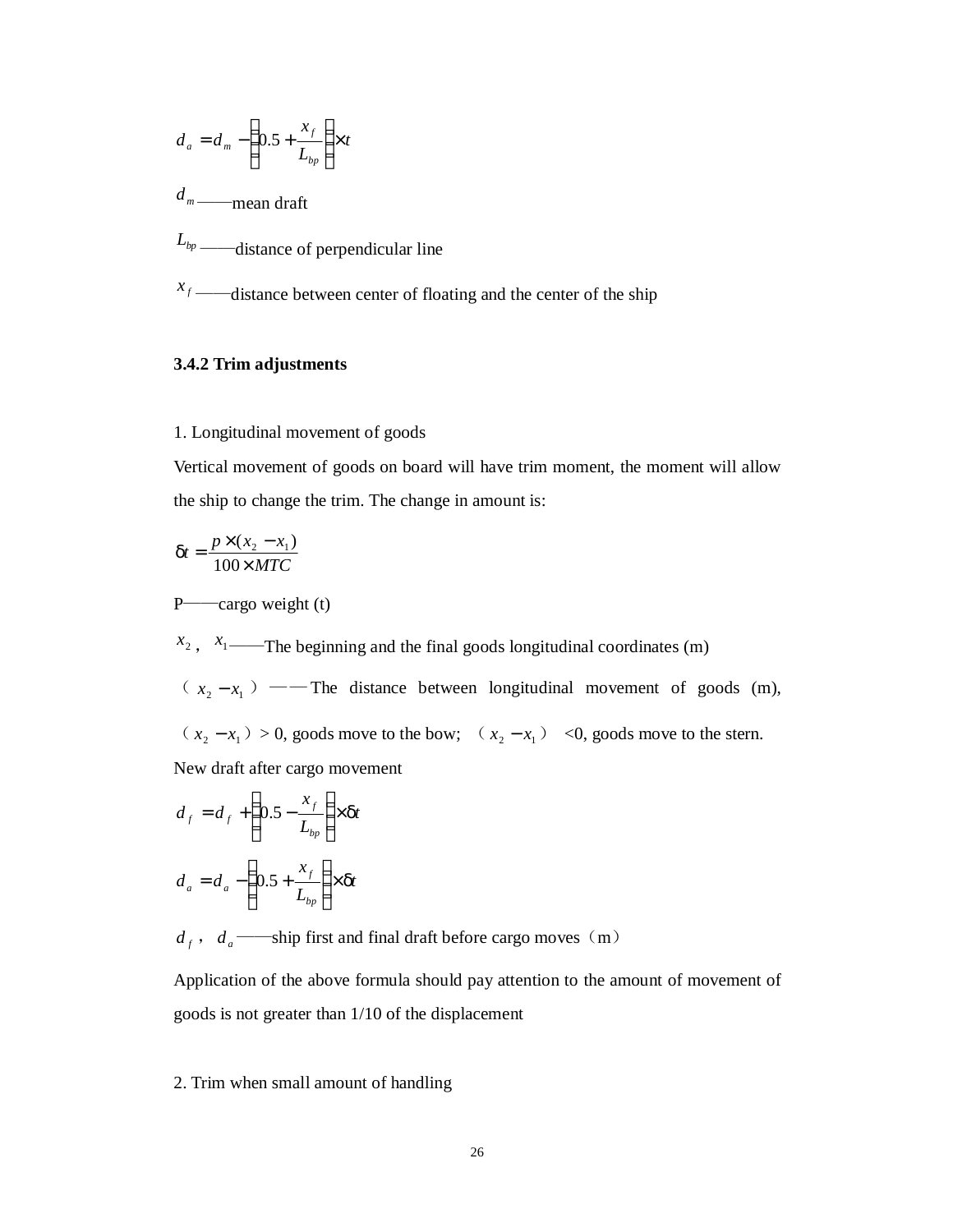$$d_a = d_m - \left(0.5 + \frac{x_f}{L_{bp}}\right) \times t$$

$d_m$——mean draft

$L_{bp}$——distance of perpendicular line

$x_f$——distance between center of floating and the center of the ship

### 3.4.2 Trim adjustments

1. Longitudinal movement of goods

Vertical movement of goods on board will have trim moment, the moment will allow the ship to change the trim. The change in amount is:

$$\delta t = \frac{p \times (x_2 - x_1)}{100 \times MTC}$$

P——cargo weight (t)

$x_2$ , $x_1$——The beginning and the final goods longitudinal coordinates (m)

（$x_2 - x_1$）——The distance between longitudinal movement of goods (m), （$x_2 - x_1$）> 0, goods move to the bow; （$x_2 - x_1$） <0, goods move to the stern.

New draft after cargo movement

$$d_f = d_f + \left(0.5 - \frac{x_f}{L_{bp}}\right) \times \delta t$$

$$d_a = d_a - \left(0.5 + \frac{x_f}{L_{bp}}\right) \times \delta t$$

$d_f$ , $d_a$——ship first and final draft before cargo moves（m）

Application of the above formula should pay attention to the amount of movement of goods is not greater than 1/10 of the displacement

2. Trim when small amount of handling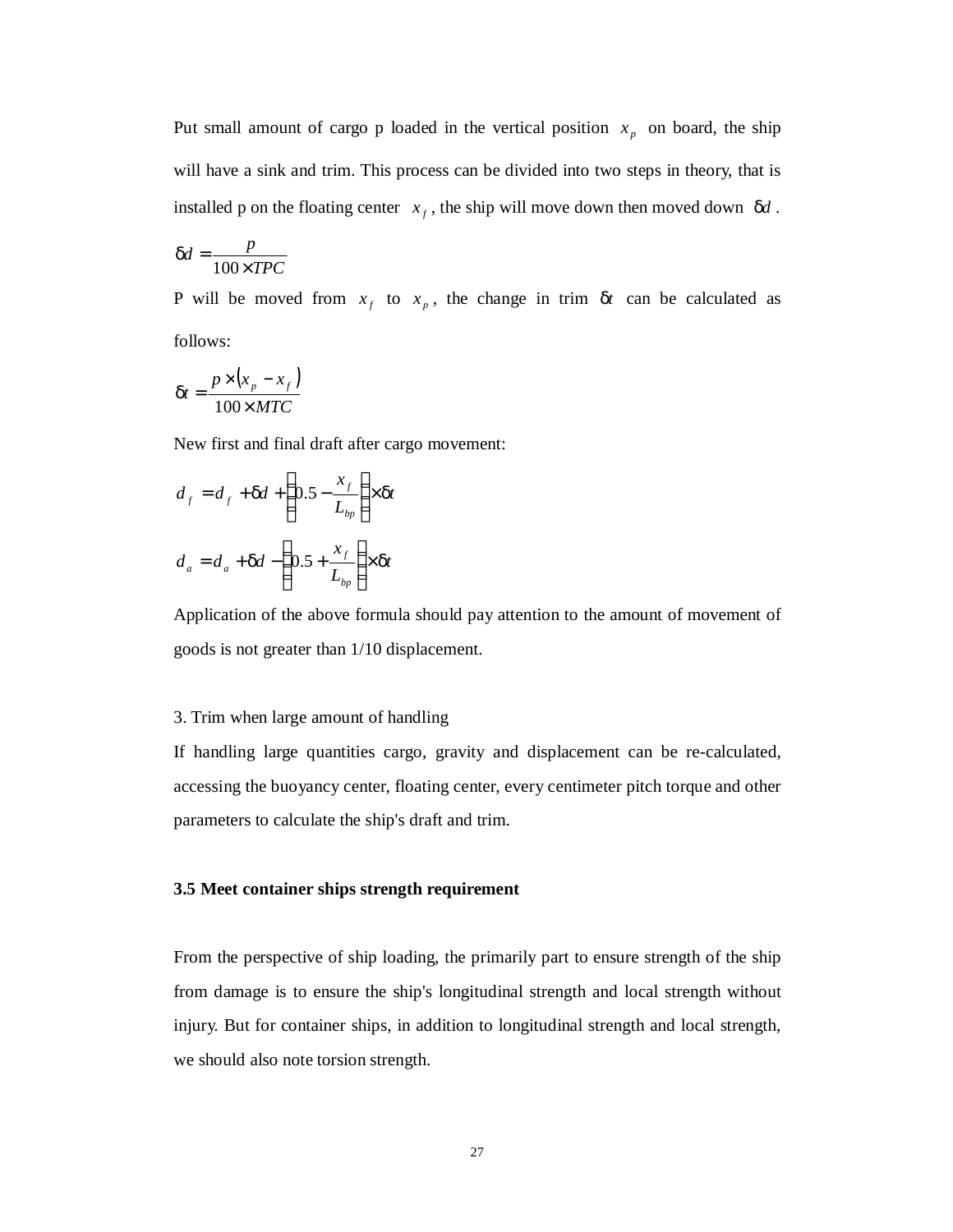Put small amount of cargo p loaded in the vertical position $x_p$ on board, the ship will have a sink and trim. This process can be divided into two steps in theory, that is installed p on the floating center $x_f$, the ship will move down then moved down $\delta d$.

$$\delta d = \frac{p}{100 \times TPC}$$

P will be moved from $x_f$ to $x_p$, the change in trim $\delta t$ can be calculated as follows:

$$\delta t = \frac{p \times (x_p - x_f)}{100 \times MTC}$$

New first and final draft after cargo movement:

$$d_f = d_f + \delta d + \left(0.5 - \frac{x_f}{L_{bp}}\right) \times \delta t$$

$$d_a = d_a + \delta d - \left(0.5 + \frac{x_f}{L_{bp}}\right) \times \delta t$$

Application of the above formula should pay attention to the amount of movement of goods is not greater than 1/10 displacement.

3. Trim when large amount of handling

If handling large quantities cargo, gravity and displacement can be re-calculated, accessing the buoyancy center, floating center, every centimeter pitch torque and other parameters to calculate the ship's draft and trim.

### 3.5 Meet container ships strength requirement

From the perspective of ship loading, the primarily part to ensure strength of the ship from damage is to ensure the ship's longitudinal strength and local strength without injury. But for container ships, in addition to longitudinal strength and local strength, we should also note torsion strength.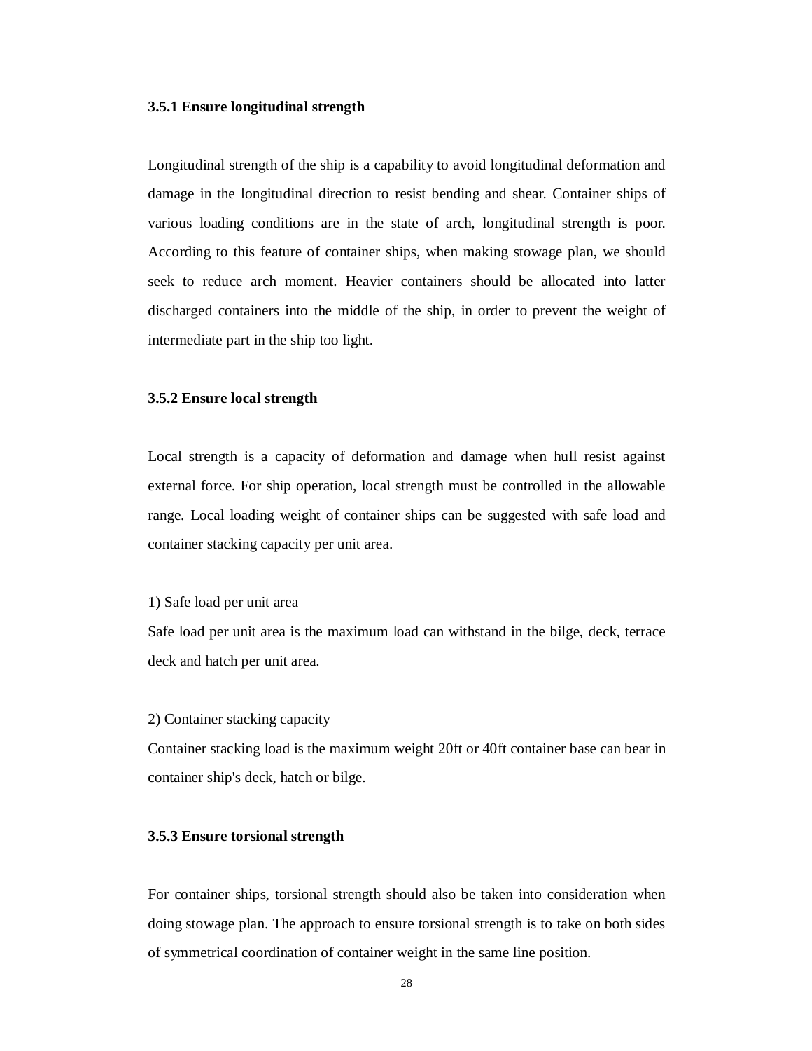### 3.5.1 Ensure longitudinal strength

Longitudinal strength of the ship is a capability to avoid longitudinal deformation and damage in the longitudinal direction to resist bending and shear. Container ships of various loading conditions are in the state of arch, longitudinal strength is poor. According to this feature of container ships, when making stowage plan, we should seek to reduce arch moment. Heavier containers should be allocated into latter discharged containers into the middle of the ship, in order to prevent the weight of intermediate part in the ship too light.

### 3.5.2 Ensure local strength

Local strength is a capacity of deformation and damage when hull resist against external force. For ship operation, local strength must be controlled in the allowable range. Local loading weight of container ships can be suggested with safe load and container stacking capacity per unit area.

1) Safe load per unit area

Safe load per unit area is the maximum load can withstand in the bilge, deck, terrace deck and hatch per unit area.

2) Container stacking capacity

Container stacking load is the maximum weight 20ft or 40ft container base can bear in container ship's deck, hatch or bilge.

### 3.5.3 Ensure torsional strength

For container ships, torsional strength should also be taken into consideration when doing stowage plan. The approach to ensure torsional strength is to take on both sides of symmetrical coordination of container weight in the same line position.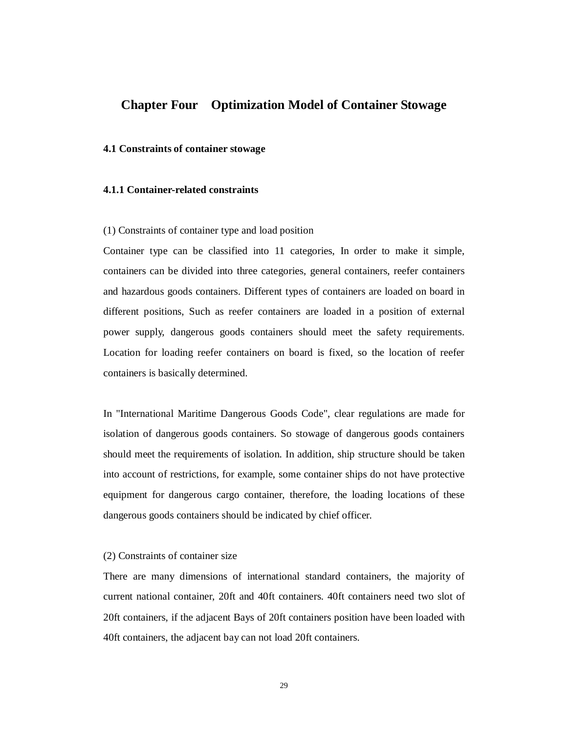# Chapter Four Optimization Model of Container Stowage

## 4.1 Constraints of container stowage

### 4.1.1 Container-related constraints

(1) Constraints of container type and load position

Container type can be classified into 11 categories, In order to make it simple, containers can be divided into three categories, general containers, reefer containers and hazardous goods containers. Different types of containers are loaded on board in different positions, Such as reefer containers are loaded in a position of external power supply, dangerous goods containers should meet the safety requirements. Location for loading reefer containers on board is fixed, so the location of reefer containers is basically determined.

In "International Maritime Dangerous Goods Code", clear regulations are made for isolation of dangerous goods containers. So stowage of dangerous goods containers should meet the requirements of isolation. In addition, ship structure should be taken into account of restrictions, for example, some container ships do not have protective equipment for dangerous cargo container, therefore, the loading locations of these dangerous goods containers should be indicated by chief officer.

(2) Constraints of container size

There are many dimensions of international standard containers, the majority of current national container, 20ft and 40ft containers. 40ft containers need two slot of 20ft containers, if the adjacent Bays of 20ft containers position have been loaded with 40ft containers, the adjacent bay can not load 20ft containers.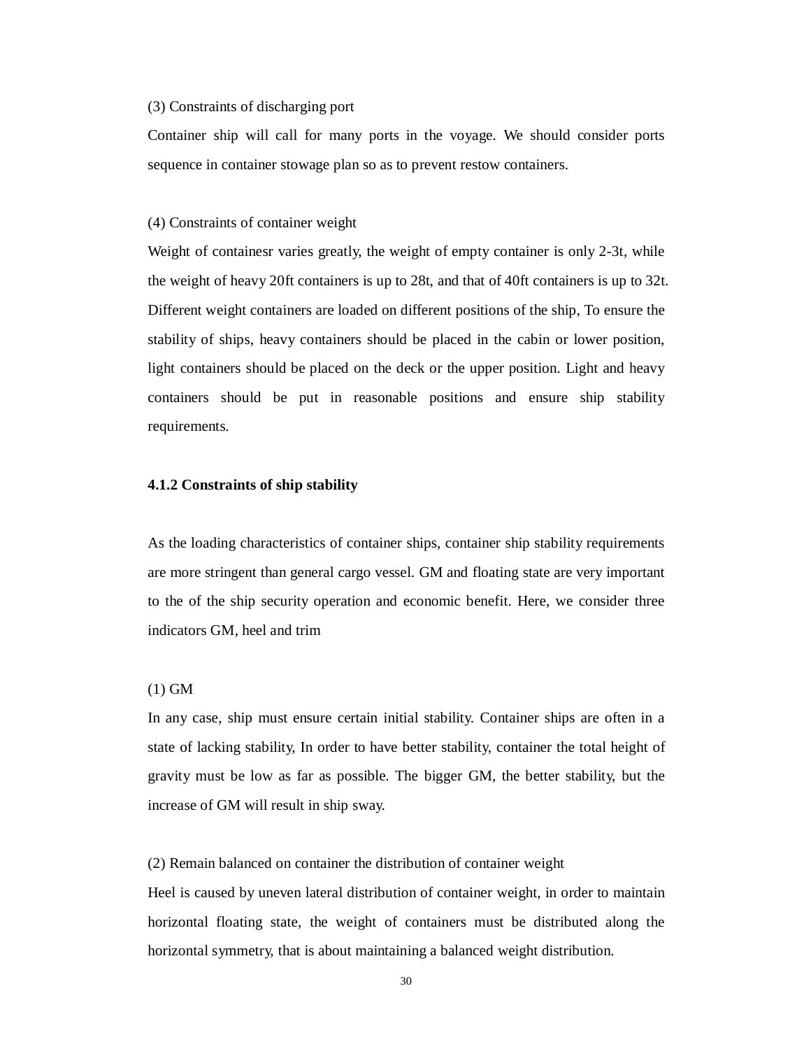(3) Constraints of discharging port

Container ship will call for many ports in the voyage. We should consider ports sequence in container stowage plan so as to prevent restow containers.

(4) Constraints of container weight

Weight of containesr varies greatly, the weight of empty container is only 2-3t, while the weight of heavy 20ft containers is up to 28t, and that of 40ft containers is up to 32t. Different weight containers are loaded on different positions of the ship, To ensure the stability of ships, heavy containers should be placed in the cabin or lower position, light containers should be placed on the deck or the upper position. Light and heavy containers should be put in reasonable positions and ensure ship stability requirements.

### 4.1.2 Constraints of ship stability

As the loading characteristics of container ships, container ship stability requirements are more stringent than general cargo vessel. GM and floating state are very important to the of the ship security operation and economic benefit. Here, we consider three indicators GM, heel and trim

(1) GM

In any case, ship must ensure certain initial stability. Container ships are often in a state of lacking stability, In order to have better stability, container the total height of gravity must be low as far as possible. The bigger GM, the better stability, but the increase of GM will result in ship sway.

(2) Remain balanced on container the distribution of container weight

Heel is caused by uneven lateral distribution of container weight, in order to maintain horizontal floating state, the weight of containers must be distributed along the horizontal symmetry, that is about maintaining a balanced weight distribution.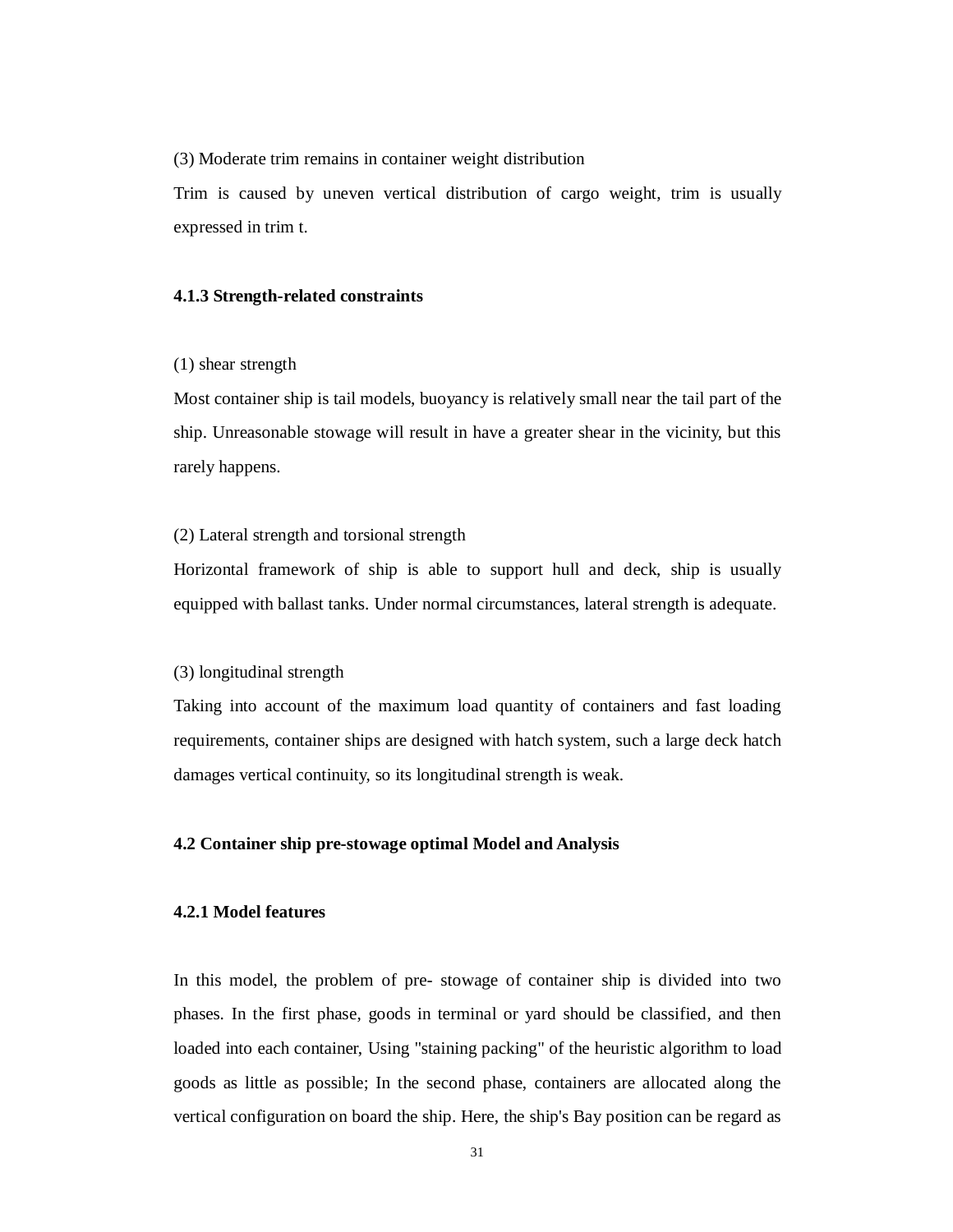(3) Moderate trim remains in container weight distribution

Trim is caused by uneven vertical distribution of cargo weight, trim is usually expressed in trim t.

### 4.1.3 Strength-related constraints

(1) shear strength

Most container ship is tail models, buoyancy is relatively small near the tail part of the ship. Unreasonable stowage will result in have a greater shear in the vicinity, but this rarely happens.

(2) Lateral strength and torsional strength

Horizontal framework of ship is able to support hull and deck, ship is usually equipped with ballast tanks. Under normal circumstances, lateral strength is adequate.

(3) longitudinal strength

Taking into account of the maximum load quantity of containers and fast loading requirements, container ships are designed with hatch system, such a large deck hatch damages vertical continuity, so its longitudinal strength is weak.

## 4.2 Container ship pre-stowage optimal Model and Analysis

### 4.2.1 Model features

In this model, the problem of pre- stowage of container ship is divided into two phases. In the first phase, goods in terminal or yard should be classified, and then loaded into each container, Using "staining packing" of the heuristic algorithm to load goods as little as possible; In the second phase, containers are allocated along the vertical configuration on board the ship. Here, the ship's Bay position can be regard as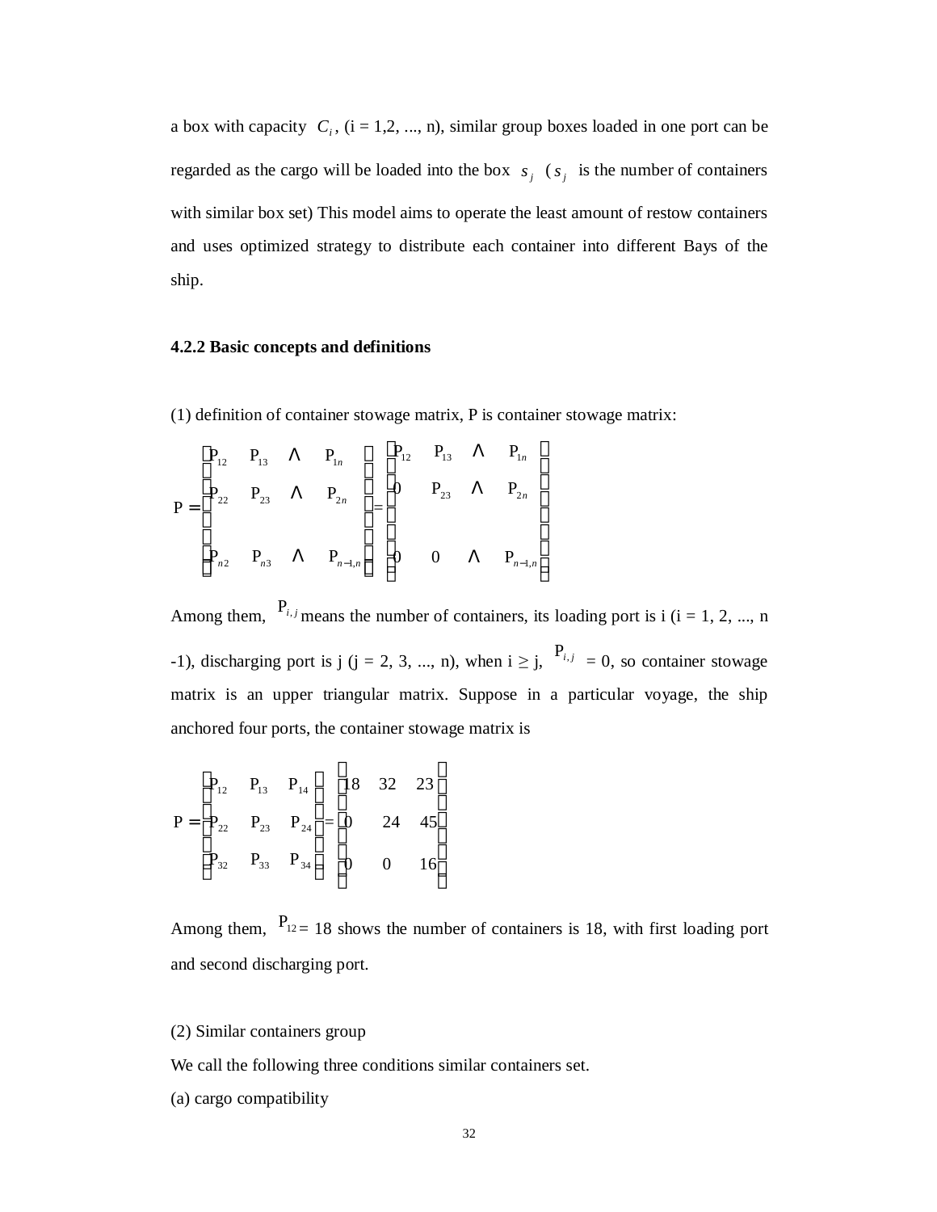a box with capacity $C_i$, (i = 1,2, ..., n), similar group boxes loaded in one port can be regarded as the cargo will be loaded into the box $s_j$ ($s_j$ is the number of containers with similar box set) This model aims to operate the least amount of restow containers and uses optimized strategy to distribute each container into different Bays of the ship.

### 4.2.2 Basic concepts and definitions

(1) definition of container stowage matrix, P is container stowage matrix:

$$
P = \begin{bmatrix} P_{12} & P_{13} & \Lambda & P_{1n} \\ P_{22} & P_{23} & \Lambda & P_{2n} \\ & & & \\ P_{n2} & P_{n3} & \Lambda & P_{n-1,n} \end{bmatrix} = \begin{bmatrix} P_{12} & P_{13} & \Lambda & P_{1n} \\ 0 & P_{23} & \Lambda & P_{2n} \\ & & & \\ 0 & 0 & \Lambda & P_{n-1,n} \end{bmatrix}
$$

Among them, $P_{i,j}$ means the number of containers, its loading port is i (i = 1, 2, ..., n -1), discharging port is j (j = 2, 3, ..., n), when i ≥ j, $P_{i,j}$ = 0, so container stowage matrix is an upper triangular matrix. Suppose in a particular voyage, the ship anchored four ports, the container stowage matrix is

$$
P = \begin{bmatrix} P_{12} & P_{13} & P_{14} \\ P_{22} & P_{23} & P_{24} \\ P_{32} & P_{33} & P_{34} \end{bmatrix} = \begin{bmatrix} 18 & 32 & 23 \\ 0 & 24 & 45 \\ 0 & 0 & 16 \end{bmatrix}
$$

Among them, $P_{12}$ = 18 shows the number of containers is 18, with first loading port and second discharging port.

(2) Similar containers group

We call the following three conditions similar containers set.

(a) cargo compatibility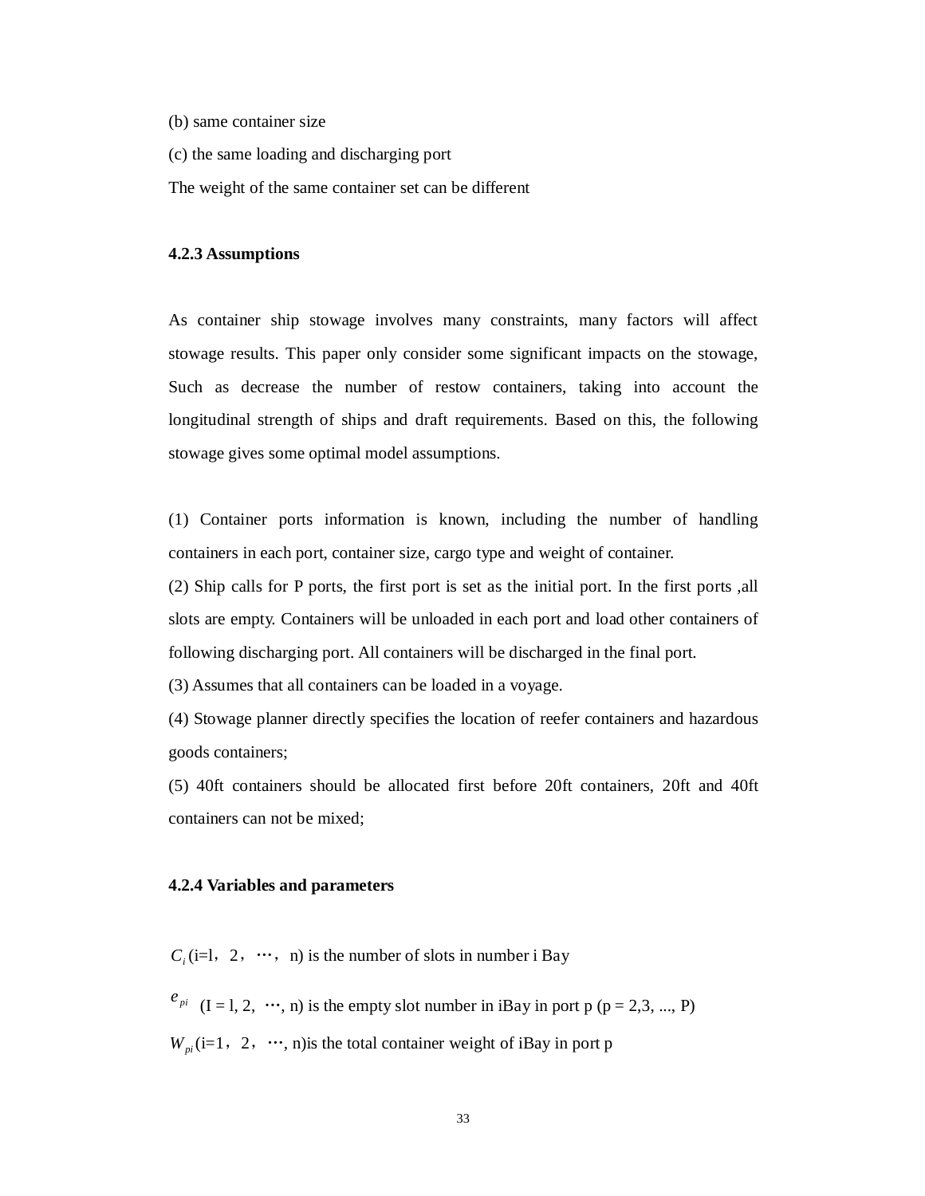(b) same container size

(c) the same loading and discharging port

The weight of the same container set can be different

### 4.2.3 Assumptions

As container ship stowage involves many constraints, many factors will affect stowage results. This paper only consider some significant impacts on the stowage, Such as decrease the number of restow containers, taking into account the longitudinal strength of ships and draft requirements. Based on this, the following stowage gives some optimal model assumptions.

(1) Container ports information is known, including the number of handling containers in each port, container size, cargo type and weight of container.

(2) Ship calls for P ports, the first port is set as the initial port. In the first ports ,all slots are empty. Containers will be unloaded in each port and load other containers of following discharging port. All containers will be discharged in the final port.

(3) Assumes that all containers can be loaded in a voyage.

(4) Stowage planner directly specifies the location of reefer containers and hazardous goods containers;

(5) 40ft containers should be allocated first before 20ft containers, 20ft and 40ft containers can not be mixed;

### 4.2.4 Variables and parameters

$C_i$ (i=l，2，…，n) is the number of slots in number i Bay

$e_{pi}$ (I = l, 2, …, n) is the empty slot number in iBay in port p (p = 2,3, ..., P)

$W_{pi}$ (i=1，2，…, n)is the total container weight of iBay in port p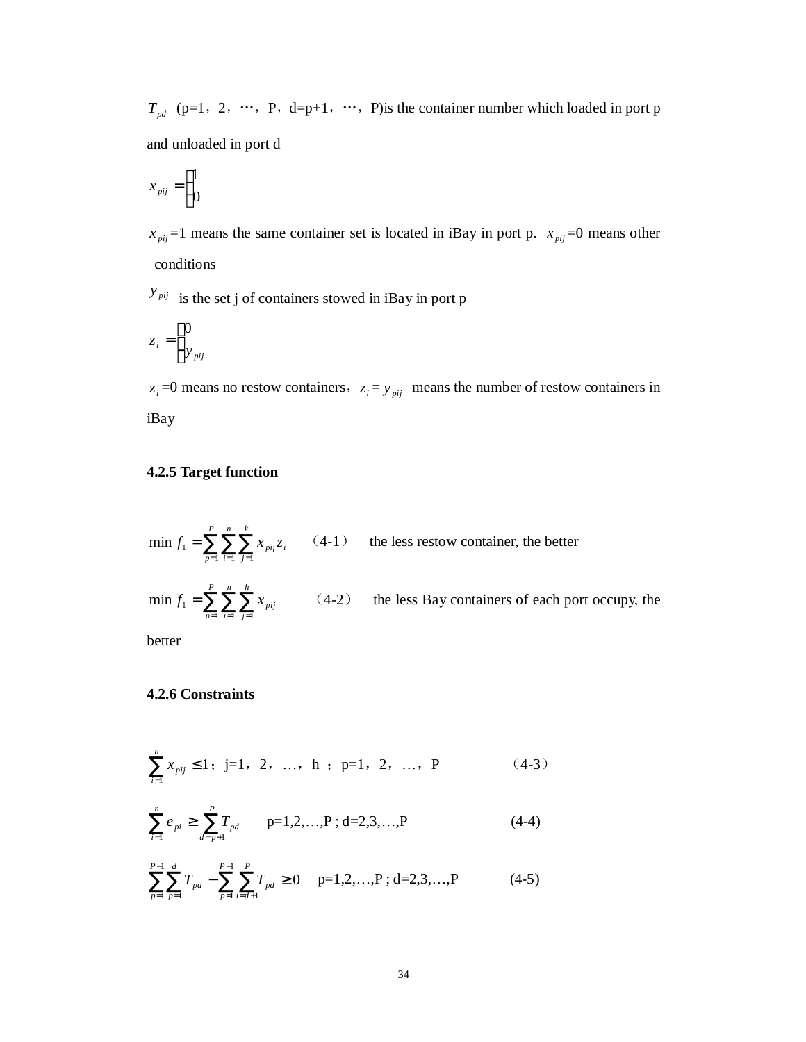$T_{pd}$ (p=1，2，⋯，P，d=p+1，⋯，P)is the container number which loaded in port p and unloaded in port d

$$x_{pij} = \begin{cases} 1 \\ 0 \end{cases}$$

$x_{pij}$=1 means the same container set is located in iBay in port p. $x_{pij}$=0 means other conditions

$y_{pij}$ is the set j of containers stowed in iBay in port p

$$z_i = \begin{cases} 0 \\ y_{pij} \end{cases}$$

$z_i$=0 means no restow containers，$z_i = y_{pij}$ means the number of restow containers in iBay

**4.2.5 Target function**

$$\min f_1 = \sum_{p=1}^{P} \sum_{i=1}^{n} \sum_{j=1}^{k} x_{pij} z_i \qquad (4\text{-}1)$$

the less restow container, the better

$$\min f_1 = \sum_{p=1}^{P} \sum_{i=1}^{n} \sum_{j=1}^{h} x_{pij} \qquad (4\text{-}2)$$

the less Bay containers of each port occupy, the better

**4.2.6 Constraints**

$$\sum_{i=1}^{n} x_{pij} \le 1; \quad j=1，2，…，h \;; \quad p=1，2，…，P \qquad (4\text{-}3)$$

$$\sum_{i=1}^{n} e_{pi} \ge \sum_{d=p+1}^{P} T_{pd} \qquad p=1,2,…,P\,;\, d=2,3,…,P \qquad (4\text{-}4)$$

$$\sum_{p=1}^{P-1} \sum_{p=1}^{d} T_{pd} - \sum_{p=1}^{P-1} \sum_{i=d+1}^{P} T_{pd} \ge 0 \qquad p=1,2,…,P\,;\, d=2,3,…,P \qquad (4\text{-}5)$$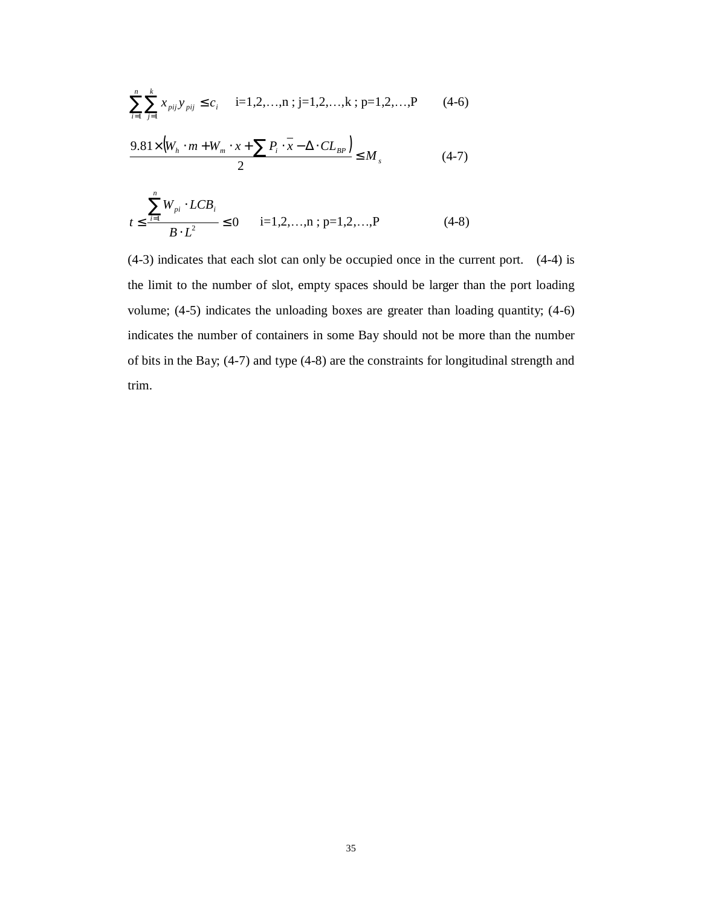$$\sum_{i=1}^{n}\sum_{j=1}^{k} x_{pij} y_{pij} \le c_i \quad \text{i=1,2,…,n ; j=1,2,…,k ; p=1,2,…,P} \tag{4-6}$$

$$\frac{9.81\times\left(W_h \cdot m + W_m \cdot x + \sum P_i \cdot \bar{x} - \Delta \cdot CL_{BP}\right)}{2} \le M_s \tag{4-7}$$

$$t \le \frac{\sum_{i=1}^{n} W_{pi} \cdot LCB_i}{B \cdot L^2} \le 0 \quad \text{i=1,2,…,n ; p=1,2,…,P} \tag{4-8}$$

(4-3) indicates that each slot can only be occupied once in the current port. (4-4) is the limit to the number of slot, empty spaces should be larger than the port loading volume; (4-5) indicates the unloading boxes are greater than loading quantity; (4-6) indicates the number of containers in some Bay should not be more than the number of bits in the Bay; (4-7) and type (4-8) are the constraints for longitudinal strength and trim.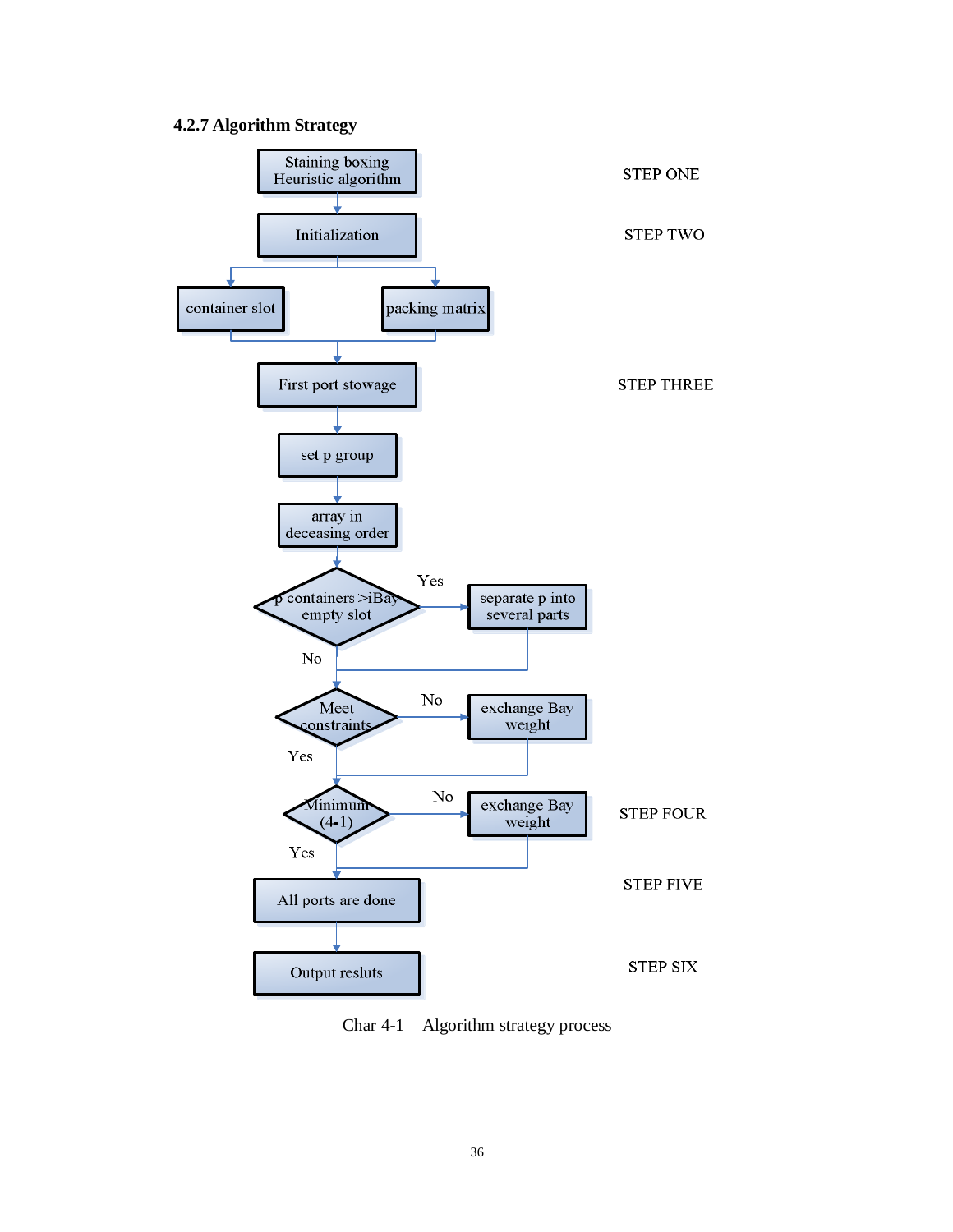### 4.2.7 Algorithm Strategy

Staining boxing Heuristic algorithm

STEP ONE

Initialization

STEP TWO

container slot

packing matrix

First port stowage

STEP THREE

set p group

array in deceasing order

p containers >iBay empty slot

Yes

separate p into several parts

No

Meet constraints

No

exchange Bay weight

Yes

Minimum (4-1)

No

exchange Bay weight

STEP FOUR

Yes

STEP FIVE

All ports are done

Output resluts

STEP SIX

Char 4-1 Algorithm strategy process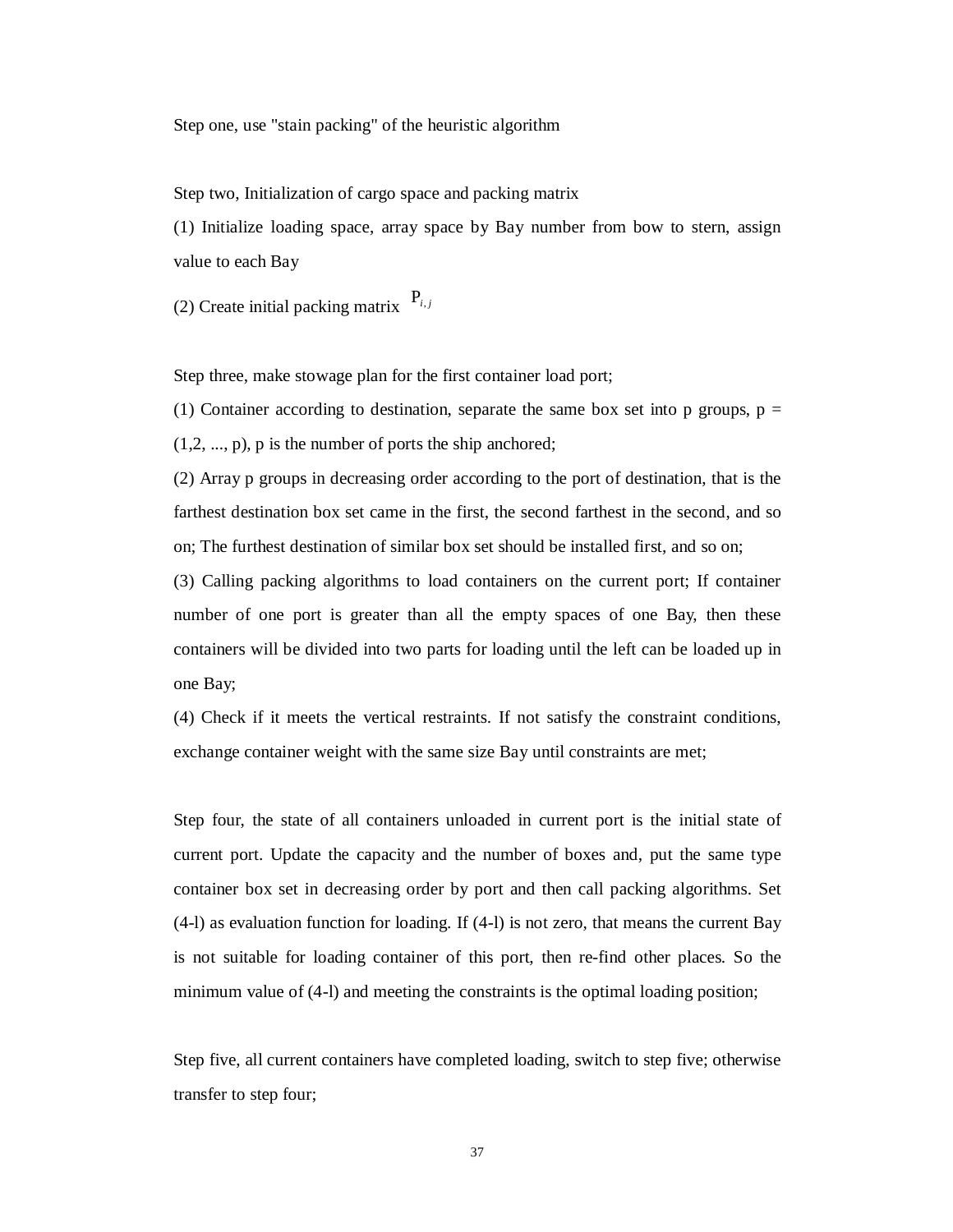Step one, use "stain packing" of the heuristic algorithm

Step two, Initialization of cargo space and packing matrix

(1) Initialize loading space, array space by Bay number from bow to stern, assign value to each Bay

(2) Create initial packing matrix $P_{i,j}$

Step three, make stowage plan for the first container load port;

(1) Container according to destination, separate the same box set into p groups, p = (1,2, ..., p), p is the number of ports the ship anchored;

(2) Array p groups in decreasing order according to the port of destination, that is the farthest destination box set came in the first, the second farthest in the second, and so on; The furthest destination of similar box set should be installed first, and so on;

(3) Calling packing algorithms to load containers on the current port; If container number of one port is greater than all the empty spaces of one Bay, then these containers will be divided into two parts for loading until the left can be loaded up in one Bay;

(4) Check if it meets the vertical restraints. If not satisfy the constraint conditions, exchange container weight with the same size Bay until constraints are met;

Step four, the state of all containers unloaded in current port is the initial state of current port. Update the capacity and the number of boxes and, put the same type container box set in decreasing order by port and then call packing algorithms. Set (4-l) as evaluation function for loading. If (4-l) is not zero, that means the current Bay is not suitable for loading container of this port, then re-find other places. So the minimum value of (4-l) and meeting the constraints is the optimal loading position;

Step five, all current containers have completed loading, switch to step five; otherwise transfer to step four;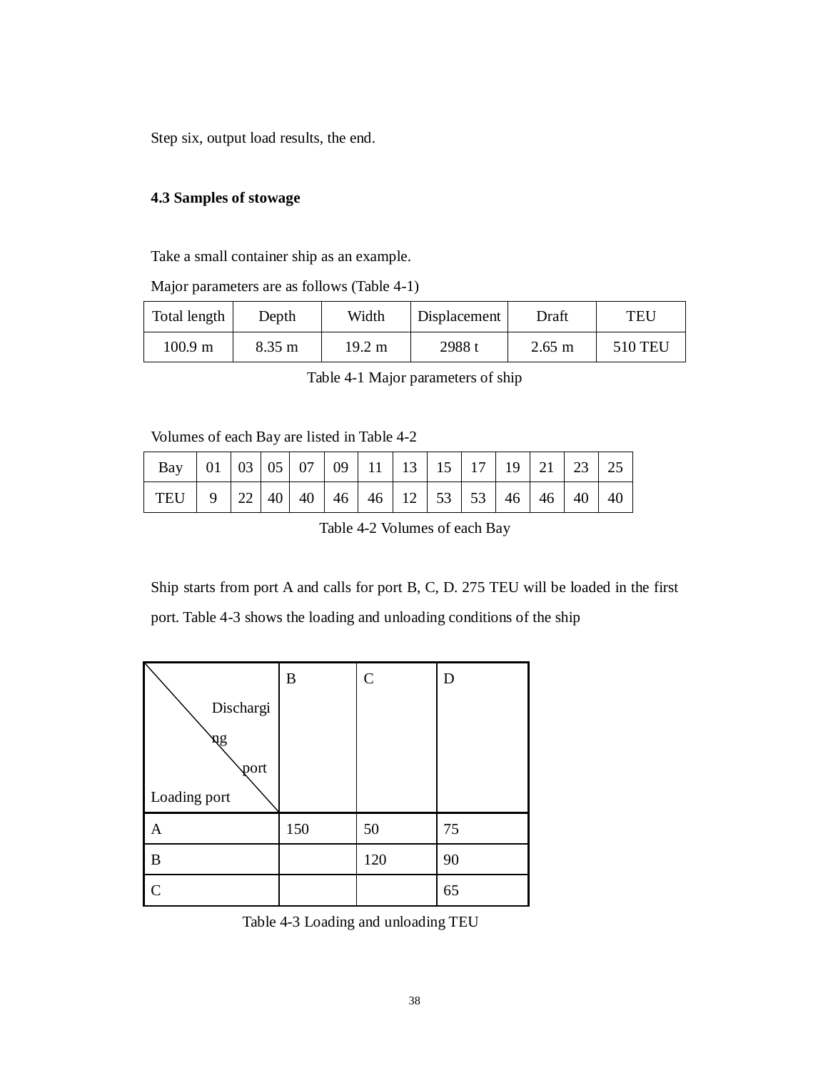Step six, output load results, the end.

### 4.3 Samples of stowage

Take a small container ship as an example.

Major parameters are as follows (Table 4-1)

| Total length | Depth | Width | Displacement | Draft | TEU |
|---|---|---|---|---|---|
| 100.9 m | 8.35 m | 19.2 m | 2988 t | 2.65 m | 510 TEU |

Table 4-1 Major parameters of ship

Volumes of each Bay are listed in Table 4-2

| Bay | 01 | 03 | 05 | 07 | 09 | 11 | 13 | 15 | 17 | 19 | 21 | 23 | 25 |
|---|---|---|---|---|---|---|---|---|---|---|---|---|---|
| TEU | 9 | 22 | 40 | 40 | 46 | 46 | 12 | 53 | 53 | 46 | 46 | 40 | 40 |

Table 4-2 Volumes of each Bay

Ship starts from port A and calls for port B, C, D. 275 TEU will be loaded in the first port. Table 4-3 shows the loading and unloading conditions of the ship

| Discharging port / Loading port | B | C | D |
|---|---|---|---|
| A | 150 | 50 | 75 |
| B | | 120 | 90 |
| C | | | 65 |

Table 4-3 Loading and unloading TEU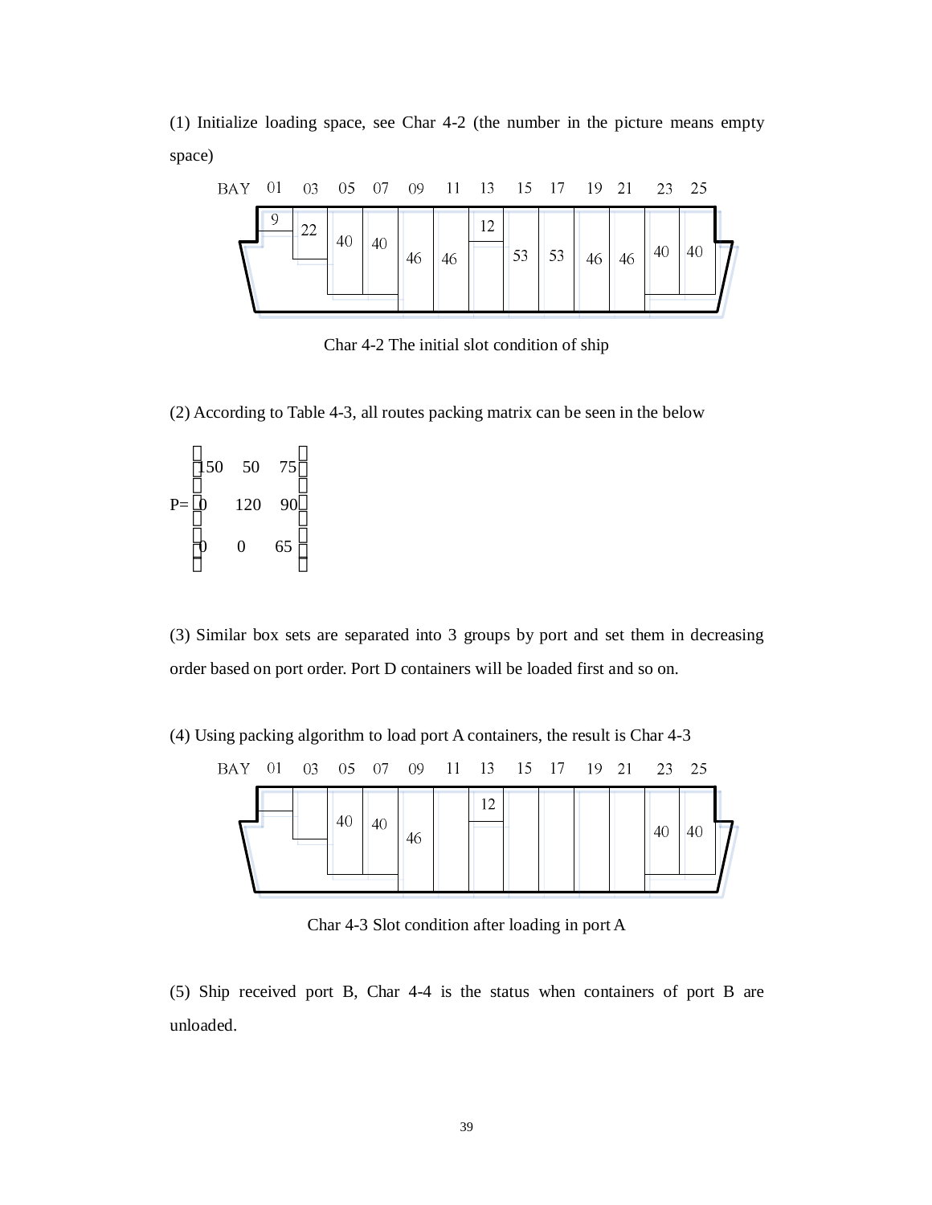(1) Initialize loading space, see Char 4-2 (the number in the picture means empty space)

BAY 01 03 05 07 09 11 13 15 17 19 21 23 25

9 22 40 40 46 46 12 53 53 46 46 40 40

Char 4-2 The initial slot condition of ship

(2) According to Table 4-3, all routes packing matrix can be seen in the below

$$P=\begin{bmatrix} 150 & 50 & 75 \\ 0 & 120 & 90 \\ 0 & 0 & 65 \end{bmatrix}$$

(3) Similar box sets are separated into 3 groups by port and set them in decreasing order based on port order. Port D containers will be loaded first and so on.

(4) Using packing algorithm to load port A containers, the result is Char 4-3

BAY 01 03 05 07 09 11 13 15 17 19 21 23 25

40 40 46 12 40 40

Char 4-3 Slot condition after loading in port A

(5) Ship received port B, Char 4-4 is the status when containers of port B are unloaded.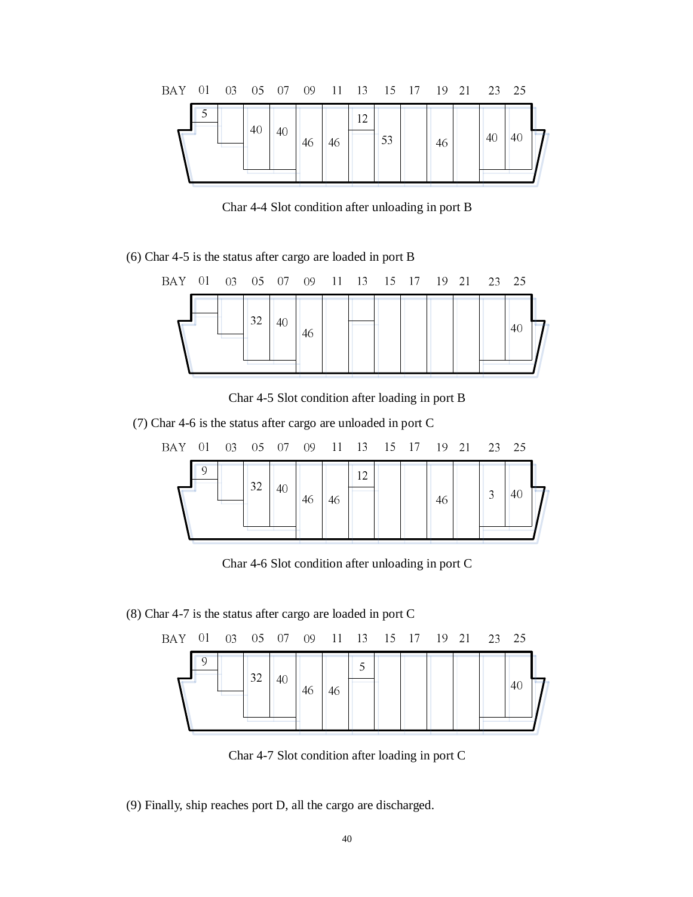BAY 01 03 05 07 09 11 13 15 17 19 21 23 25

5 40 40 46 46 12 53 46 40 40

Char 4-4 Slot condition after unloading in port B

(6) Char 4-5 is the status after cargo are loaded in port B

BAY 01 03 05 07 09 11 13 15 17 19 21 23 25

32 40 46 40

Char 4-5 Slot condition after loading in port B

(7) Char 4-6 is the status after cargo are unloaded in port C

BAY 01 03 05 07 09 11 13 15 17 19 21 23 25

9 32 40 46 46 12 46 3 40

Char 4-6 Slot condition after unloading in port C

(8) Char 4-7 is the status after cargo are loaded in port C

BAY 01 03 05 07 09 11 13 15 17 19 21 23 25

9 32 40 46 46 5 40

Char 4-7 Slot condition after loading in port C

(9) Finally, ship reaches port D, all the cargo are discharged.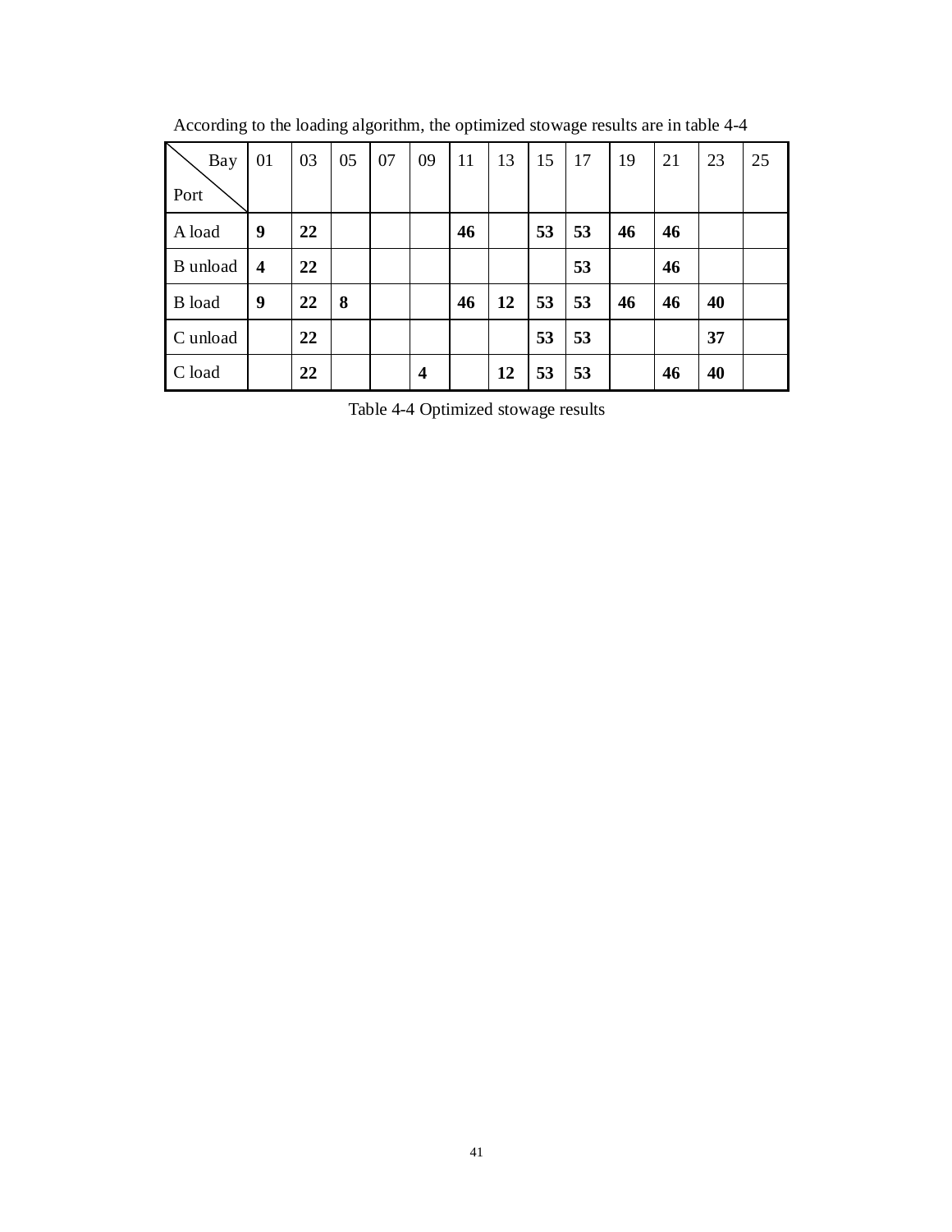According to the loading algorithm, the optimized stowage results are in table 4-4

| Bay / Port | 01 | 03 | 05 | 07 | 09 | 11 | 13 | 15 | 17 | 19 | 21 | 23 | 25 |
|---|---|---|---|---|---|---|---|---|---|---|---|---|---|
| A load | **9** | **22** | | | | **46** | | **53** | **53** | **46** | **46** | | |
| B unload | **4** | **22** | | | | | | | **53** | | **46** | | |
| B load | **9** | **22** | **8** | | | **46** | **12** | **53** | **53** | **46** | **46** | **40** | |
| C unload | | **22** | | | | | | **53** | **53** | | | **37** | |
| C load | | **22** | | | **4** | | **12** | **53** | **53** | | **46** | **40** | |

Table 4-4 Optimized stowage results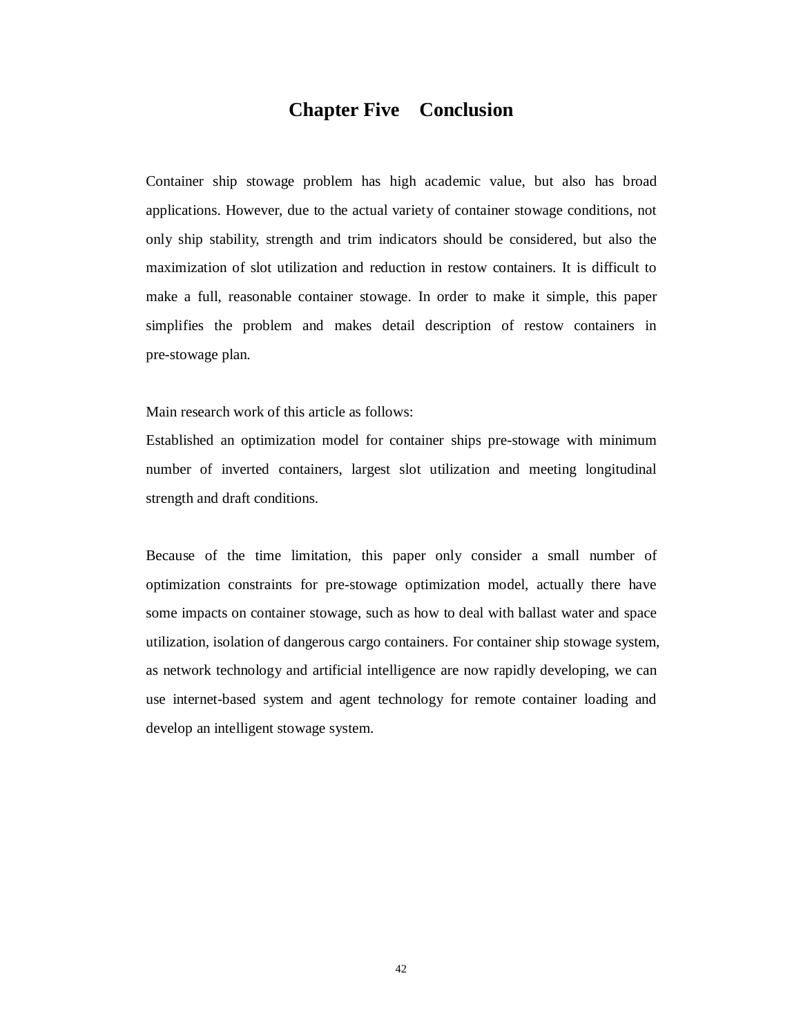# Chapter Five　Conclusion

Container ship stowage problem has high academic value, but also has broad applications. However, due to the actual variety of container stowage conditions, not only ship stability, strength and trim indicators should be considered, but also the maximization of slot utilization and reduction in restow containers. It is difficult to make a full, reasonable container stowage. In order to make it simple, this paper simplifies the problem and makes detail description of restow containers in pre-stowage plan.

Main research work of this article as follows:
Established an optimization model for container ships pre-stowage with minimum number of inverted containers, largest slot utilization and meeting longitudinal strength and draft conditions.

Because of the time limitation, this paper only consider a small number of optimization constraints for pre-stowage optimization model, actually there have some impacts on container stowage, such as how to deal with ballast water and space utilization, isolation of dangerous cargo containers. For container ship stowage system, as network technology and artificial intelligence are now rapidly developing, we can use internet-based system and agent technology for remote container loading and develop an intelligent stowage system.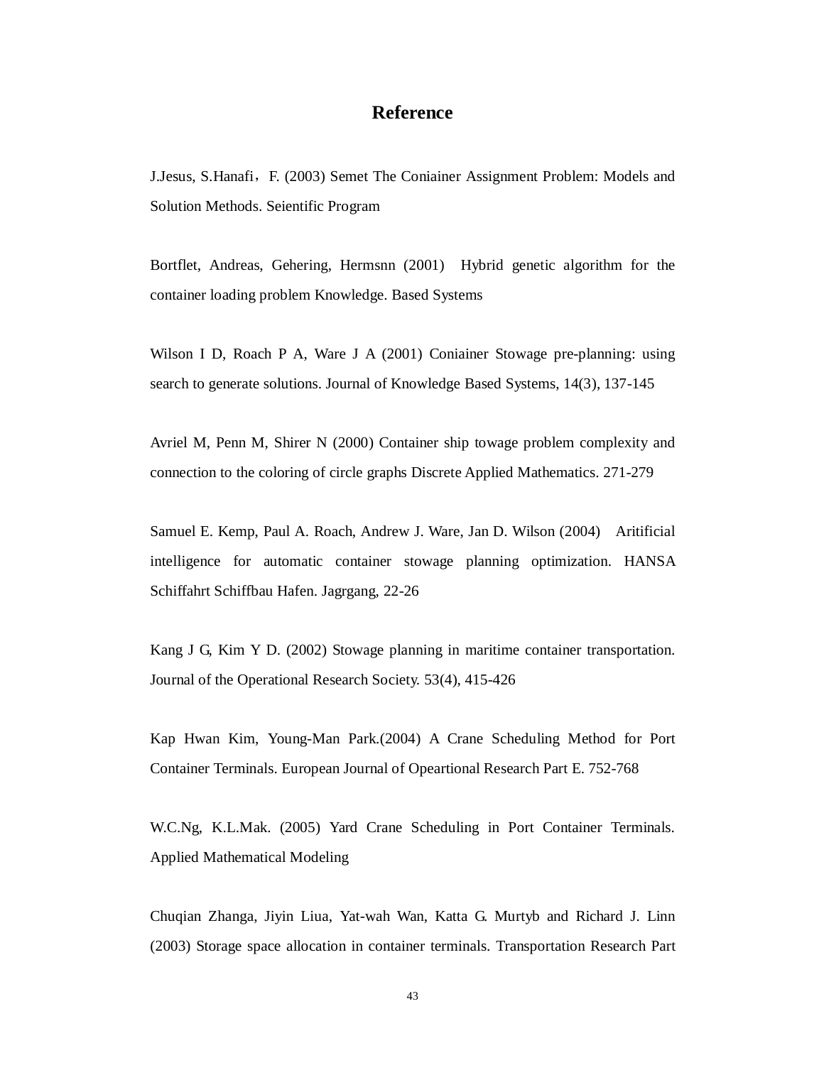# Reference

J.Jesus, S.Hanafi，F. (2003) Semet The Coniainer Assignment Problem: Models and Solution Methods. Seientific Program

Bortflet, Andreas, Gehering, Hermsnn (2001) Hybrid genetic algorithm for the container loading problem Knowledge. Based Systems

Wilson I D, Roach P A, Ware J A (2001) Coniainer Stowage pre-planning: using search to generate solutions. Journal of Knowledge Based Systems, 14(3), 137-145

Avriel M, Penn M, Shirer N (2000) Container ship towage problem complexity and connection to the coloring of circle graphs Discrete Applied Mathematics. 271-279

Samuel E. Kemp, Paul A. Roach, Andrew J. Ware, Jan D. Wilson (2004) Aritificial intelligence for automatic container stowage planning optimization. HANSA Schiffahrt Schiffbau Hafen. Jagrgang, 22-26

Kang J G, Kim Y D. (2002) Stowage planning in maritime container transportation. Journal of the Operational Research Society. 53(4), 415-426

Kap Hwan Kim, Young-Man Park.(2004) A Crane Scheduling Method for Port Container Terminals. European Journal of Opeartional Research Part E. 752-768

W.C.Ng, K.L.Mak. (2005) Yard Crane Scheduling in Port Container Terminals. Applied Mathematical Modeling

Chuqian Zhanga, Jiyin Liua, Yat-wah Wan, Katta G. Murtyb and Richard J. Linn (2003) Storage space allocation in container terminals. Transportation Research Part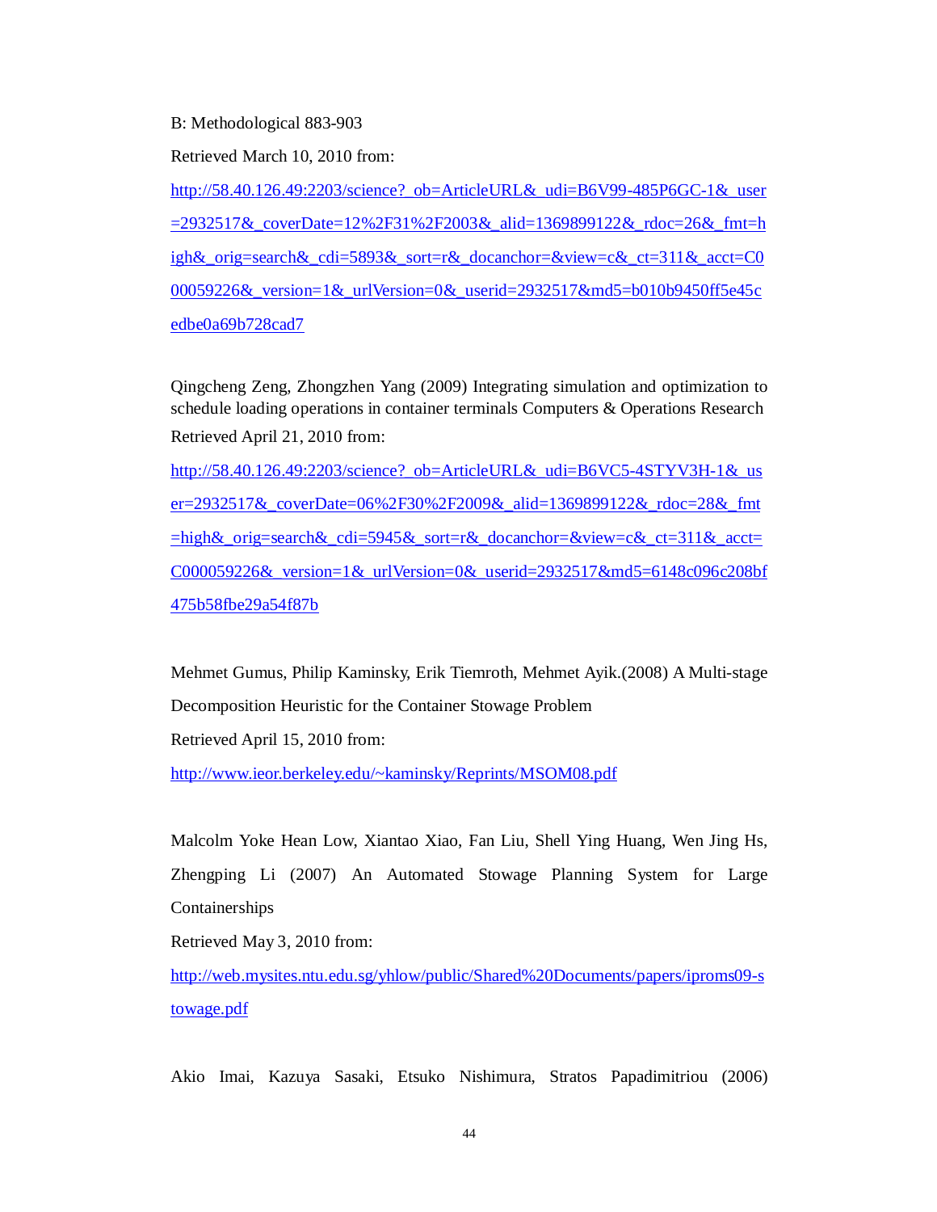B: Methodological 883-903

Retrieved March 10, 2010 from:

http://58.40.126.49:2203/science?_ob=ArticleURL&_udi=B6V99-485P6GC-1&_user=2932517&_coverDate=12%2F31%2F2003&_alid=1369899122&_rdoc=26&_fmt=high&_orig=search&_cdi=5893&_sort=r&_docanchor=&view=c&_ct=311&_acct=C000059226&_version=1&_urlVersion=0&_userid=2932517&md5=b010b9450ff5e45cedbe0a69b728cad7

Qingcheng Zeng, Zhongzhen Yang (2009) Integrating simulation and optimization to schedule loading operations in container terminals Computers & Operations Research

Retrieved April 21, 2010 from:

http://58.40.126.49:2203/science?_ob=ArticleURL&_udi=B6VC5-4STYV3H-1&_user=2932517&_coverDate=06%2F30%2F2009&_alid=1369899122&_rdoc=28&_fmt=high&_orig=search&_cdi=5945&_sort=r&_docanchor=&view=c&_ct=311&_acct=C000059226&_version=1&_urlVersion=0&_userid=2932517&md5=6148c096c208bf475b58fbe29a54f87b

Mehmet Gumus, Philip Kaminsky, Erik Tiemroth, Mehmet Ayik.(2008) A Multi-stage Decomposition Heuristic for the Container Stowage Problem

Retrieved April 15, 2010 from:

http://www.ieor.berkeley.edu/~kaminsky/Reprints/MSOM08.pdf

Malcolm Yoke Hean Low, Xiantao Xiao, Fan Liu, Shell Ying Huang, Wen Jing Hs, Zhengping Li (2007) An Automated Stowage Planning System for Large Containerships

Retrieved May 3, 2010 from:

http://web.mysites.ntu.edu.sg/yhlow/public/Shared%20Documents/papers/iproms09-stowage.pdf

Akio Imai, Kazuya Sasaki, Etsuko Nishimura, Stratos Papadimitriou (2006)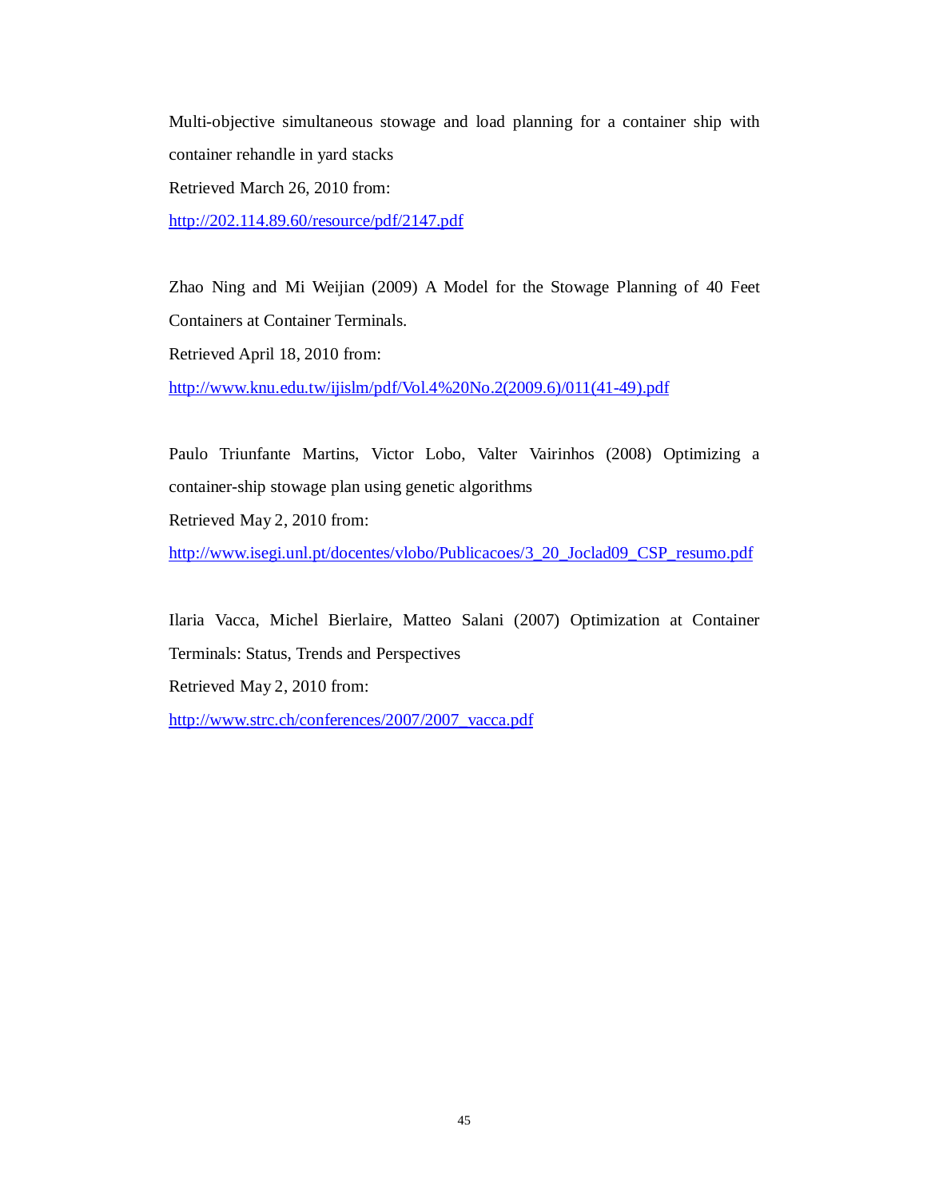Multi-objective simultaneous stowage and load planning for a container ship with container rehandle in yard stacks

Retrieved March 26, 2010 from:

http://202.114.89.60/resource/pdf/2147.pdf

Zhao Ning and Mi Weijian (2009) A Model for the Stowage Planning of 40 Feet Containers at Container Terminals.

Retrieved April 18, 2010 from:

http://www.knu.edu.tw/ijislm/pdf/Vol.4%20No.2(2009.6)/011(41-49).pdf

Paulo Triunfante Martins, Victor Lobo, Valter Vairinhos (2008) Optimizing a container-ship stowage plan using genetic algorithms

Retrieved May 2, 2010 from:

http://www.isegi.unl.pt/docentes/vlobo/Publicacoes/3_20_Joclad09_CSP_resumo.pdf

Ilaria Vacca, Michel Bierlaire, Matteo Salani (2007) Optimization at Container Terminals: Status, Trends and Perspectives

Retrieved May 2, 2010 from:

http://www.strc.ch/conferences/2007/2007_vacca.pdf